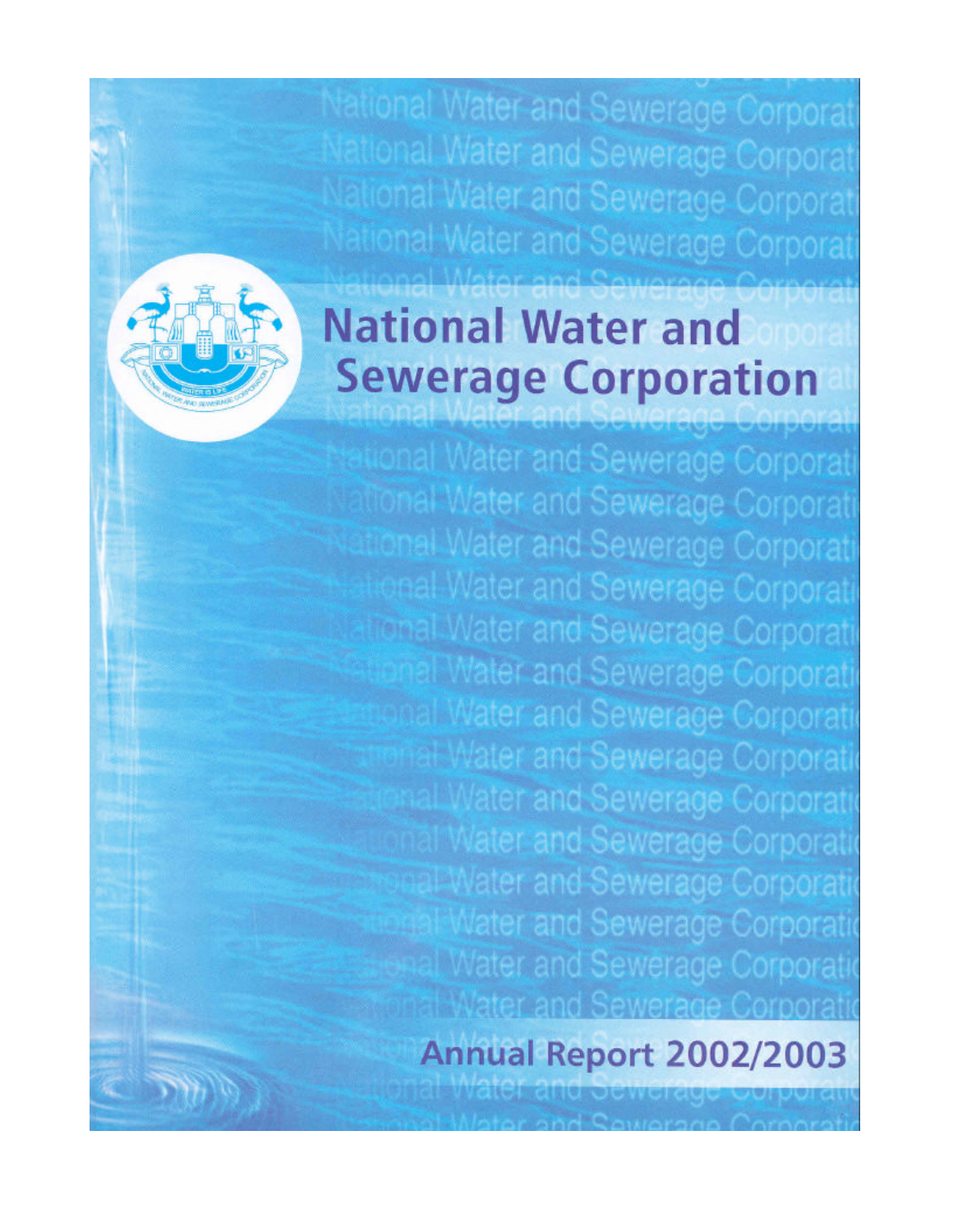# National Water and Sewerage Corporation

## Annual Report 2002/2003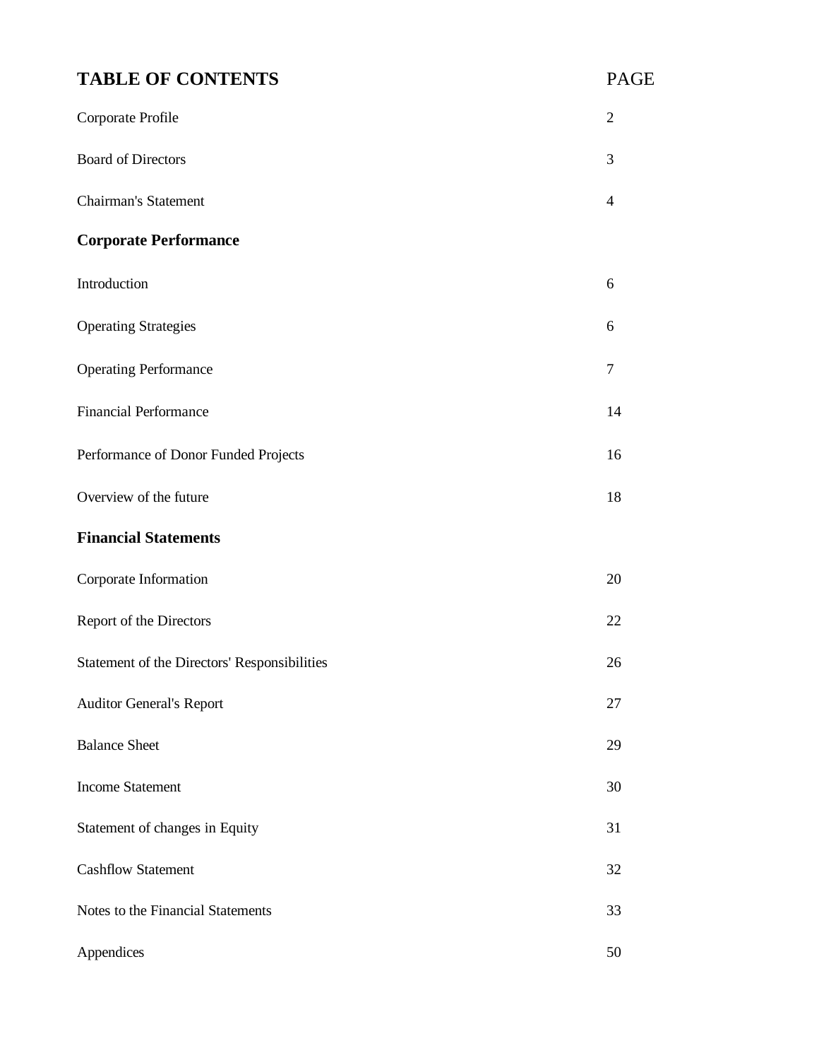# TABLE OF CONTENTS

| TABLE OF CONTENTS | PAGE |
| --- | --- |
| Corporate Profile | 2 |
| Board of Directors | 3 |
| Chairman's Statement | 4 |
| **Corporate Performance** | |
| Introduction | 6 |
| Operating Strategies | 6 |
| Operating Performance | 7 |
| Financial Performance | 14 |
| Performance of Donor Funded Projects | 16 |
| Overview of the future | 18 |
| **Financial Statements** | |
| Corporate Information | 20 |
| Report of the Directors | 22 |
| Statement of the Directors' Responsibilities | 26 |
| Auditor General's Report | 27 |
| Balance Sheet | 29 |
| Income Statement | 30 |
| Statement of changes in Equity | 31 |
| Cashflow Statement | 32 |
| Notes to the Financial Statements | 33 |
| Appendices | 50 |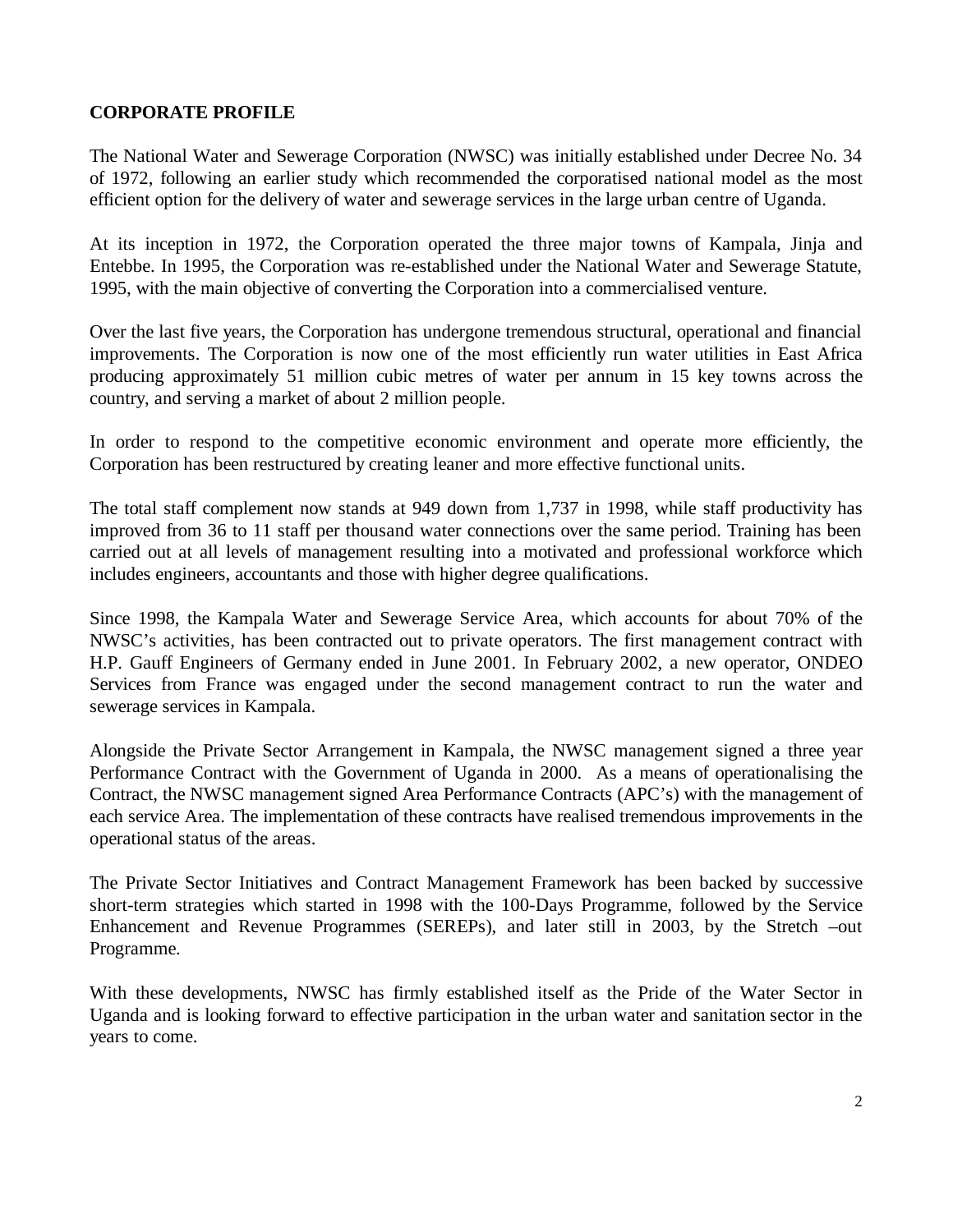## CORPORATE PROFILE

The National Water and Sewerage Corporation (NWSC) was initially established under Decree No. 34 of 1972, following an earlier study which recommended the corporatised national model as the most efficient option for the delivery of water and sewerage services in the large urban centre of Uganda.

At its inception in 1972, the Corporation operated the three major towns of Kampala, Jinja and Entebbe. In 1995, the Corporation was re-established under the National Water and Sewerage Statute, 1995, with the main objective of converting the Corporation into a commercialised venture.

Over the last five years, the Corporation has undergone tremendous structural, operational and financial improvements. The Corporation is now one of the most efficiently run water utilities in East Africa producing approximately 51 million cubic metres of water per annum in 15 key towns across the country, and serving a market of about 2 million people.

In order to respond to the competitive economic environment and operate more efficiently, the Corporation has been restructured by creating leaner and more effective functional units.

The total staff complement now stands at 949 down from 1,737 in 1998, while staff productivity has improved from 36 to 11 staff per thousand water connections over the same period. Training has been carried out at all levels of management resulting into a motivated and professional workforce which includes engineers, accountants and those with higher degree qualifications.

Since 1998, the Kampala Water and Sewerage Service Area, which accounts for about 70% of the NWSC's activities, has been contracted out to private operators. The first management contract with H.P. Gauff Engineers of Germany ended in June 2001. In February 2002, a new operator, ONDEO Services from France was engaged under the second management contract to run the water and sewerage services in Kampala.

Alongside the Private Sector Arrangement in Kampala, the NWSC management signed a three year Performance Contract with the Government of Uganda in 2000. As a means of operationalising the Contract, the NWSC management signed Area Performance Contracts (APC's) with the management of each service Area. The implementation of these contracts have realised tremendous improvements in the operational status of the areas.

The Private Sector Initiatives and Contract Management Framework has been backed by successive short-term strategies which started in 1998 with the 100-Days Programme, followed by the Service Enhancement and Revenue Programmes (SEREPs), and later still in 2003, by the Stretch –out Programme.

With these developments, NWSC has firmly established itself as the Pride of the Water Sector in Uganda and is looking forward to effective participation in the urban water and sanitation sector in the years to come.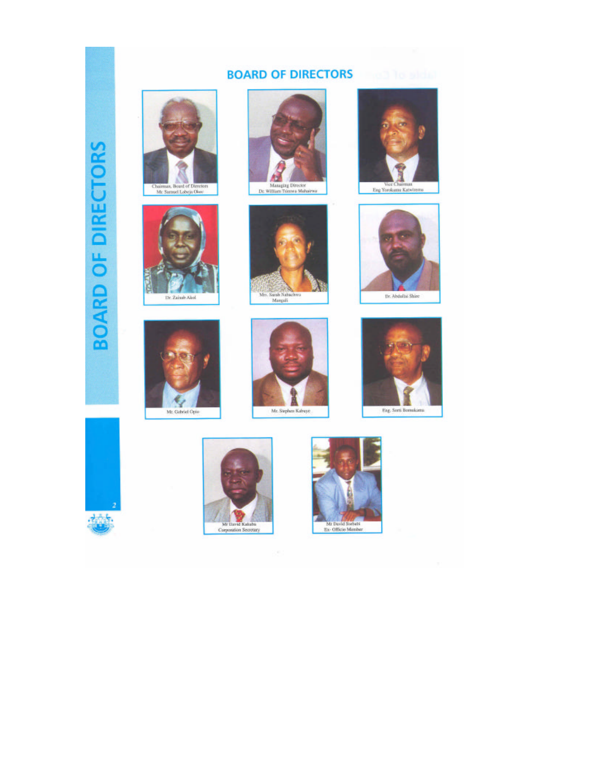## BOARD OF DIRECTORS

Chairman, Board of Directors
Mr. Samuel Lobeja Okec

Managing Director
Dr. William Tsimwa Muhairwe

Vice Chairman
Eng Yorokamu Katwiremu

Dr. Zainab Akol

Mrs. Sarah Nabachwa Mangali

Dr. Abdallai Shire

Mr. Gabriel Opio

Mr. Stephen Kabuye

Eng. Sorti Bomukama

Mr David Kakuba
Corporation Secretary

Mr David Ssebabi
Ex- Officio Member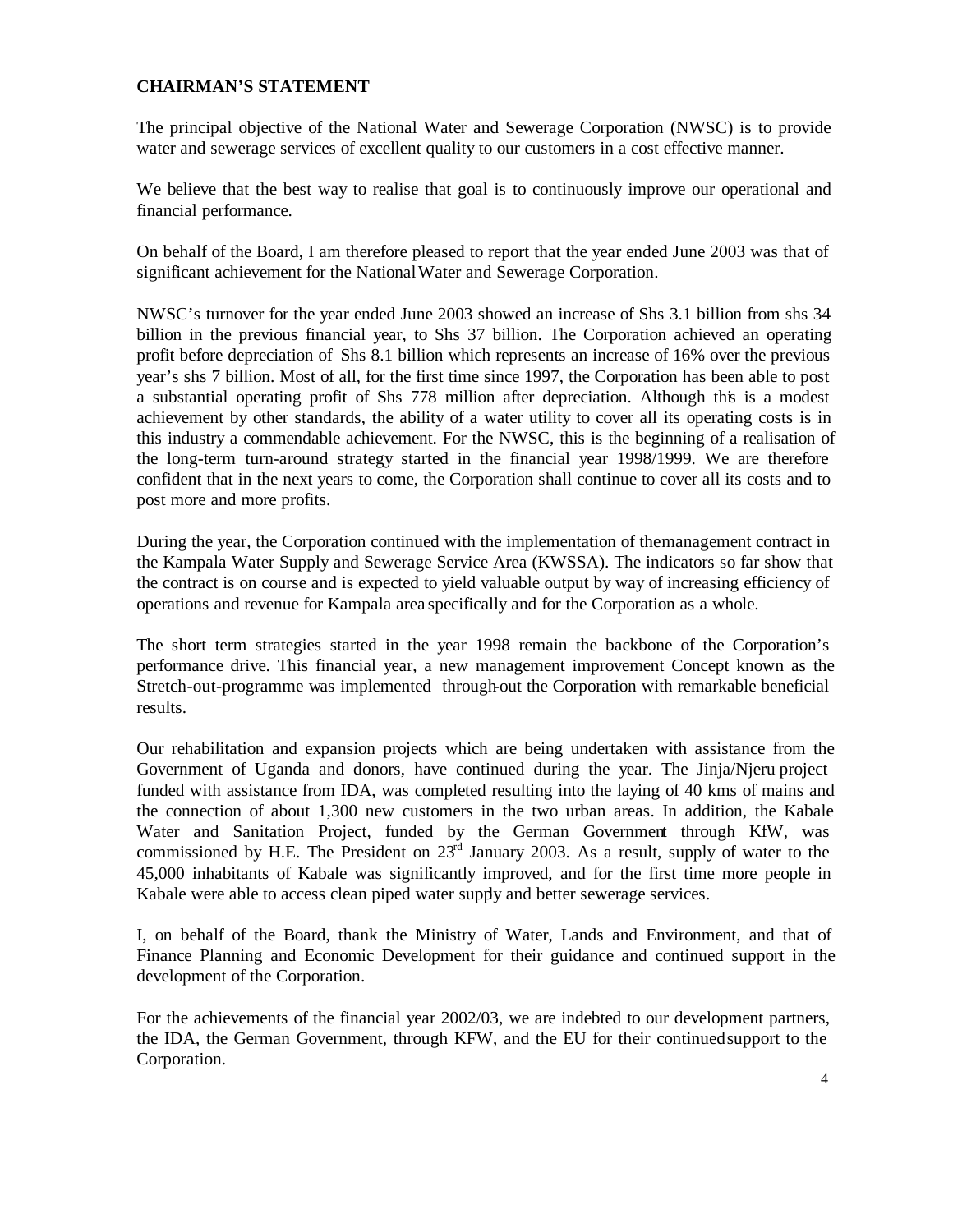## CHAIRMAN'S STATEMENT

The principal objective of the National Water and Sewerage Corporation (NWSC) is to provide water and sewerage services of excellent quality to our customers in a cost effective manner.

We believe that the best way to realise that goal is to continuously improve our operational and financial performance.

On behalf of the Board, I am therefore pleased to report that the year ended June 2003 was that of significant achievement for the National Water and Sewerage Corporation.

NWSC's turnover for the year ended June 2003 showed an increase of Shs 3.1 billion from shs 34 billion in the previous financial year, to Shs 37 billion. The Corporation achieved an operating profit before depreciation of Shs 8.1 billion which represents an increase of 16% over the previous year's shs 7 billion. Most of all, for the first time since 1997, the Corporation has been able to post a substantial operating profit of Shs 778 million after depreciation. Although this is a modest achievement by other standards, the ability of a water utility to cover all its operating costs is in this industry a commendable achievement. For the NWSC, this is the beginning of a realisation of the long-term turn-around strategy started in the financial year 1998/1999. We are therefore confident that in the next years to come, the Corporation shall continue to cover all its costs and to post more and more profits.

During the year, the Corporation continued with the implementation of the management contract in the Kampala Water Supply and Sewerage Service Area (KWSSA). The indicators so far show that the contract is on course and is expected to yield valuable output by way of increasing efficiency of operations and revenue for Kampala area specifically and for the Corporation as a whole.

The short term strategies started in the year 1998 remain the backbone of the Corporation's performance drive. This financial year, a new management improvement Concept known as the Stretch-out-programme was implemented through-out the Corporation with remarkable beneficial results.

Our rehabilitation and expansion projects which are being undertaken with assistance from the Government of Uganda and donors, have continued during the year. The Jinja/Njeru project funded with assistance from IDA, was completed resulting into the laying of 40 kms of mains and the connection of about 1,300 new customers in the two urban areas. In addition, the Kabale Water and Sanitation Project, funded by the German Government through KfW, was commissioned by H.E. The President on 23rd January 2003. As a result, supply of water to the 45,000 inhabitants of Kabale was significantly improved, and for the first time more people in Kabale were able to access clean piped water supply and better sewerage services.

I, on behalf of the Board, thank the Ministry of Water, Lands and Environment, and that of Finance Planning and Economic Development for their guidance and continued support in the development of the Corporation.

For the achievements of the financial year 2002/03, we are indebted to our development partners, the IDA, the German Government, through KFW, and the EU for their continued support to the Corporation.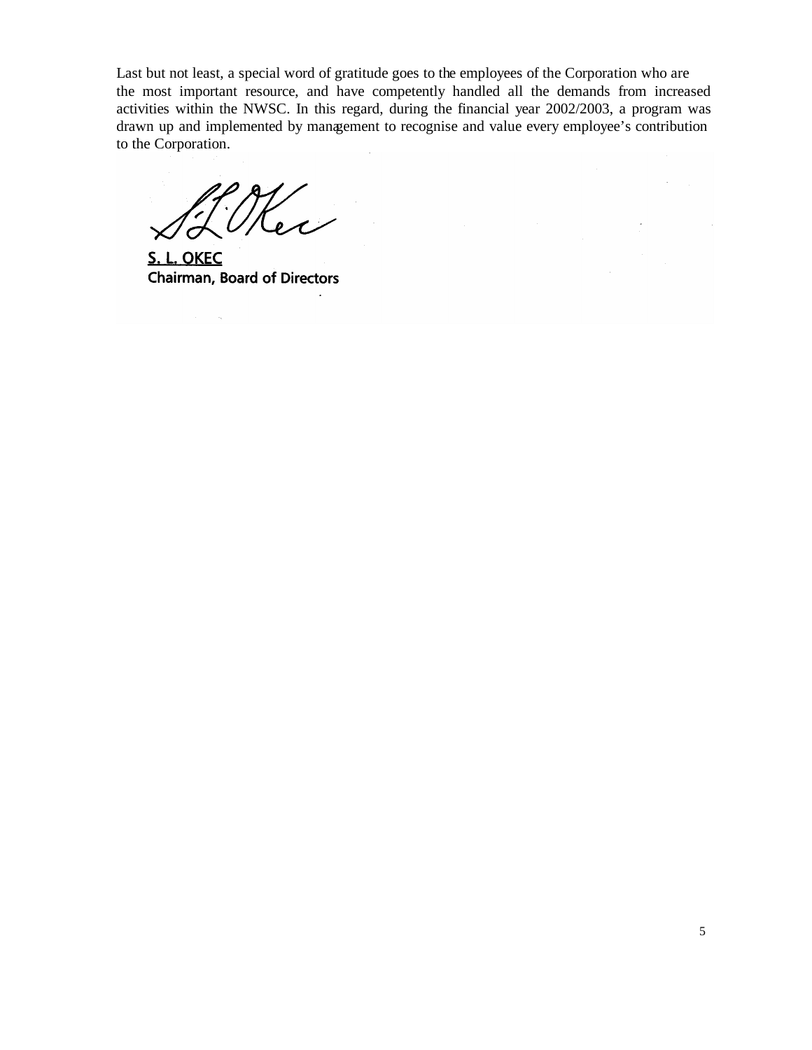Last but not least, a special word of gratitude goes to the employees of the Corporation who are the most important resource, and have competently handled all the demands from increased activities within the NWSC. In this regard, during the financial year 2002/2003, a program was drawn up and implemented by management to recognise and value every employee's contribution to the Corporation.

**S. L. OKEC**
**Chairman, Board of Directors**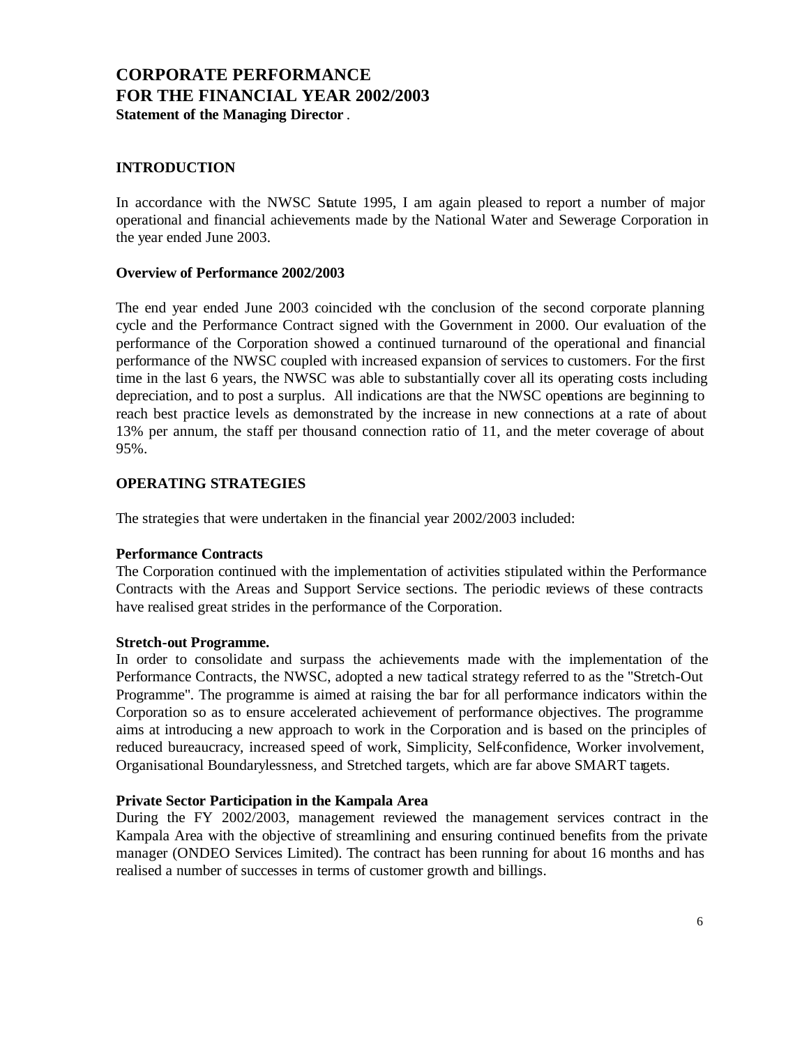# CORPORATE PERFORMANCE FOR THE FINANCIAL YEAR 2002/2003

**Statement of the Managing Director**.

## INTRODUCTION

In accordance with the NWSC Statute 1995, I am again pleased to report a number of major operational and financial achievements made by the National Water and Sewerage Corporation in the year ended June 2003.

### Overview of Performance 2002/2003

The end year ended June 2003 coincided with the conclusion of the second corporate planning cycle and the Performance Contract signed with the Government in 2000. Our evaluation of the performance of the Corporation showed a continued turnaround of the operational and financial performance of the NWSC coupled with increased expansion of services to customers. For the first time in the last 6 years, the NWSC was able to substantially cover all its operating costs including depreciation, and to post a surplus. All indications are that the NWSC operations are beginning to reach best practice levels as demonstrated by the increase in new connections at a rate of about 13% per annum, the staff per thousand connection ratio of 11, and the meter coverage of about 95%.

## OPERATING STRATEGIES

The strategies that were undertaken in the financial year 2002/2003 included:

**Performance Contracts**

The Corporation continued with the implementation of activities stipulated within the Performance Contracts with the Areas and Support Service sections. The periodic reviews of these contracts have realised great strides in the performance of the Corporation.

**Stretch-out Programme.**

In order to consolidate and surpass the achievements made with the implementation of the Performance Contracts, the NWSC, adopted a new tactical strategy referred to as the "Stretch-Out Programme". The programme is aimed at raising the bar for all performance indicators within the Corporation so as to ensure accelerated achievement of performance objectives. The programme aims at introducing a new approach to work in the Corporation and is based on the principles of reduced bureaucracy, increased speed of work, Simplicity, Self-confidence, Worker involvement, Organisational Boundarylessness, and Stretched targets, which are far above SMART targets.

**Private Sector Participation in the Kampala Area**

During the FY 2002/2003, management reviewed the management services contract in the Kampala Area with the objective of streamlining and ensuring continued benefits from the private manager (ONDEO Services Limited). The contract has been running for about 16 months and has realised a number of successes in terms of customer growth and billings.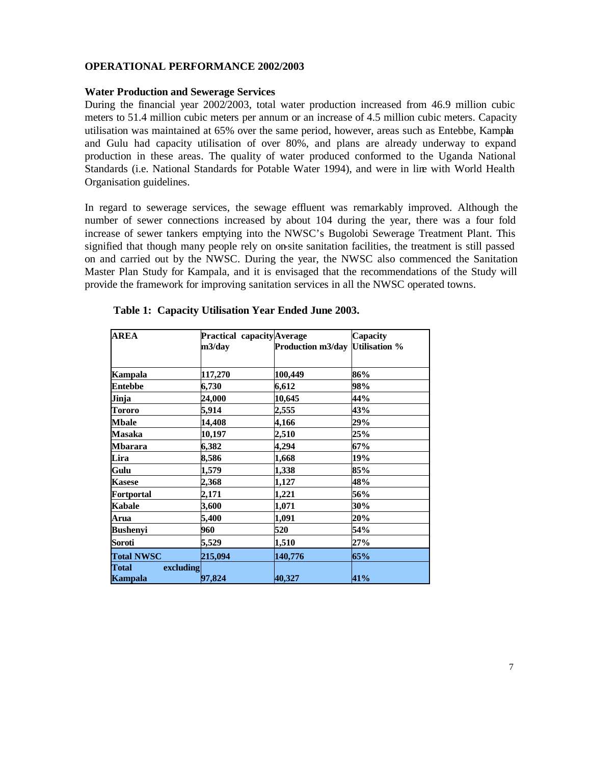## OPERATIONAL PERFORMANCE 2002/2003

### Water Production and Sewerage Services

During the financial year 2002/2003, total water production increased from 46.9 million cubic meters to 51.4 million cubic meters per annum or an increase of 4.5 million cubic meters. Capacity utilisation was maintained at 65% over the same period, however, areas such as Entebbe, Kampala and Gulu had capacity utilisation of over 80%, and plans are already underway to expand production in these areas. The quality of water produced conformed to the Uganda National Standards (i.e. National Standards for Potable Water 1994), and were in line with World Health Organisation guidelines.

In regard to sewerage services, the sewage effluent was remarkably improved. Although the number of sewer connections increased by about 104 during the year, there was a four fold increase of sewer tankers emptying into the NWSC's Bugolobi Sewerage Treatment Plant. This signified that though many people rely on on-site sanitation facilities, the treatment is still passed on and carried out by the NWSC. During the year, the NWSC also commenced the Sanitation Master Plan Study for Kampala, and it is envisaged that the recommendations of the Study will provide the framework for improving sanitation services in all the NWSC operated towns.

**Table 1: Capacity Utilisation Year Ended June 2003.**

| AREA | Practical capacity m3/day | Average Production m3/day | Capacity Utilisation % |
|---|---|---|---|
| Kampala | 117,270 | 100,449 | 86% |
| Entebbe | 6,730 | 6,612 | 98% |
| Jinja | 24,000 | 10,645 | 44% |
| Tororo | 5,914 | 2,555 | 43% |
| Mbale | 14,408 | 4,166 | 29% |
| Masaka | 10,197 | 2,510 | 25% |
| Mbarara | 6,382 | 4,294 | 67% |
| Lira | 8,586 | 1,668 | 19% |
| Gulu | 1,579 | 1,338 | 85% |
| Kasese | 2,368 | 1,127 | 48% |
| Fortportal | 2,171 | 1,221 | 56% |
| Kabale | 3,600 | 1,071 | 30% |
| Arua | 5,400 | 1,091 | 20% |
| Bushenyi | 960 | 520 | 54% |
| Soroti | 5,529 | 1,510 | 27% |
| **Total NWSC** | **215,094** | **140,776** | **65%** |
| **Total excluding Kampala** | **97,824** | **40,327** | **41%** |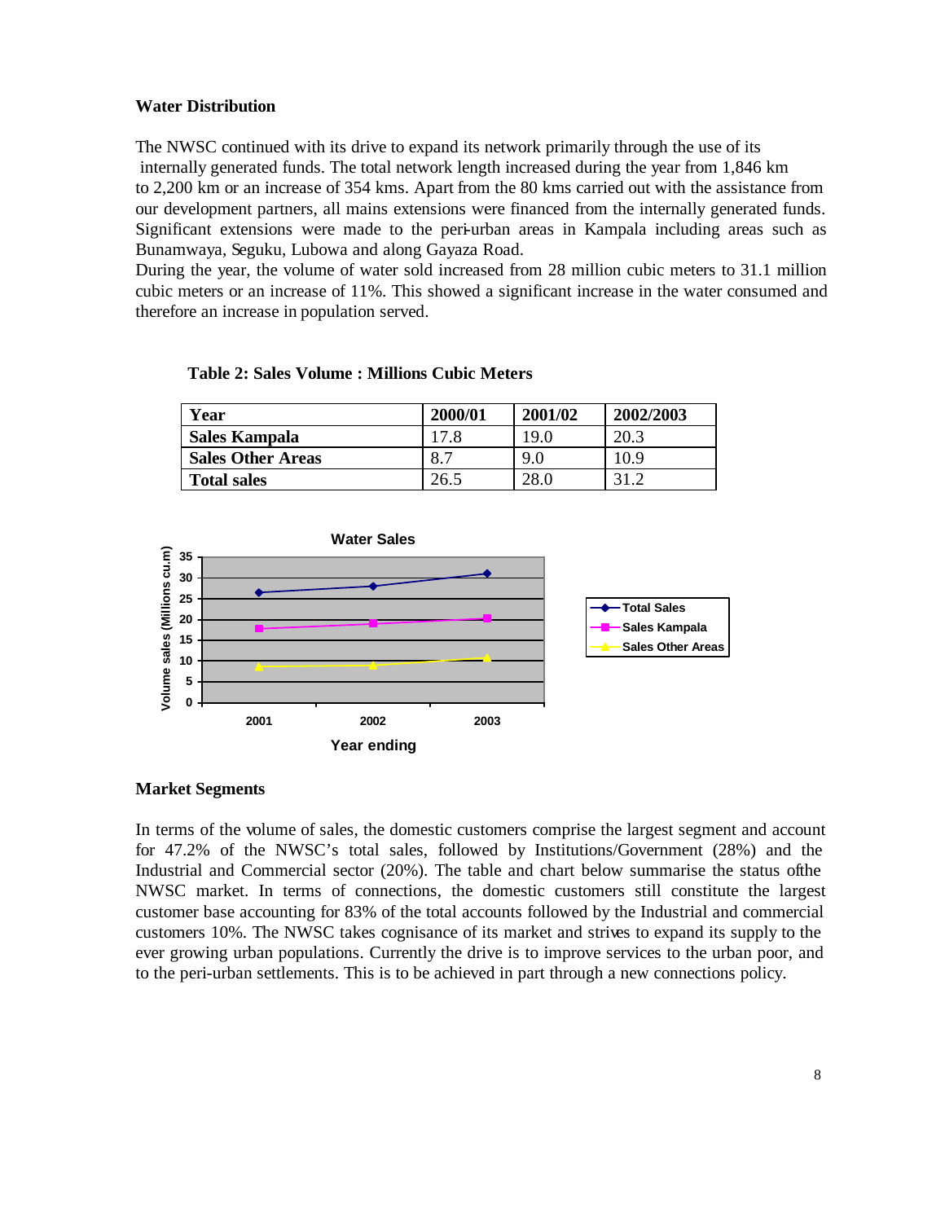**Water Distribution**

The NWSC continued with its drive to expand its network primarily through the use of its internally generated funds. The total network length increased during the year from 1,846 km to 2,200 km or an increase of 354 kms. Apart from the 80 kms carried out with the assistance from our development partners, all mains extensions were financed from the internally generated funds. Significant extensions were made to the peri-urban areas in Kampala including areas such as Bunamwaya, Seguku, Lubowa and along Gayaza Road.
During the year, the volume of water sold increased from 28 million cubic meters to 31.1 million cubic meters or an increase of 11%. This showed a significant increase in the water consumed and therefore an increase in population served.

**Table 2: Sales Volume : Millions Cubic Meters**

| Year | 2000/01 | 2001/02 | 2002/2003 |
|---|---|---|---|
| Sales Kampala | 17.8 | 19.0 | 20.3 |
| Sales Other Areas | 8.7 | 9.0 | 10.9 |
| Total sales | 26.5 | 28.0 | 31.2 |

**Water Sales**

| Year ending | Total Sales | Sales Kampala | Sales Other Areas |
|---|---|---|---|
| 2001 | 26.5 | 17.8 | 8.7 |
| 2002 | 28.0 | 19.0 | 9.0 |
| 2003 | 31.2 | 20.3 | 10.9 |

Y-axis: Volume sales (Millions cu.m); X-axis: Year ending

**Market Segments**

In terms of the volume of sales, the domestic customers comprise the largest segment and account for 47.2% of the NWSC's total sales, followed by Institutions/Government (28%) and the Industrial and Commercial sector (20%). The table and chart below summarise the status ofthe NWSC market. In terms of connections, the domestic customers still constitute the largest customer base accounting for 83% of the total accounts followed by the Industrial and commercial customers 10%. The NWSC takes cognisance of its market and strives to expand its supply to the ever growing urban populations. Currently the drive is to improve services to the urban poor, and to the peri-urban settlements. This is to be achieved in part through a new connections policy.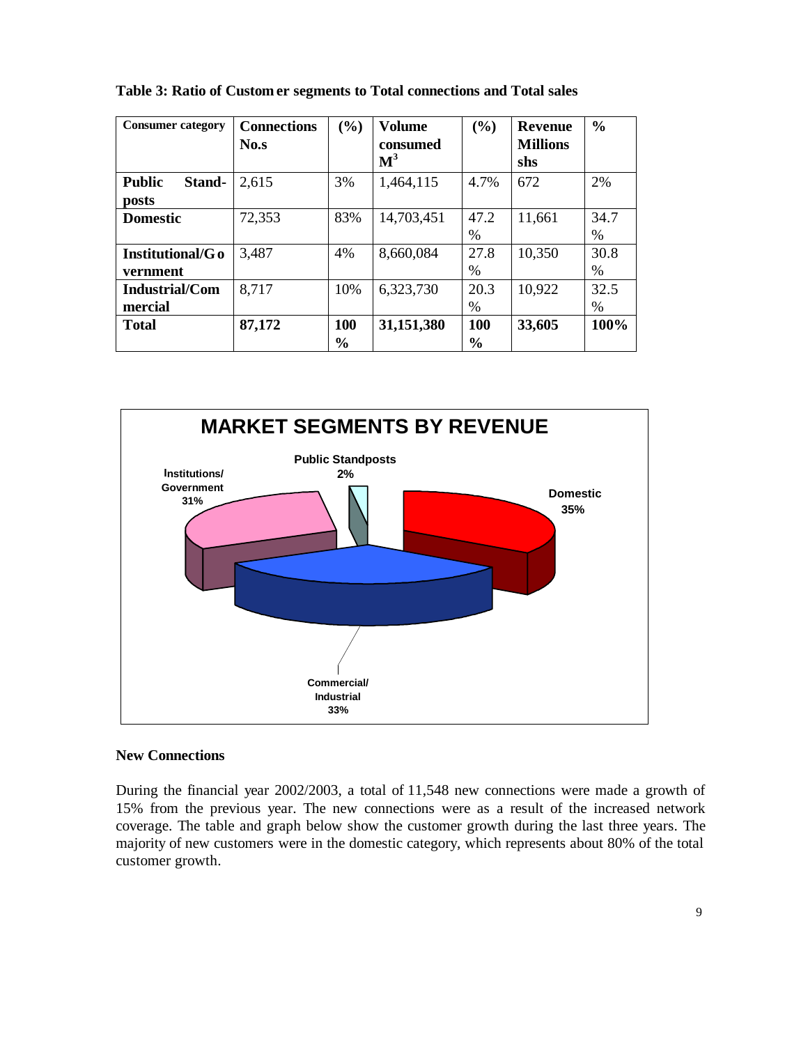**Table 3: Ratio of Customer segments to Total connections and Total sales**

| Consumer category | Connections No.s | (%) | Volume consumed $M^3$ | (%) | Revenue Millions shs | % |
|---|---|---|---|---|---|---|
| **Public Stand-posts** | 2,615 | 3% | 1,464,115 | 4.7% | 672 | 2% |
| **Domestic** | 72,353 | 83% | 14,703,451 | 47.2 % | 11,661 | 34.7 % |
| **Institutional/Government** | 3,487 | 4% | 8,660,084 | 27.8 % | 10,350 | 30.8 % |
| **Industrial/Commercial** | 8,717 | 10% | 6,323,730 | 20.3 % | 10,922 | 32.5 % |
| **Total** | **87,172** | **100 %** | **31,151,380** | **100 %** | **33,605** | **100%** |

**MARKET SEGMENTS BY REVENUE**

| Segment | % |
|---|---|
| Public Standposts | 2% |
| Domestic | 35% |
| Commercial/Industrial | 33% |
| Institutions/Government | 31% |

## New Connections

During the financial year 2002/2003, a total of 11,548 new connections were made a growth of 15% from the previous year. The new connections were as a result of the increased network coverage. The table and graph below show the customer growth during the last three years. The majority of new customers were in the domestic category, which represents about 80% of the total customer growth.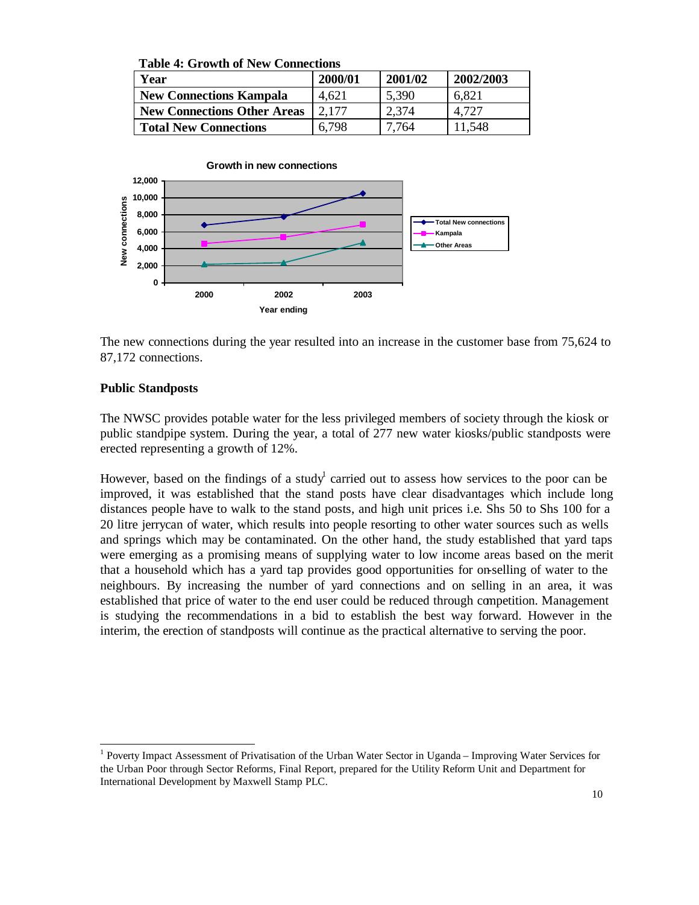**Table 4: Growth of New Connections**

| Year | 2000/01 | 2001/02 | 2002/2003 |
|---|---|---|---|
| New Connections Kampala | 4,621 | 5,390 | 6,821 |
| New Connections Other Areas | 2,177 | 2,374 | 4,727 |
| Total New Connections | 6,798 | 7,764 | 11,548 |

The new connections during the year resulted into an increase in the customer base from 75,624 to 87,172 connections.

**Public Standposts**

The NWSC provides potable water for the less privileged members of society through the kiosk or public standpipe system. During the year, a total of 277 new water kiosks/public standposts were erected representing a growth of 12%.

However, based on the findings of a study[1] carried out to assess how services to the poor can be improved, it was established that the stand posts have clear disadvantages which include long distances people have to walk to the stand posts, and high unit prices i.e. Shs 50 to Shs 100 for a 20 litre jerrycan of water, which results into people resorting to other water sources such as wells and springs which may be contaminated. On the other hand, the study established that yard taps were emerging as a promising means of supplying water to low income areas based on the merit that a household which has a yard tap provides good opportunities for on-selling of water to the neighbours. By increasing the number of yard connections and on selling in an area, it was established that price of water to the end user could be reduced through competition. Management is studying the recommendations in a bid to establish the best way forward. However in the interim, the erection of standposts will continue as the practical alternative to serving the poor.

[1] Poverty Impact Assessment of Privatisation of the Urban Water Sector in Uganda – Improving Water Services for the Urban Poor through Sector Reforms, Final Report, prepared for the Utility Reform Unit and Department for International Development by Maxwell Stamp PLC.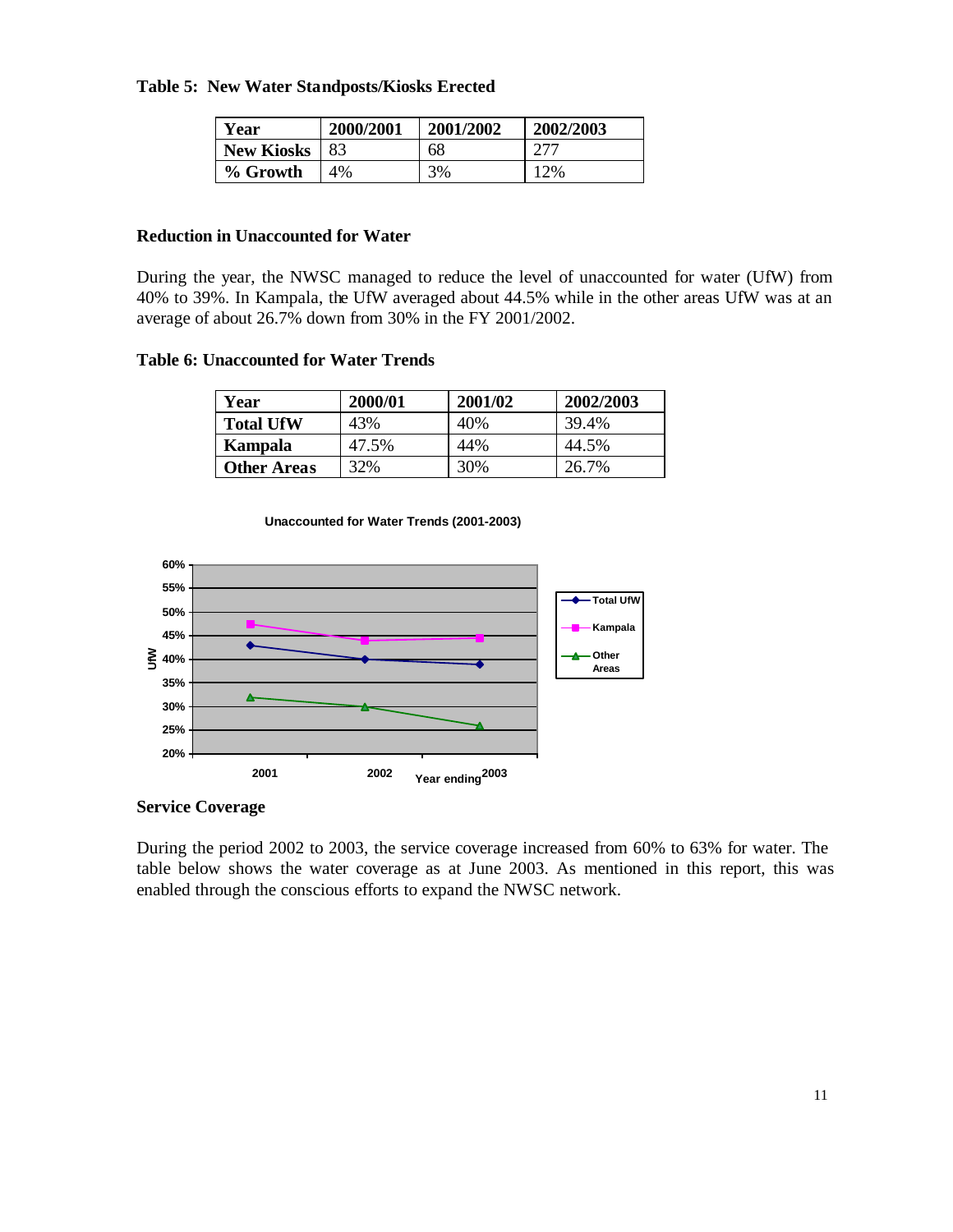**Table 5: New Water Standposts/Kiosks Erected**

| Year | 2000/2001 | 2001/2002 | 2002/2003 |
|---|---|---|---|
| New Kiosks | 83 | 68 | 277 |
| % Growth | 4% | 3% | 12% |

**Reduction in Unaccounted for Water**

During the year, the NWSC managed to reduce the level of unaccounted for water (UfW) from 40% to 39%. In Kampala, the UfW averaged about 44.5% while in the other areas UfW was at an average of about 26.7% down from 30% in the FY 2001/2002.

**Table 6: Unaccounted for Water Trends**

| Year | 2000/01 | 2001/02 | 2002/2003 |
|---|---|---|---|
| Total UfW | 43% | 40% | 39.4% |
| Kampala | 47.5% | 44% | 44.5% |
| Other Areas | 32% | 30% | 26.7% |

**Unaccounted for Water Trends (2001-2003)**

**Service Coverage**

During the period 2002 to 2003, the service coverage increased from 60% to 63% for water. The table below shows the water coverage as at June 2003. As mentioned in this report, this was enabled through the conscious efforts to expand the NWSC network.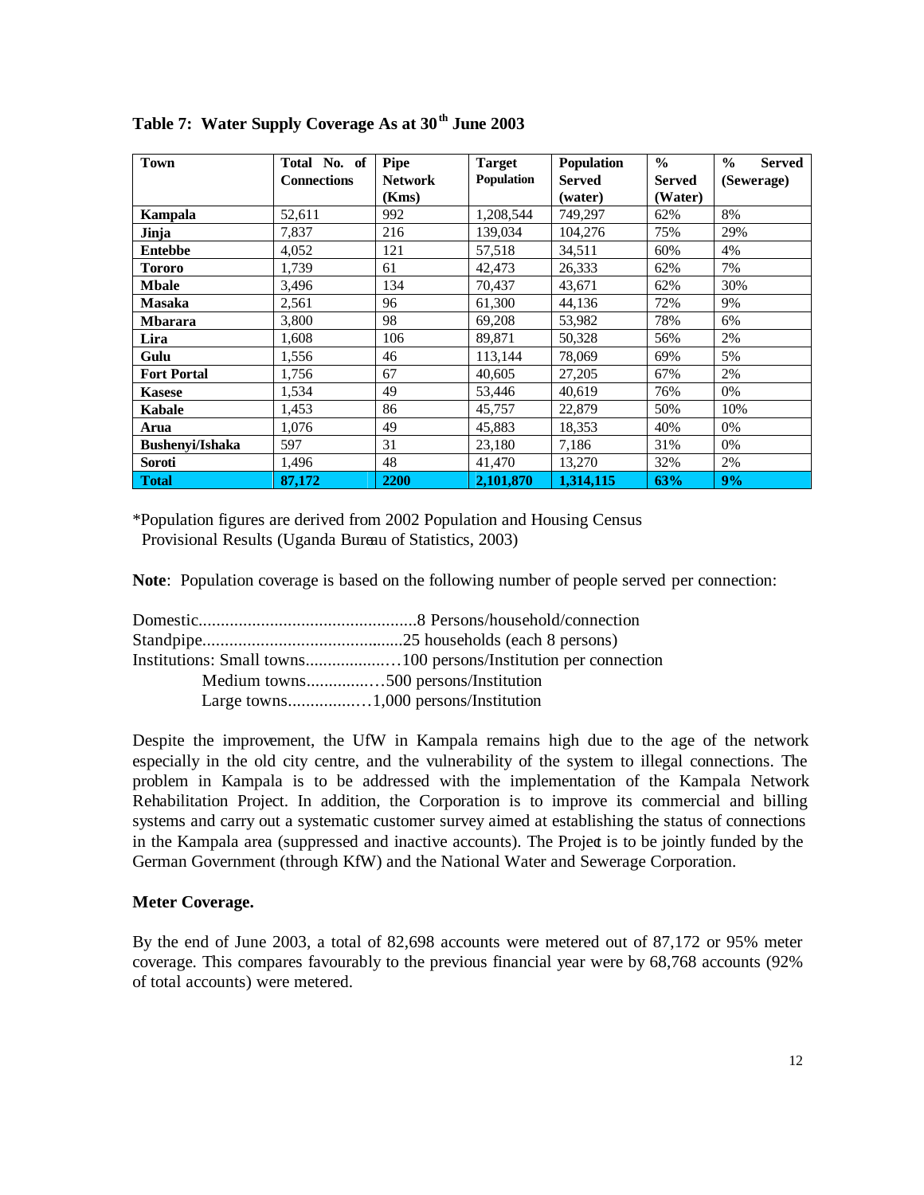## Table 7: Water Supply Coverage As at 30th June 2003

| Town | Total No. of Connections | Pipe Network (Kms) | Target Population | Population Served (water) | % Served (Water) | % Served (Sewerage) |
|---|---|---|---|---|---|---|
| **Kampala** | 52,611 | 992 | 1,208,544 | 749,297 | 62% | 8% |
| **Jinja** | 7,837 | 216 | 139,034 | 104,276 | 75% | 29% |
| **Entebbe** | 4,052 | 121 | 57,518 | 34,511 | 60% | 4% |
| **Tororo** | 1,739 | 61 | 42,473 | 26,333 | 62% | 7% |
| **Mbale** | 3,496 | 134 | 70,437 | 43,671 | 62% | 30% |
| **Masaka** | 2,561 | 96 | 61,300 | 44,136 | 72% | 9% |
| **Mbarara** | 3,800 | 98 | 69,208 | 53,982 | 78% | 6% |
| **Lira** | 1,608 | 106 | 89,871 | 50,328 | 56% | 2% |
| **Gulu** | 1,556 | 46 | 113,144 | 78,069 | 69% | 5% |
| **Fort Portal** | 1,756 | 67 | 40,605 | 27,205 | 67% | 2% |
| **Kasese** | 1,534 | 49 | 53,446 | 40,619 | 76% | 0% |
| **Kabale** | 1,453 | 86 | 45,757 | 22,879 | 50% | 10% |
| **Arua** | 1,076 | 49 | 45,883 | 18,353 | 40% | 0% |
| **Bushenyi/Ishaka** | 597 | 31 | 23,180 | 7,186 | 31% | 0% |
| **Soroti** | 1,496 | 48 | 41,470 | 13,270 | 32% | 2% |
| **Total** | **87,172** | **2200** | **2,101,870** | **1,314,115** | **63%** | **9%** |

*Population figures are derived from 2002 Population and Housing Census Provisional Results (Uganda Bureau of Statistics, 2003)

**Note**: Population coverage is based on the following number of people served per connection:

Domestic.................................................8 Persons/household/connection
Standpipe............................................25 households (each 8 persons)
Institutions: Small towns..................…100 persons/Institution per connection
Medium towns..............…500 persons/Institution
Large towns................…1,000 persons/Institution

Despite the improvement, the UfW in Kampala remains high due to the age of the network especially in the old city centre, and the vulnerability of the system to illegal connections. The problem in Kampala is to be addressed with the implementation of the Kampala Network Rehabilitation Project. In addition, the Corporation is to improve its commercial and billing systems and carry out a systematic customer survey aimed at establishing the status of connections in the Kampala area (suppressed and inactive accounts). The Project is to be jointly funded by the German Government (through KfW) and the National Water and Sewerage Corporation.

### Meter Coverage.

By the end of June 2003, a total of 82,698 accounts were metered out of 87,172 or 95% meter coverage. This compares favourably to the previous financial year were by 68,768 accounts (92% of total accounts) were metered.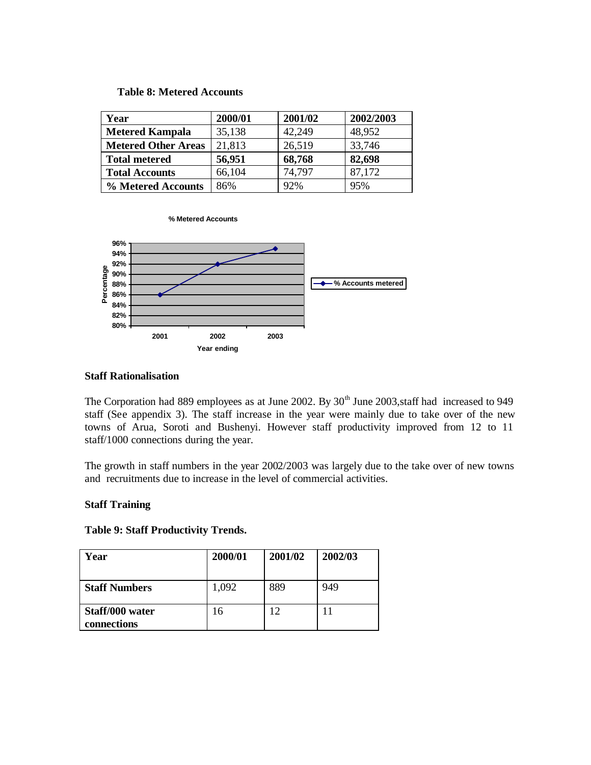**Table 8: Metered Accounts**

| Year | 2000/01 | 2001/02 | 2002/2003 |
|---|---|---|---|
| Metered Kampala | 35,138 | 42,249 | 48,952 |
| Metered Other Areas | 21,813 | 26,519 | 33,746 |
| **Total metered** | **56,951** | **68,768** | **82,698** |
| Total Accounts | 66,104 | 74,797 | 87,172 |
| % Metered Accounts | 86% | 92% | 95% |

**% Metered Accounts**

| Year ending | % Accounts metered |
|---|---|
| 2001 | 86% |
| 2002 | 92% |
| 2003 | 95% |

### Staff Rationalisation

The Corporation had 889 employees as at June 2002. By 30th June 2003,staff had increased to 949 staff (See appendix 3). The staff increase in the year were mainly due to take over of the new towns of Arua, Soroti and Bushenyi. However staff productivity improved from 12 to 11 staff/1000 connections during the year.

The growth in staff numbers in the year 2002/2003 was largely due to the take over of new towns and recruitments due to increase in the level of commercial activities.

### Staff Training

**Table 9: Staff Productivity Trends.**

| Year | 2000/01 | 2001/02 | 2002/03 |
|---|---|---|---|
| Staff Numbers | 1,092 | 889 | 949 |
| Staff/000 water connections | 16 | 12 | 11 |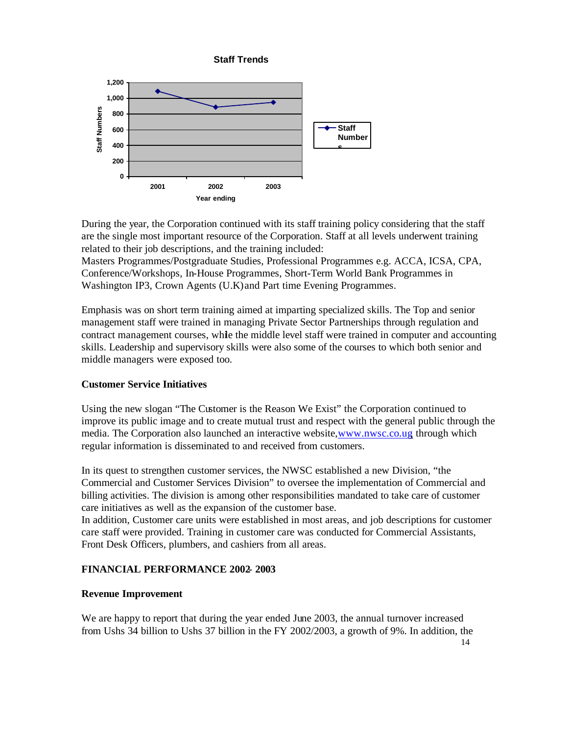**Staff Trends**

During the year, the Corporation continued with its staff training policy considering that the staff are the single most important resource of the Corporation. Staff at all levels underwent training related to their job descriptions, and the training included:
Masters Programmes/Postgraduate Studies, Professional Programmes e.g. ACCA, ICSA, CPA, Conference/Workshops, In-House Programmes, Short-Term World Bank Programmes in Washington IP3, Crown Agents (U.K) and Part time Evening Programmes.

Emphasis was on short term training aimed at imparting specialized skills. The Top and senior management staff were trained in managing Private Sector Partnerships through regulation and contract management courses, while the middle level staff were trained in computer and accounting skills. Leadership and supervisory skills were also some of the courses to which both senior and middle managers were exposed too.

**Customer Service Initiatives**

Using the new slogan "The Customer is the Reason We Exist" the Corporation continued to improve its public image and to create mutual trust and respect with the general public through the media. The Corporation also launched an interactive website, www.nwsc.co.ug through which regular information is disseminated to and received from customers.

In its quest to strengthen customer services, the NWSC established a new Division, "the Commercial and Customer Services Division" to oversee the implementation of Commercial and billing activities. The division is among other responsibilities mandated to take care of customer care initiatives as well as the expansion of the customer base.
In addition, Customer care units were established in most areas, and job descriptions for customer care staff were provided. Training in customer care was conducted for Commercial Assistants, Front Desk Officers, plumbers, and cashiers from all areas.

**FINANCIAL PERFORMANCE 2002- 2003**

**Revenue Improvement**

We are happy to report that during the year ended June 2003, the annual turnover increased from Ushs 34 billion to Ushs 37 billion in the FY 2002/2003, a growth of 9%. In addition, the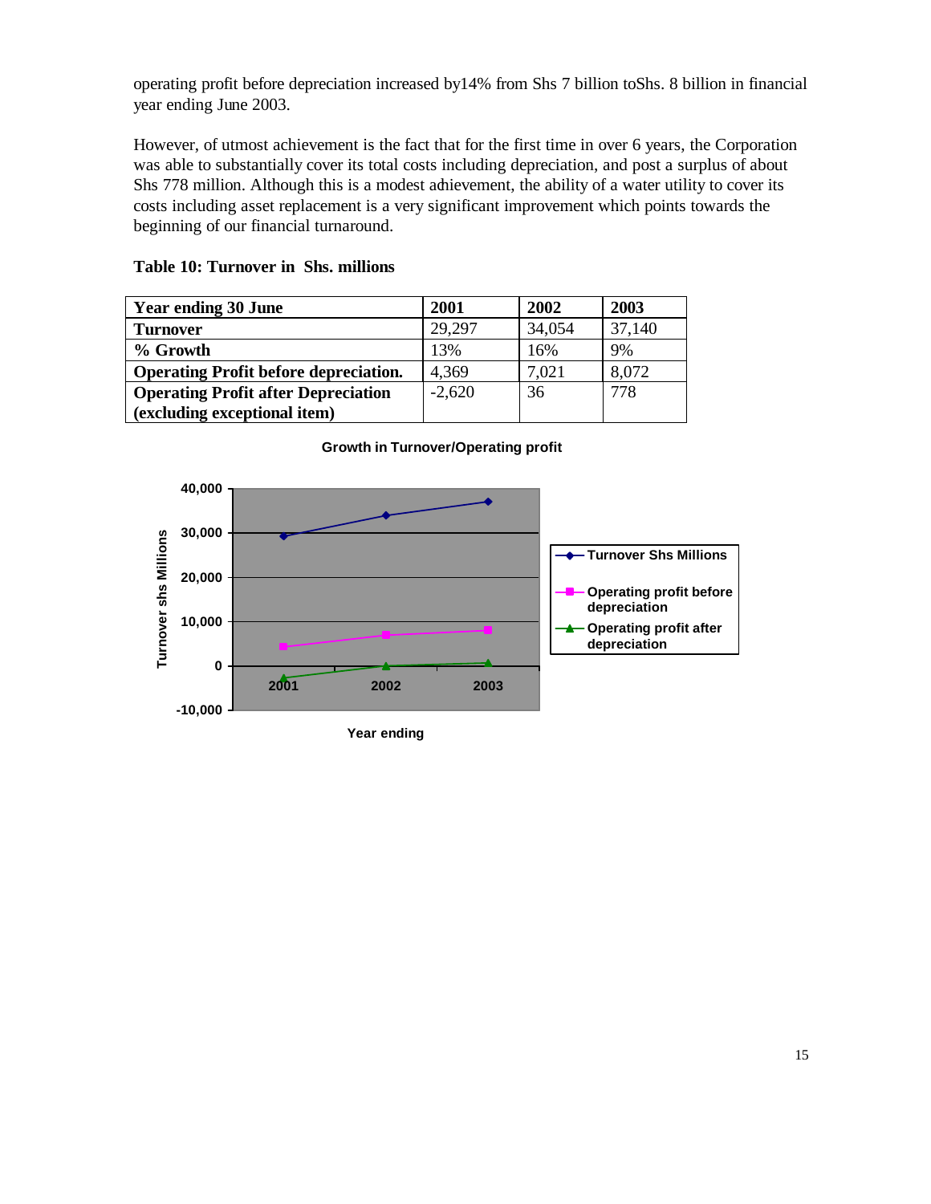operating profit before depreciation increased by14% from Shs 7 billion toShs. 8 billion in financial year ending June 2003.

However, of utmost achievement is the fact that for the first time in over 6 years, the Corporation was able to substantially cover its total costs including depreciation, and post a surplus of about Shs 778 million. Although this is a modest achievement, the ability of a water utility to cover its costs including asset replacement is a very significant improvement which points towards the beginning of our financial turnaround.

**Table 10: Turnover in Shs. millions**

| Year ending 30 June | 2001 | 2002 | 2003 |
|---|---|---|---|
| Turnover | 29,297 | 34,054 | 37,140 |
| % Growth | 13% | 16% | 9% |
| Operating Profit before depreciation. | 4,369 | 7,021 | 8,072 |
| Operating Profit after Depreciation (excluding exceptional item) | -2,620 | 36 | 778 |

**Growth in Turnover/Operating profit**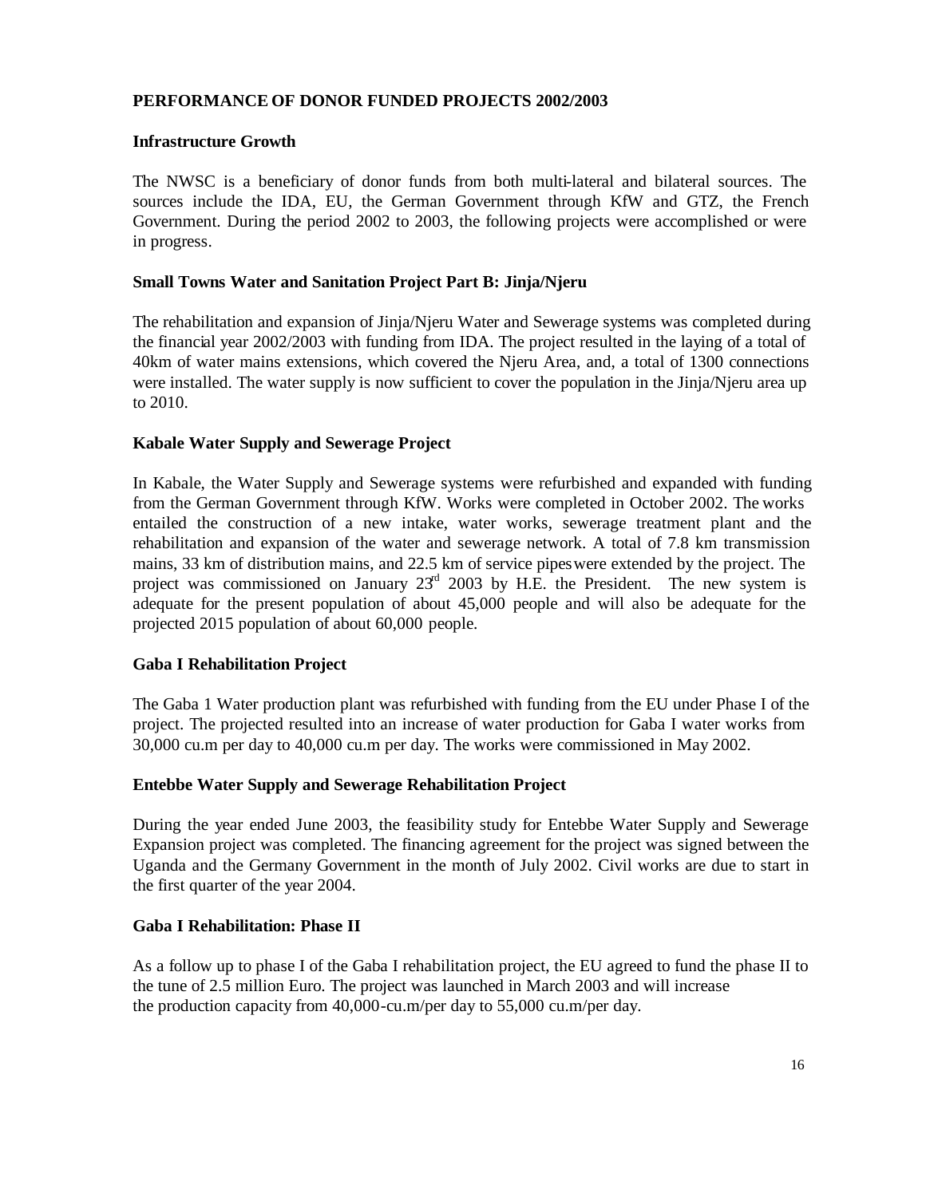## PERFORMANCE OF DONOR FUNDED PROJECTS 2002/2003

### Infrastructure Growth

The NWSC is a beneficiary of donor funds from both multi-lateral and bilateral sources. The sources include the IDA, EU, the German Government through KfW and GTZ, the French Government. During the period 2002 to 2003, the following projects were accomplished or were in progress.

### Small Towns Water and Sanitation Project Part B: Jinja/Njeru

The rehabilitation and expansion of Jinja/Njeru Water and Sewerage systems was completed during the financial year 2002/2003 with funding from IDA. The project resulted in the laying of a total of 40km of water mains extensions, which covered the Njeru Area, and, a total of 1300 connections were installed. The water supply is now sufficient to cover the population in the Jinja/Njeru area up to 2010.

### Kabale Water Supply and Sewerage Project

In Kabale, the Water Supply and Sewerage systems were refurbished and expanded with funding from the German Government through KfW. Works were completed in October 2002. The works entailed the construction of a new intake, water works, sewerage treatment plant and the rehabilitation and expansion of the water and sewerage network. A total of 7.8 km transmission mains, 33 km of distribution mains, and 22.5 km of service pipes were extended by the project. The project was commissioned on January 23rd 2003 by H.E. the President. The new system is adequate for the present population of about 45,000 people and will also be adequate for the projected 2015 population of about 60,000 people.

### Gaba I Rehabilitation Project

The Gaba 1 Water production plant was refurbished with funding from the EU under Phase I of the project. The projected resulted into an increase of water production for Gaba I water works from 30,000 cu.m per day to 40,000 cu.m per day. The works were commissioned in May 2002.

### Entebbe Water Supply and Sewerage Rehabilitation Project

During the year ended June 2003, the feasibility study for Entebbe Water Supply and Sewerage Expansion project was completed. The financing agreement for the project was signed between the Uganda and the Germany Government in the month of July 2002. Civil works are due to start in the first quarter of the year 2004.

### Gaba I Rehabilitation: Phase II

As a follow up to phase I of the Gaba I rehabilitation project, the EU agreed to fund the phase II to the tune of 2.5 million Euro. The project was launched in March 2003 and will increase the production capacity from 40,000-cu.m/per day to 55,000 cu.m/per day.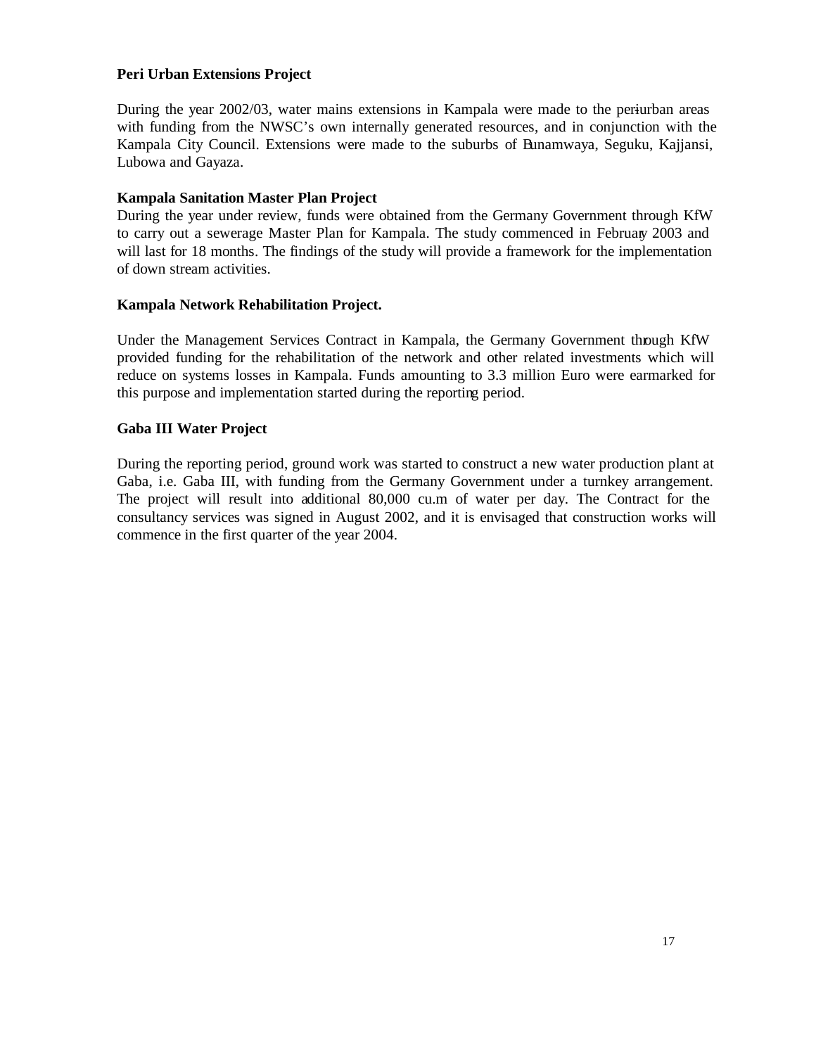**Peri Urban Extensions Project**

During the year 2002/03, water mains extensions in Kampala were made to the peri-urban areas with funding from the NWSC's own internally generated resources, and in conjunction with the Kampala City Council. Extensions were made to the suburbs of Bunamwaya, Seguku, Kajjansi, Lubowa and Gayaza.

**Kampala Sanitation Master Plan Project**

During the year under review, funds were obtained from the Germany Government through KfW to carry out a sewerage Master Plan for Kampala. The study commenced in February 2003 and will last for 18 months. The findings of the study will provide a framework for the implementation of down stream activities.

**Kampala Network Rehabilitation Project.**

Under the Management Services Contract in Kampala, the Germany Government through KfW provided funding for the rehabilitation of the network and other related investments which will reduce on systems losses in Kampala. Funds amounting to 3.3 million Euro were earmarked for this purpose and implementation started during the reporting period.

**Gaba III Water Project**

During the reporting period, ground work was started to construct a new water production plant at Gaba, i.e. Gaba III, with funding from the Germany Government under a turnkey arrangement. The project will result into additional 80,000 cu.m of water per day. The Contract for the consultancy services was signed in August 2002, and it is envisaged that construction works will commence in the first quarter of the year 2004.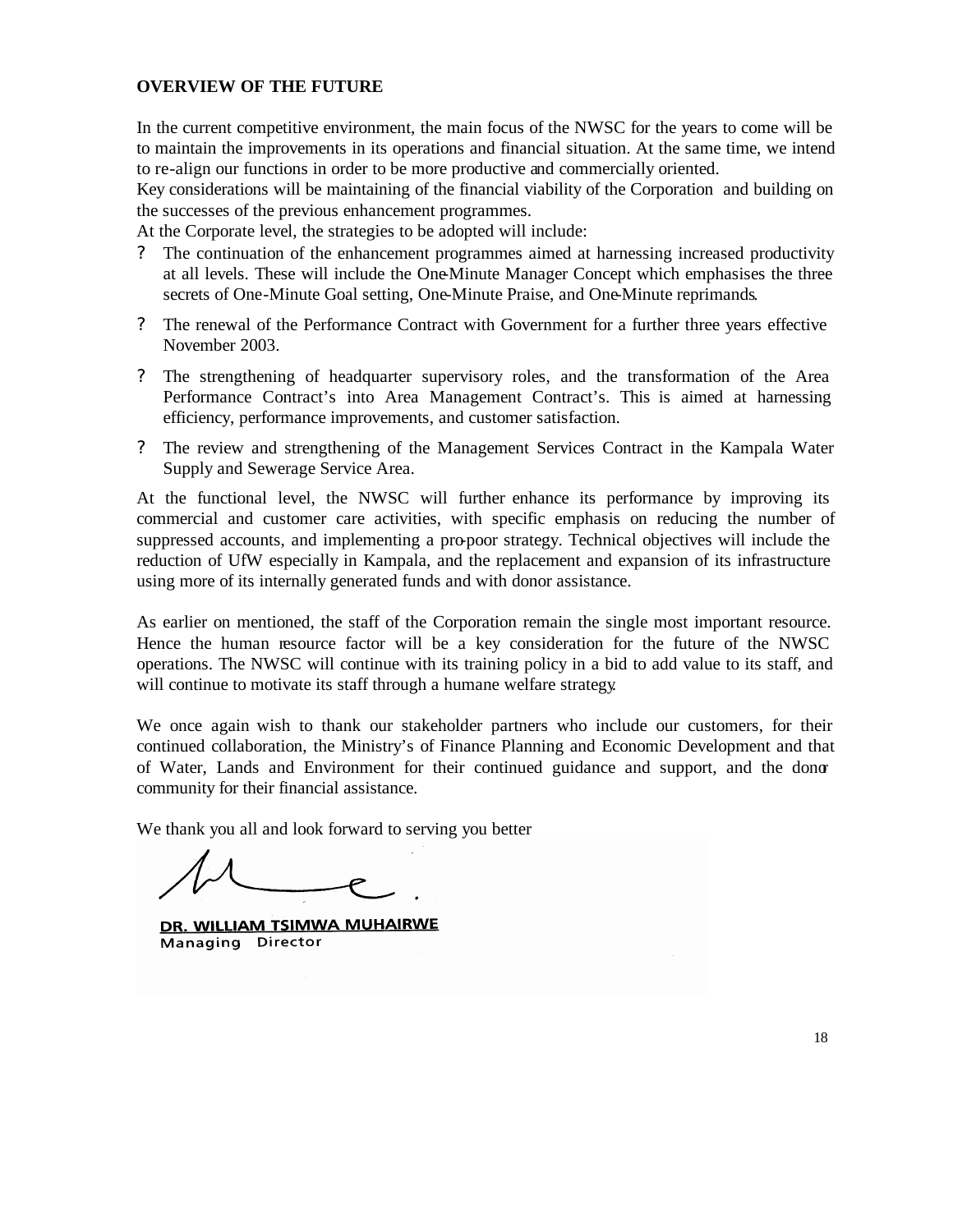**OVERVIEW OF THE FUTURE**

In the current competitive environment, the main focus of the NWSC for the years to come will be to maintain the improvements in its operations and financial situation. At the same time, we intend to re-align our functions in order to be more productive and commercially oriented.
Key considerations will be maintaining of the financial viability of the Corporation and building on the successes of the previous enhancement programmes.
At the Corporate level, the strategies to be adopted will include:

- The continuation of the enhancement programmes aimed at harnessing increased productivity at all levels. These will include the One-Minute Manager Concept which emphasises the three secrets of One-Minute Goal setting, One-Minute Praise, and One-Minute reprimands.
- The renewal of the Performance Contract with Government for a further three years effective November 2003.
- The strengthening of headquarter supervisory roles, and the transformation of the Area Performance Contract's into Area Management Contract's. This is aimed at harnessing efficiency, performance improvements, and customer satisfaction.
- The review and strengthening of the Management Services Contract in the Kampala Water Supply and Sewerage Service Area.

At the functional level, the NWSC will further enhance its performance by improving its commercial and customer care activities, with specific emphasis on reducing the number of suppressed accounts, and implementing a pro-poor strategy. Technical objectives will include the reduction of UfW especially in Kampala, and the replacement and expansion of its infrastructure using more of its internally generated funds and with donor assistance.

As earlier on mentioned, the staff of the Corporation remain the single most important resource. Hence the human resource factor will be a key consideration for the future of the NWSC operations. The NWSC will continue with its training policy in a bid to add value to its staff, and will continue to motivate its staff through a humane welfare strategy.

We once again wish to thank our stakeholder partners who include our customers, for their continued collaboration, the Ministry's of Finance Planning and Economic Development and that of Water, Lands and Environment for their continued guidance and support, and the donor community for their financial assistance.

We thank you all and look forward to serving you better

**DR. WILLIAM TSIMWA MUHAIRWE**
Managing Director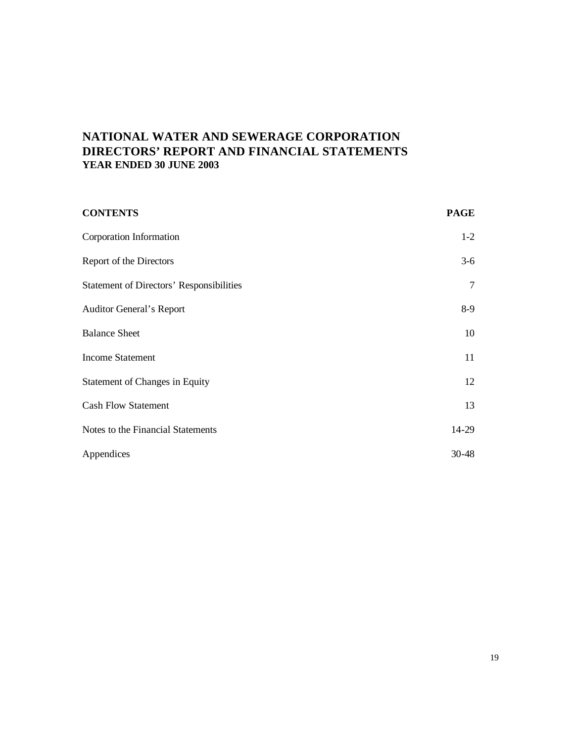# NATIONAL WATER AND SEWERAGE CORPORATION
## DIRECTORS' REPORT AND FINANCIAL STATEMENTS
### YEAR ENDED 30 JUNE 2003

| CONTENTS | PAGE |
|---|---|
| Corporation Information | 1-2 |
| Report of the Directors | 3-6 |
| Statement of Directors' Responsibilities | 7 |
| Auditor General's Report | 8-9 |
| Balance Sheet | 10 |
| Income Statement | 11 |
| Statement of Changes in Equity | 12 |
| Cash Flow Statement | 13 |
| Notes to the Financial Statements | 14-29 |
| Appendices | 30-48 |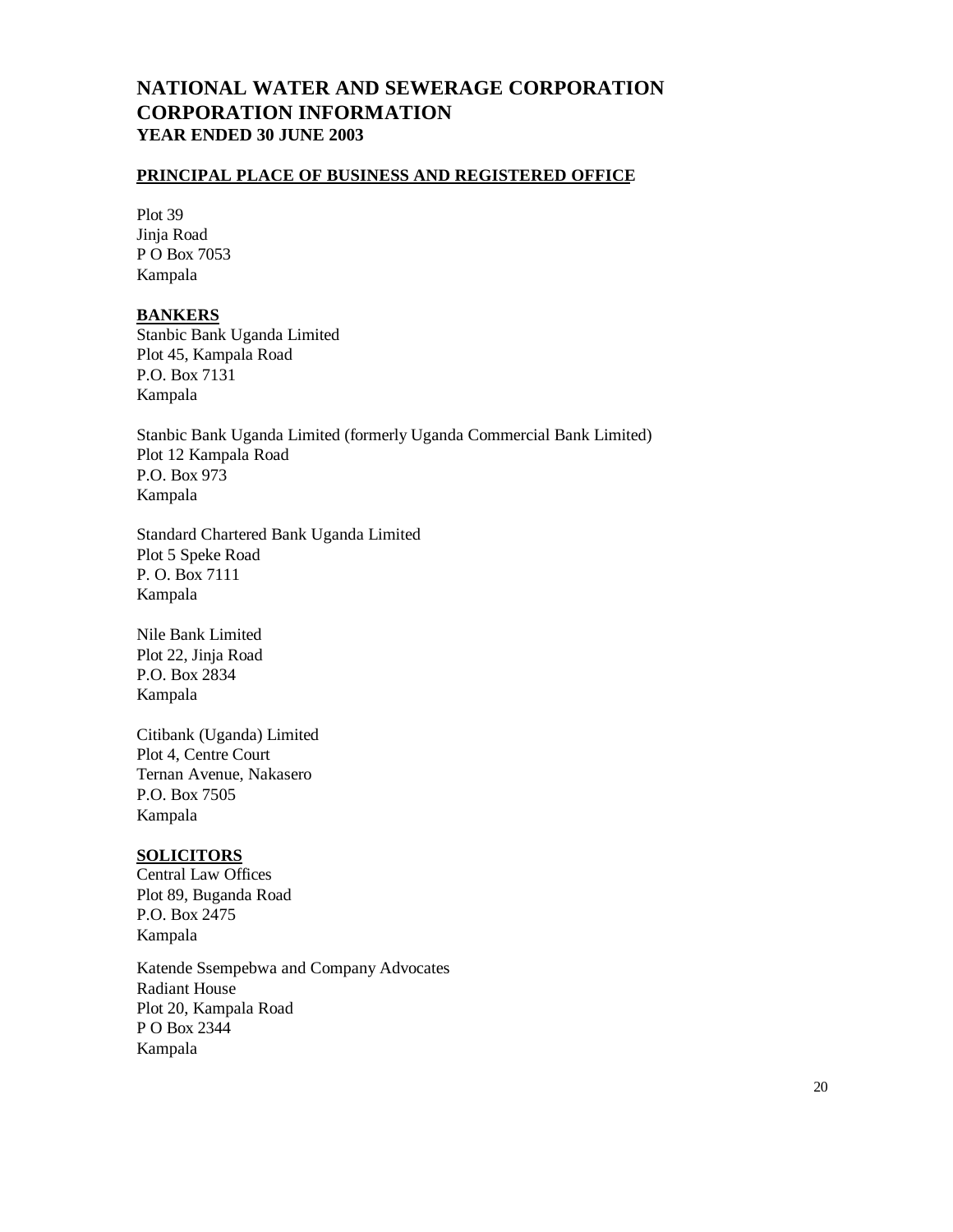# NATIONAL WATER AND SEWERAGE CORPORATION
# CORPORATION INFORMATION
## YEAR ENDED 30 JUNE 2003

**PRINCIPAL PLACE OF BUSINESS AND REGISTERED OFFICE**

Plot 39
Jinja Road
P O Box 7053
Kampala

**BANKERS**

Stanbic Bank Uganda Limited
Plot 45, Kampala Road
P.O. Box 7131
Kampala

Stanbic Bank Uganda Limited (formerly Uganda Commercial Bank Limited)
Plot 12 Kampala Road
P.O. Box 973
Kampala

Standard Chartered Bank Uganda Limited
Plot 5 Speke Road
P. O. Box 7111
Kampala

Nile Bank Limited
Plot 22, Jinja Road
P.O. Box 2834
Kampala

Citibank (Uganda) Limited
Plot 4, Centre Court
Ternan Avenue, Nakasero
P.O. Box 7505
Kampala

**SOLICITORS**

Central Law Offices
Plot 89, Buganda Road
P.O. Box 2475
Kampala

Katende Ssempebwa and Company Advocates
Radiant House
Plot 20, Kampala Road
P O Box 2344
Kampala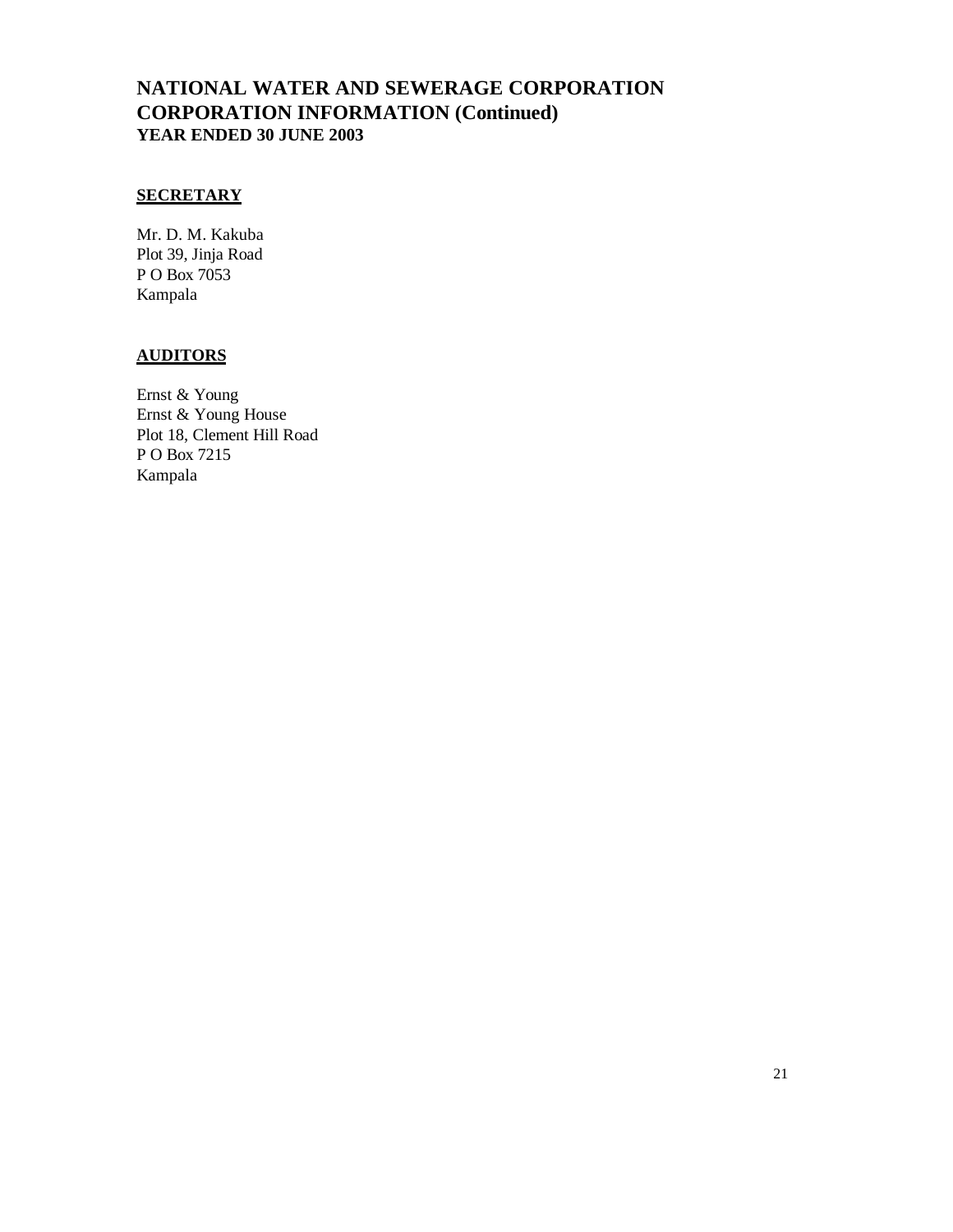# NATIONAL WATER AND SEWERAGE CORPORATION
## CORPORATION INFORMATION (Continued)
### YEAR ENDED 30 JUNE 2003

**SECRETARY**

Mr. D. M. Kakuba  
Plot 39, Jinja Road  
P O Box 7053  
Kampala

**AUDITORS**

Ernst & Young  
Ernst & Young House  
Plot 18, Clement Hill Road  
P O Box 7215  
Kampala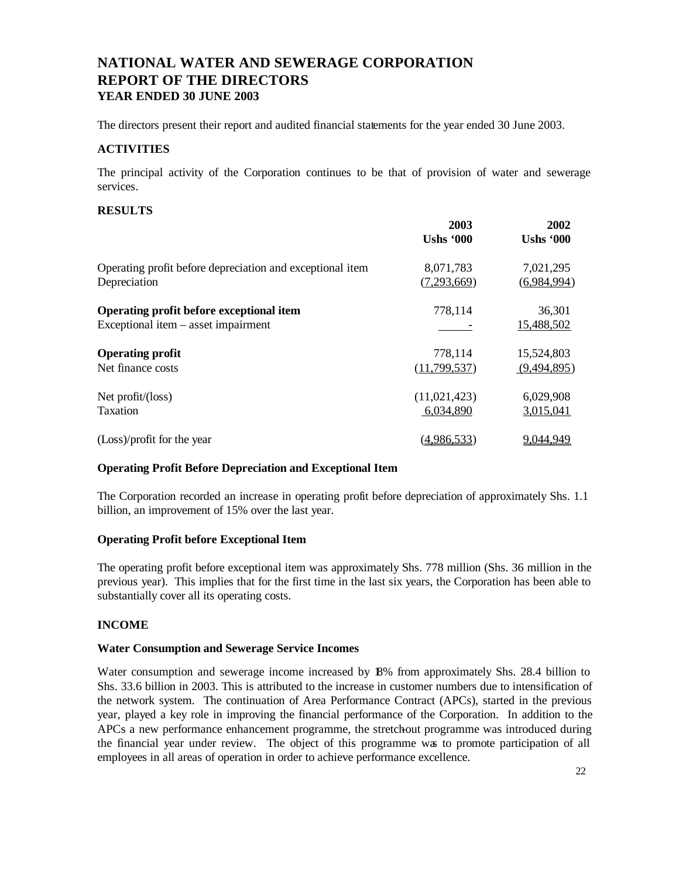# NATIONAL WATER AND SEWERAGE CORPORATION
# REPORT OF THE DIRECTORS
### YEAR ENDED 30 JUNE 2003

The directors present their report and audited financial statements for the year ended 30 June 2003.

### ACTIVITIES

The principal activity of the Corporation continues to be that of provision of water and sewerage services.

### RESULTS

| | 2003<br>Ushs '000 | 2002<br>Ushs '000 |
|---|---|---|
| Operating profit before depreciation and exceptional item | 8,071,783 | 7,021,295 |
| Depreciation | (7,293,669) | (6,984,994) |
| **Operating profit before exceptional item** | 778,114 | 36,301 |
| Exceptional item – asset impairment | - | 15,488,502 |
| **Operating profit** | 778,114 | 15,524,803 |
| Net finance costs | (11,799,537) | (9,494,895) |
| Net profit/(loss) | (11,021,423) | 6,029,908 |
| Taxation | 6,034,890 | 3,015,041 |
| (Loss)/profit for the year | (4,986,533) | 9,044,949 |

**Operating Profit Before Depreciation and Exceptional Item**

The Corporation recorded an increase in operating profit before depreciation of approximately Shs. 1.1 billion, an improvement of 15% over the last year.

**Operating Profit before Exceptional Item**

The operating profit before exceptional item was approximately Shs. 778 million (Shs. 36 million in the previous year). This implies that for the first time in the last six years, the Corporation has been able to substantially cover all its operating costs.

### INCOME

**Water Consumption and Sewerage Service Incomes**

Water consumption and sewerage income increased by 18% from approximately Shs. 28.4 billion to Shs. 33.6 billion in 2003. This is attributed to the increase in customer numbers due to intensification of the network system. The continuation of Area Performance Contract (APCs), started in the previous year, played a key role in improving the financial performance of the Corporation. In addition to the APCs a new performance enhancement programme, the stretch-out programme was introduced during the financial year under review. The object of this programme was to promote participation of all employees in all areas of operation in order to achieve performance excellence.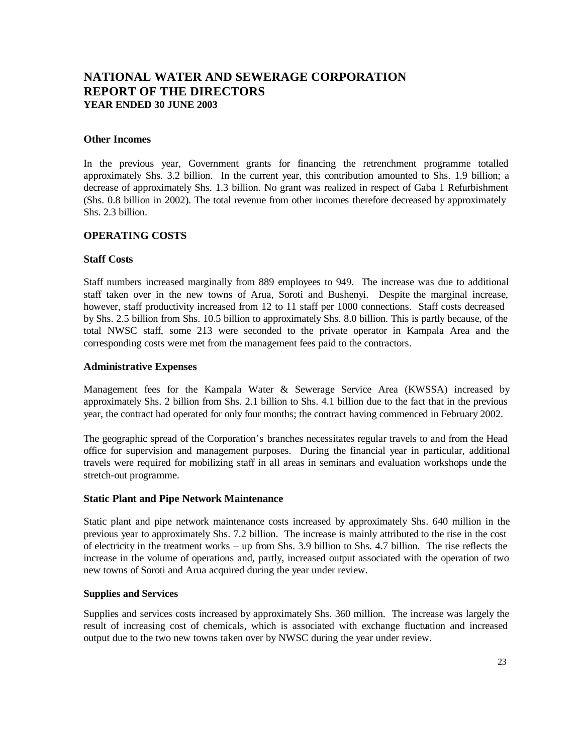# NATIONAL WATER AND SEWERAGE CORPORATION
# REPORT OF THE DIRECTORS
### YEAR ENDED 30 JUNE 2003

#### Other Incomes

In the previous year, Government grants for financing the retrenchment programme totalled approximately Shs. 3.2 billion. In the current year, this contribution amounted to Shs. 1.9 billion; a decrease of approximately Shs. 1.3 billion. No grant was realized in respect of Gaba 1 Refurbishment (Shs. 0.8 billion in 2002). The total revenue from other incomes therefore decreased by approximately Shs. 2.3 billion.

## OPERATING COSTS

### Staff Costs

Staff numbers increased marginally from 889 employees to 949. The increase was due to additional staff taken over in the new towns of Arua, Soroti and Bushenyi. Despite the marginal increase, however, staff productivity increased from 12 to 11 staff per 1000 connections. Staff costs decreased by Shs. 2.5 billion from Shs. 10.5 billion to approximately Shs. 8.0 billion. This is partly because, of the total NWSC staff, some 213 were seconded to the private operator in Kampala Area and the corresponding costs were met from the management fees paid to the contractors.

### Administrative Expenses

Management fees for the Kampala Water & Sewerage Service Area (KWSSA) increased by approximately Shs. 2 billion from Shs. 2.1 billion to Shs. 4.1 billion due to the fact that in the previous year, the contract had operated for only four months; the contract having commenced in February 2002.

The geographic spread of the Corporation's branches necessitates regular travels to and from the Head office for supervision and management purposes. During the financial year in particular, additional travels were required for mobilizing staff in all areas in seminars and evaluation workshops under the stretch-out programme.

### Static Plant and Pipe Network Maintenance

Static plant and pipe network maintenance costs increased by approximately Shs. 640 million in the previous year to approximately Shs. 7.2 billion. The increase is mainly attributed to the rise in the cost of electricity in the treatment works – up from Shs. 3.9 billion to Shs. 4.7 billion. The rise reflects the increase in the volume of operations and, partly, increased output associated with the operation of two new towns of Soroti and Arua acquired during the year under review.

#### Supplies and Services

Supplies and services costs increased by approximately Shs. 360 million. The increase was largely the result of increasing cost of chemicals, which is associated with exchange fluctuation and increased output due to the two new towns taken over by NWSC during the year under review.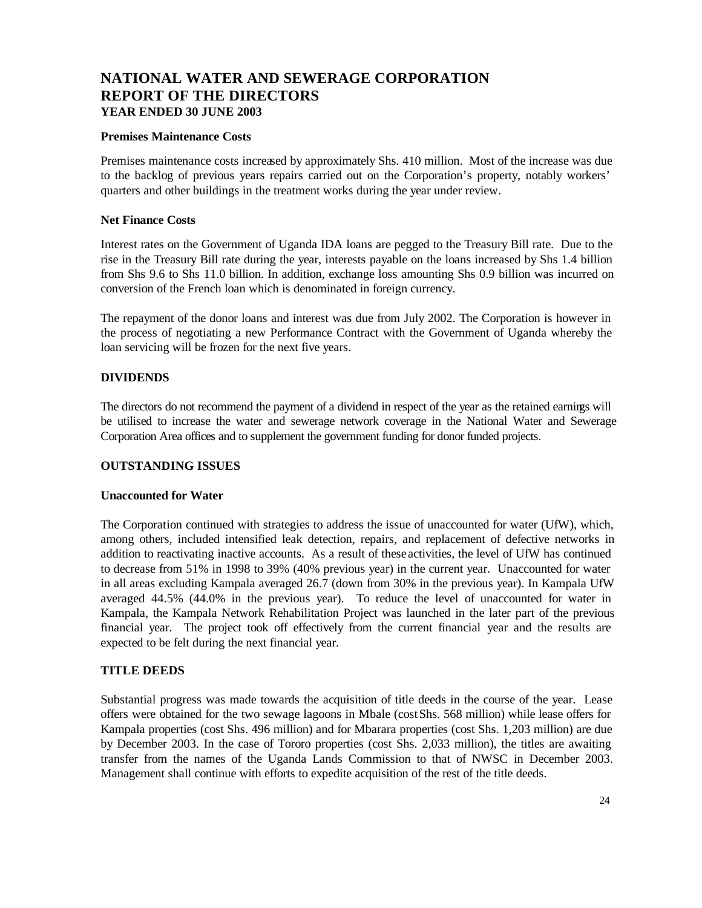# NATIONAL WATER AND SEWERAGE CORPORATION
# REPORT OF THE DIRECTORS
### YEAR ENDED 30 JUNE 2003

**Premises Maintenance Costs**

Premises maintenance costs increased by approximately Shs. 410 million. Most of the increase was due to the backlog of previous years repairs carried out on the Corporation's property, notably workers' quarters and other buildings in the treatment works during the year under review.

**Net Finance Costs**

Interest rates on the Government of Uganda IDA loans are pegged to the Treasury Bill rate. Due to the rise in the Treasury Bill rate during the year, interests payable on the loans increased by Shs 1.4 billion from Shs 9.6 to Shs 11.0 billion. In addition, exchange loss amounting Shs 0.9 billion was incurred on conversion of the French loan which is denominated in foreign currency.

The repayment of the donor loans and interest was due from July 2002. The Corporation is however in the process of negotiating a new Performance Contract with the Government of Uganda whereby the loan servicing will be frozen for the next five years.

## DIVIDENDS

The directors do not recommend the payment of a dividend in respect of the year as the retained earnings will be utilised to increase the water and sewerage network coverage in the National Water and Sewerage Corporation Area offices and to supplement the government funding for donor funded projects.

## OUTSTANDING ISSUES

**Unaccounted for Water**

The Corporation continued with strategies to address the issue of unaccounted for water (UfW), which, among others, included intensified leak detection, repairs, and replacement of defective networks in addition to reactivating inactive accounts. As a result of these activities, the level of UfW has continued to decrease from 51% in 1998 to 39% (40% previous year) in the current year. Unaccounted for water in all areas excluding Kampala averaged 26.7 (down from 30% in the previous year). In Kampala UfW averaged 44.5% (44.0% in the previous year). To reduce the level of unaccounted for water in Kampala, the Kampala Network Rehabilitation Project was launched in the later part of the previous financial year. The project took off effectively from the current financial year and the results are expected to be felt during the next financial year.

## TITLE DEEDS

Substantial progress was made towards the acquisition of title deeds in the course of the year. Lease offers were obtained for the two sewage lagoons in Mbale (cost Shs. 568 million) while lease offers for Kampala properties (cost Shs. 496 million) and for Mbarara properties (cost Shs. 1,203 million) are due by December 2003. In the case of Tororo properties (cost Shs. 2,033 million), the titles are awaiting transfer from the names of the Uganda Lands Commission to that of NWSC in December 2003. Management shall continue with efforts to expedite acquisition of the rest of the title deeds.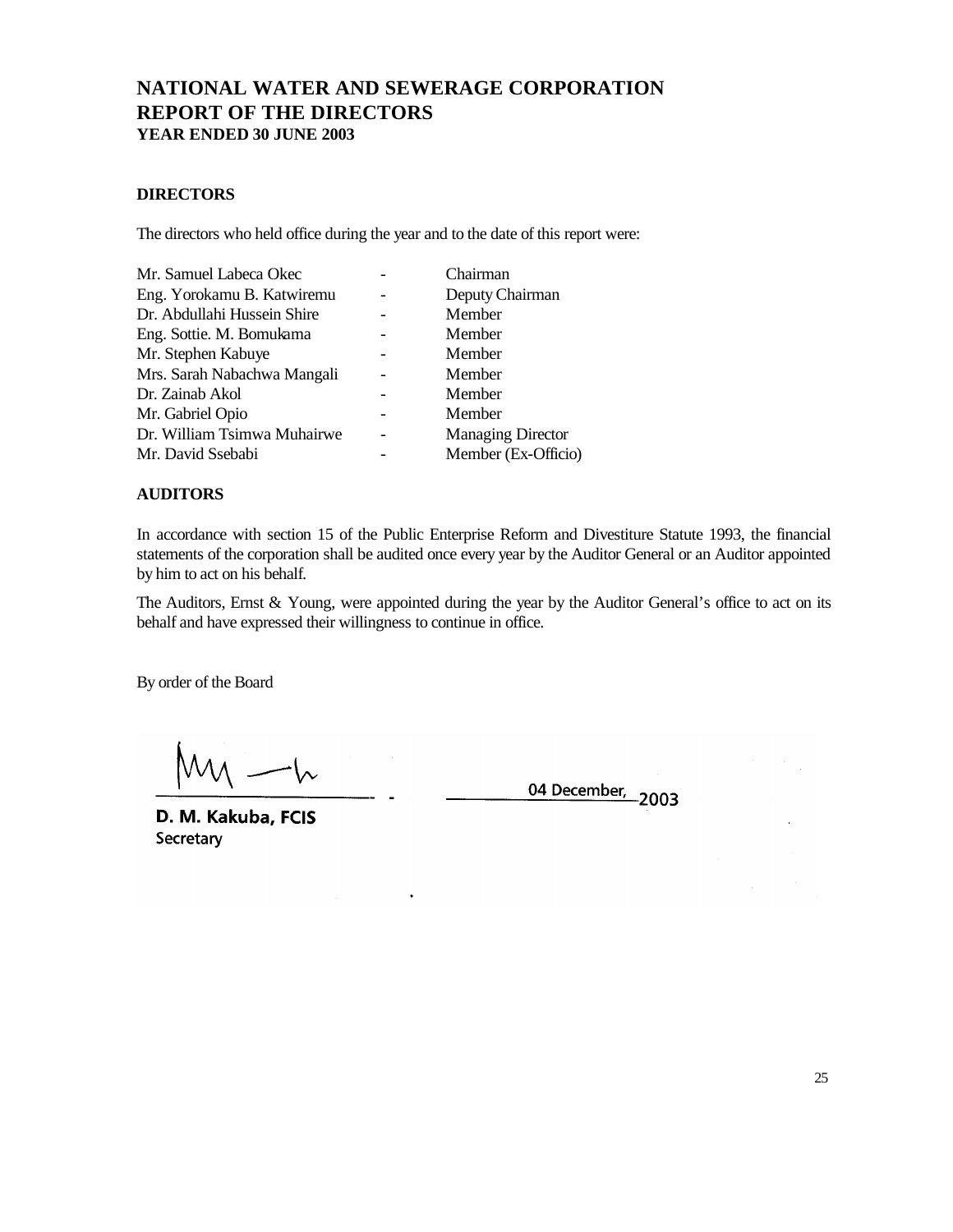# NATIONAL WATER AND SEWERAGE CORPORATION
# REPORT OF THE DIRECTORS
### YEAR ENDED 30 JUNE 2003

**DIRECTORS**

The directors who held office during the year and to the date of this report were:

| | | |
|---|---|---|
| Mr. Samuel Labeca Okec | - | Chairman |
| Eng. Yorokamu B. Katwiremu | - | Deputy Chairman |
| Dr. Abdullahi Hussein Shire | - | Member |
| Eng. Sottie. M. Bomukama | - | Member |
| Mr. Stephen Kabuye | - | Member |
| Mrs. Sarah Nabachwa Mangali | - | Member |
| Dr. Zainab Akol | - | Member |
| Mr. Gabriel Opio | - | Member |
| Dr. William Tsimwa Muhairwe | - | Managing Director |
| Mr. David Ssebabi | - | Member (Ex-Officio) |

**AUDITORS**

In accordance with section 15 of the Public Enterprise Reform and Divestiture Statute 1993, the financial statements of the corporation shall be audited once every year by the Auditor General or an Auditor appointed by him to act on his behalf.

The Auditors, Ernst & Young, were appointed during the year by the Auditor General's office to act on its behalf and have expressed their willingness to continue in office.

By order of the Board

**D. M. Kakuba, FCIS**
Secretary

04 December, 2003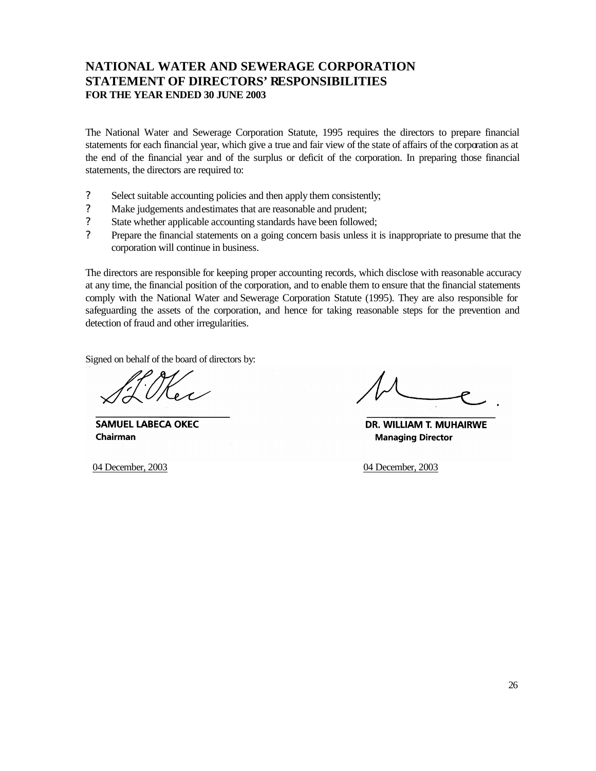# NATIONAL WATER AND SEWERAGE CORPORATION
## STATEMENT OF DIRECTORS' RESPONSIBILITIES
### FOR THE YEAR ENDED 30 JUNE 2003

The National Water and Sewerage Corporation Statute, 1995 requires the directors to prepare financial statements for each financial year, which give a true and fair view of the state of affairs of the corporation as at the end of the financial year and of the surplus or deficit of the corporation. In preparing those financial statements, the directors are required to:

- Select suitable accounting policies and then apply them consistently;
- Make judgements and estimates that are reasonable and prudent;
- State whether applicable accounting standards have been followed;
- Prepare the financial statements on a going concern basis unless it is inappropriate to presume that the corporation will continue in business.

The directors are responsible for keeping proper accounting records, which disclose with reasonable accuracy at any time, the financial position of the corporation, and to enable them to ensure that the financial statements comply with the National Water and Sewerage Corporation Statute (1995). They are also responsible for safeguarding the assets of the corporation, and hence for taking reasonable steps for the prevention and detection of fraud and other irregularities.

Signed on behalf of the board of directors by:

**SAMUEL LABECA OKEC**
**Chairman**

04 December, 2003

**DR. WILLIAM T. MUHAIRWE**
**Managing Director**

04 December, 2003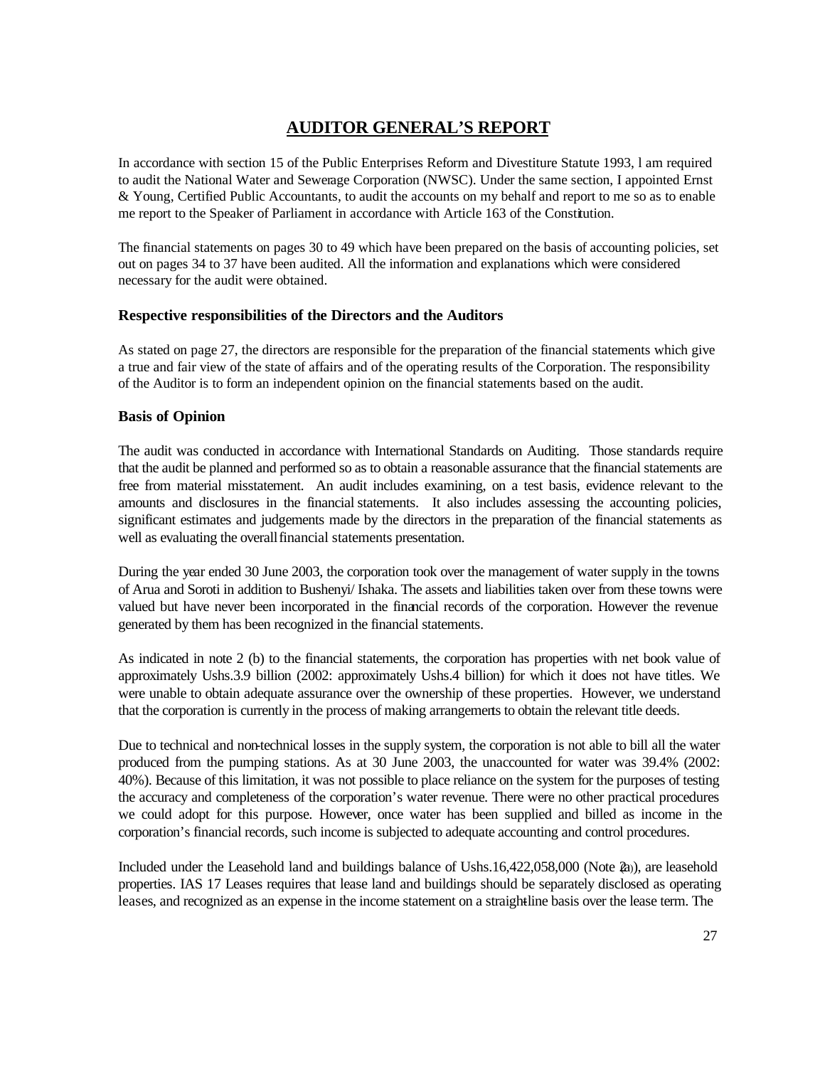# AUDITOR GENERAL'S REPORT

In accordance with section 15 of the Public Enterprises Reform and Divestiture Statute 1993, l am required to audit the National Water and Sewerage Corporation (NWSC). Under the same section, I appointed Ernst & Young, Certified Public Accountants, to audit the accounts on my behalf and report to me so as to enable me report to the Speaker of Parliament in accordance with Article 163 of the Constitution.

The financial statements on pages 30 to 49 which have been prepared on the basis of accounting policies, set out on pages 34 to 37 have been audited. All the information and explanations which were considered necessary for the audit were obtained.

### Respective responsibilities of the Directors and the Auditors

As stated on page 27, the directors are responsible for the preparation of the financial statements which give a true and fair view of the state of affairs and of the operating results of the Corporation. The responsibility of the Auditor is to form an independent opinion on the financial statements based on the audit.

### Basis of Opinion

The audit was conducted in accordance with International Standards on Auditing. Those standards require that the audit be planned and performed so as to obtain a reasonable assurance that the financial statements are free from material misstatement. An audit includes examining, on a test basis, evidence relevant to the amounts and disclosures in the financial statements. It also includes assessing the accounting policies, significant estimates and judgements made by the directors in the preparation of the financial statements as well as evaluating the overall financial statements presentation.

During the year ended 30 June 2003, the corporation took over the management of water supply in the towns of Arua and Soroti in addition to Bushenyi/ Ishaka. The assets and liabilities taken over from these towns were valued but have never been incorporated in the financial records of the corporation. However the revenue generated by them has been recognized in the financial statements.

As indicated in note 2 (b) to the financial statements, the corporation has properties with net book value of approximately Ushs.3.9 billion (2002: approximately Ushs.4 billion) for which it does not have titles. We were unable to obtain adequate assurance over the ownership of these properties. However, we understand that the corporation is currently in the process of making arrangements to obtain the relevant title deeds.

Due to technical and non-technical losses in the supply system, the corporation is not able to bill all the water produced from the pumping stations. As at 30 June 2003, the unaccounted for water was 39.4% (2002: 40%). Because of this limitation, it was not possible to place reliance on the system for the purposes of testing the accuracy and completeness of the corporation's water revenue. There were no other practical procedures we could adopt for this purpose. However, once water has been supplied and billed as income in the corporation's financial records, such income is subjected to adequate accounting and control procedures.

Included under the Leasehold land and buildings balance of Ushs.16,422,058,000 (Note 2(a)), are leasehold properties. IAS 17 Leases requires that lease land and buildings should be separately disclosed as operating leases, and recognized as an expense in the income statement on a straight-line basis over the lease term. The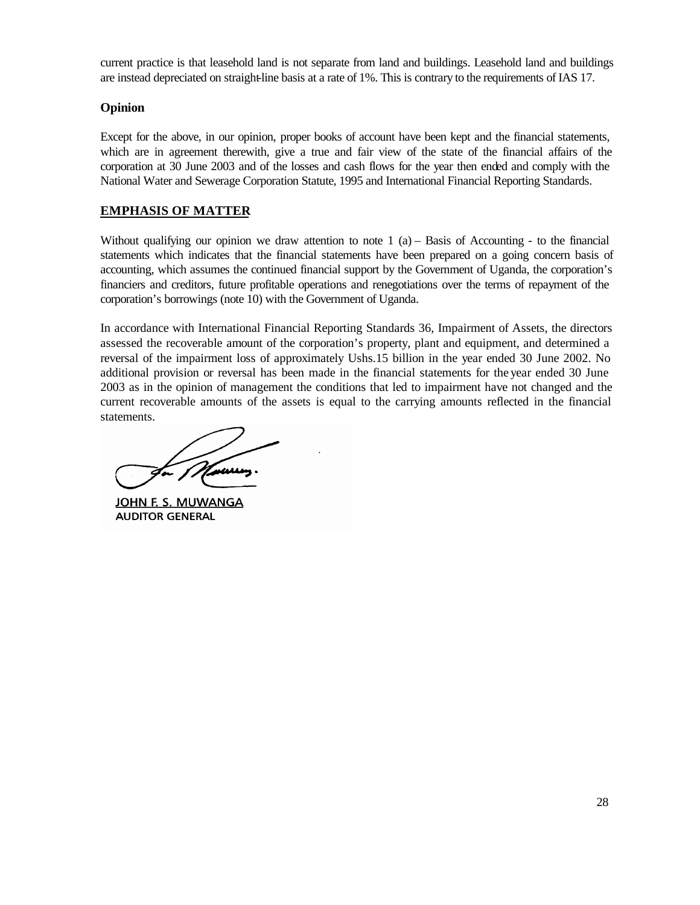current practice is that leasehold land is not separate from land and buildings. Leasehold land and buildings are instead depreciated on straight-line basis at a rate of 1%. This is contrary to the requirements of IAS 17.

**Opinion**

Except for the above, in our opinion, proper books of account have been kept and the financial statements, which are in agreement therewith, give a true and fair view of the state of the financial affairs of the corporation at 30 June 2003 and of the losses and cash flows for the year then ended and comply with the National Water and Sewerage Corporation Statute, 1995 and International Financial Reporting Standards.

**EMPHASIS OF MATTER**

Without qualifying our opinion we draw attention to note 1 (a) – Basis of Accounting - to the financial statements which indicates that the financial statements have been prepared on a going concern basis of accounting, which assumes the continued financial support by the Government of Uganda, the corporation's financiers and creditors, future profitable operations and renegotiations over the terms of repayment of the corporation's borrowings (note 10) with the Government of Uganda.

In accordance with International Financial Reporting Standards 36, Impairment of Assets, the directors assessed the recoverable amount of the corporation's property, plant and equipment, and determined a reversal of the impairment loss of approximately Ushs.15 billion in the year ended 30 June 2002. No additional provision or reversal has been made in the financial statements for the year ended 30 June 2003 as in the opinion of management the conditions that led to impairment have not changed and the current recoverable amounts of the assets is equal to the carrying amounts reflected in the financial statements.

JOHN F. S. MUWANGA
AUDITOR GENERAL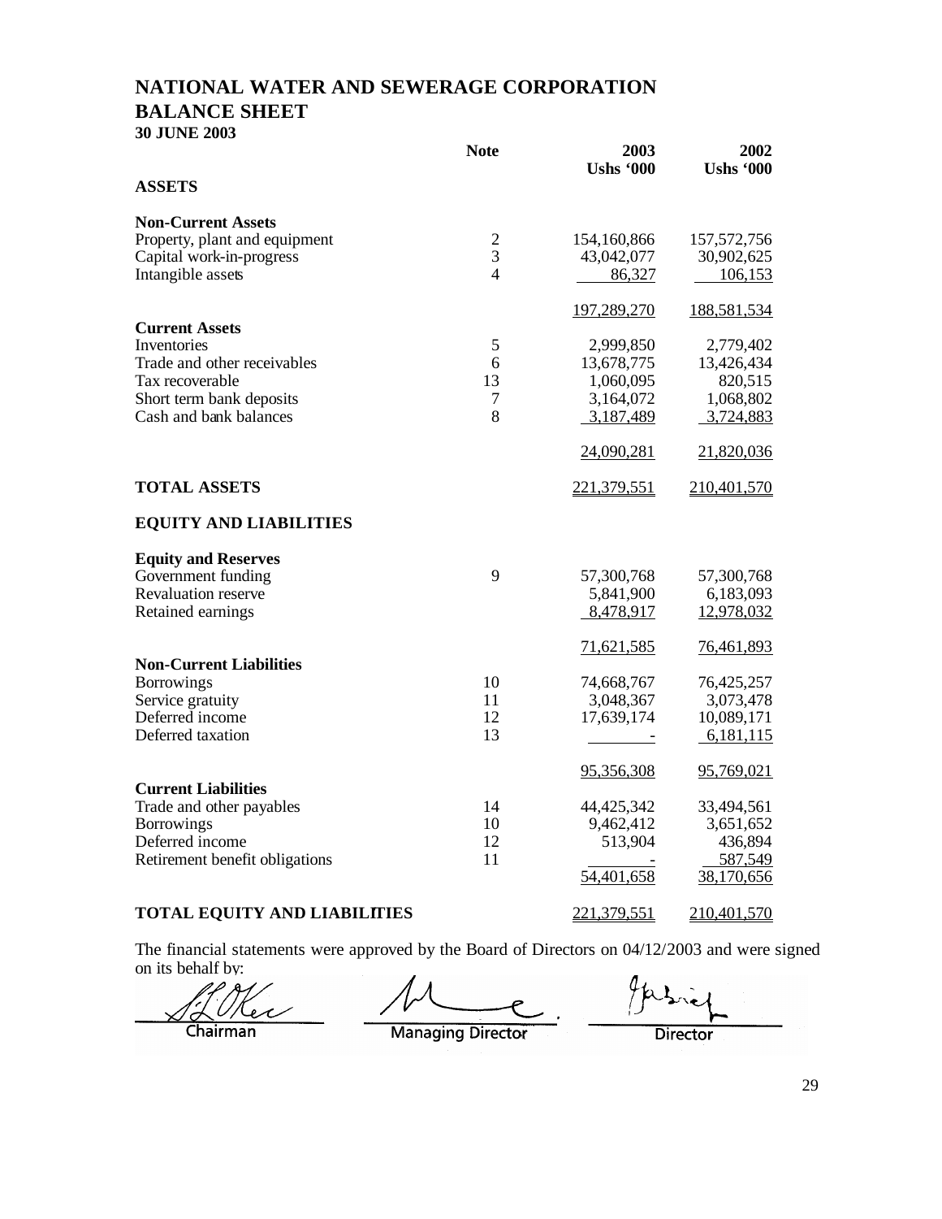# NATIONAL WATER AND SEWERAGE CORPORATION

## BALANCE SHEET

**30 JUNE 2003**

| | Note | 2003 Ushs '000 | 2002 Ushs '000 |
|---|---|---|---|
| **ASSETS** | | | |
| **Non-Current Assets** | | | |
| Property, plant and equipment | 2 | 154,160,866 | 157,572,756 |
| Capital work-in-progress | 3 | 43,042,077 | 30,902,625 |
| Intangible assets | 4 | 86,327 | 106,153 |
| | | 197,289,270 | 188,581,534 |
| **Current Assets** | | | |
| Inventories | 5 | 2,999,850 | 2,779,402 |
| Trade and other receivables | 6 | 13,678,775 | 13,426,434 |
| Tax recoverable | 13 | 1,060,095 | 820,515 |
| Short term bank deposits | 7 | 3,164,072 | 1,068,802 |
| Cash and bank balances | 8 | 3,187,489 | 3,724,883 |
| | | 24,090,281 | 21,820,036 |
| **TOTAL ASSETS** | | 221,379,551 | 210,401,570 |
| **EQUITY AND LIABILITIES** | | | |
| **Equity and Reserves** | | | |
| Government funding | 9 | 57,300,768 | 57,300,768 |
| Revaluation reserve | | 5,841,900 | 6,183,093 |
| Retained earnings | | 8,478,917 | 12,978,032 |
| | | 71,621,585 | 76,461,893 |
| **Non-Current Liabilities** | | | |
| Borrowings | 10 | 74,668,767 | 76,425,257 |
| Service gratuity | 11 | 3,048,367 | 3,073,478 |
| Deferred income | 12 | 17,639,174 | 10,089,171 |
| Deferred taxation | 13 | - | 6,181,115 |
| | | 95,356,308 | 95,769,021 |
| **Current Liabilities** | | | |
| Trade and other payables | 14 | 44,425,342 | 33,494,561 |
| Borrowings | 10 | 9,462,412 | 3,651,652 |
| Deferred income | 12 | 513,904 | 436,894 |
| Retirement benefit obligations | 11 | - | 587,549 |
| | | 54,401,658 | 38,170,656 |
| **TOTAL EQUITY AND LIABILITIES** | | 221,379,551 | 210,401,570 |

The financial statements were approved by the Board of Directors on 04/12/2003 and were signed on its behalf by:

Chairman &nbsp;&nbsp;&nbsp;&nbsp; Managing Director &nbsp;&nbsp;&nbsp;&nbsp; Director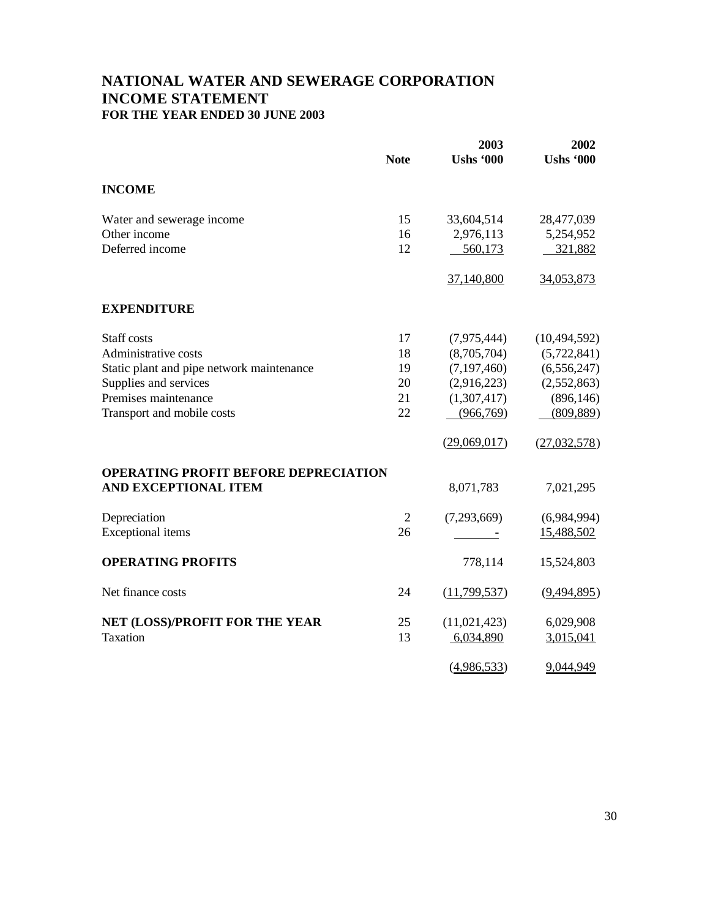# NATIONAL WATER AND SEWERAGE CORPORATION
## INCOME STATEMENT
### FOR THE YEAR ENDED 30 JUNE 2003

| | Note | 2003 Ushs '000 | 2002 Ushs '000 |
|---|---|---|---|
| **INCOME** | | | |
| Water and sewerage income | 15 | 33,604,514 | 28,477,039 |
| Other income | 16 | 2,976,113 | 5,254,952 |
| Deferred income | 12 | 560,173 | 321,882 |
| | | 37,140,800 | 34,053,873 |
| **EXPENDITURE** | | | |
| Staff costs | 17 | (7,975,444) | (10,494,592) |
| Administrative costs | 18 | (8,705,704) | (5,722,841) |
| Static plant and pipe network maintenance | 19 | (7,197,460) | (6,556,247) |
| Supplies and services | 20 | (2,916,223) | (2,552,863) |
| Premises maintenance | 21 | (1,307,417) | (896,146) |
| Transport and mobile costs | 22 | (966,769) | (809,889) |
| | | (29,069,017) | (27,032,578) |
| **OPERATING PROFIT BEFORE DEPRECIATION AND EXCEPTIONAL ITEM** | | 8,071,783 | 7,021,295 |
| Depreciation | 2 | (7,293,669) | (6,984,994) |
| Exceptional items | 26 | - | 15,488,502 |
| **OPERATING PROFITS** | | 778,114 | 15,524,803 |
| Net finance costs | 24 | (11,799,537) | (9,494,895) |
| **NET (LOSS)/PROFIT FOR THE YEAR** | 25 | (11,021,423) | 6,029,908 |
| Taxation | 13 | 6,034,890 | 3,015,041 |
| | | (4,986,533) | 9,044,949 |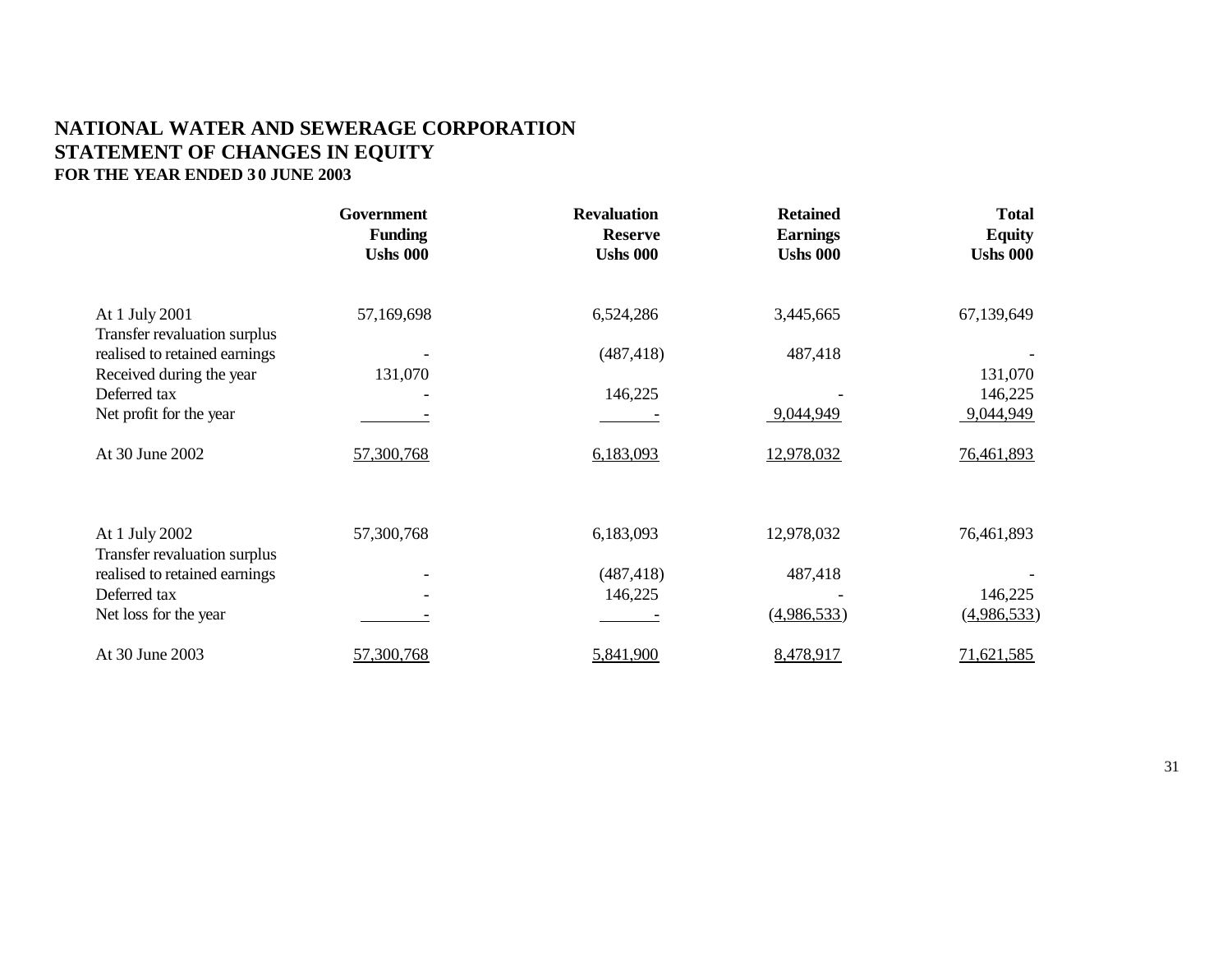# NATIONAL WATER AND SEWERAGE CORPORATION
## STATEMENT OF CHANGES IN EQUITY
### FOR THE YEAR ENDED 30 JUNE 2003

| | Government Funding Ushs 000 | Revaluation Reserve Ushs 000 | Retained Earnings Ushs 000 | Total Equity Ushs 000 |
|---|---|---|---|---|
| At 1 July 2001 | 57,169,698 | 6,524,286 | 3,445,665 | 67,139,649 |
| Transfer revaluation surplus realised to retained earnings | - | (487,418) | 487,418 | - |
| Received during the year | 131,070 | | | 131,070 |
| Deferred tax | - | 146,225 | - | 146,225 |
| Net profit for the year | - | - | 9,044,949 | 9,044,949 |
| At 30 June 2002 | 57,300,768 | 6,183,093 | 12,978,032 | 76,461,893 |
| | | | | |
| At 1 July 2002 | 57,300,768 | 6,183,093 | 12,978,032 | 76,461,893 |
| Transfer revaluation surplus realised to retained earnings | - | (487,418) | 487,418 | - |
| Deferred tax | - | 146,225 | - | 146,225 |
| Net loss for the year | - | - | (4,986,533) | (4,986,533) |
| At 30 June 2003 | 57,300,768 | 5,841,900 | 8,478,917 | 71,621,585 |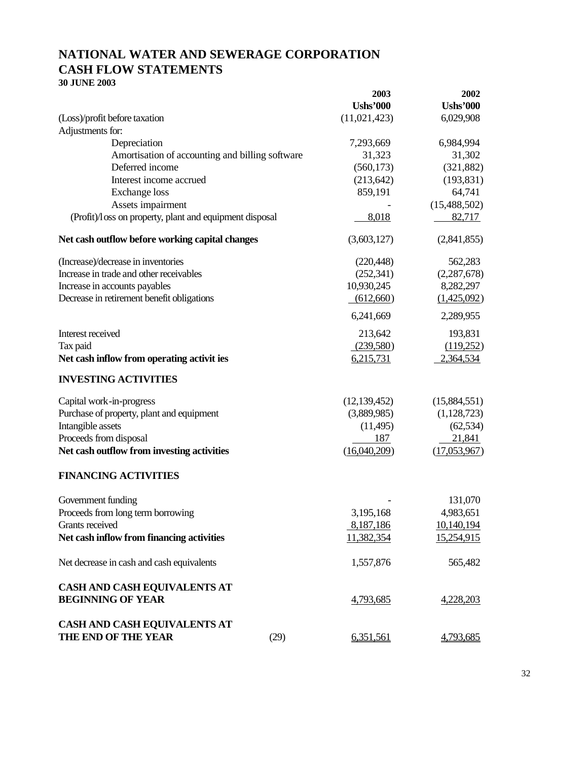# NATIONAL WATER AND SEWERAGE CORPORATION
## CASH FLOW STATEMENTS
### 30 JUNE 2003

| | | 2003<br>Ushs'000 | 2002<br>Ushs'000 |
|---|---|---|---|
| (Loss)/profit before taxation | | (11,021,423) | 6,029,908 |
| Adjustments for: | | | |
| Depreciation | | 7,293,669 | 6,984,994 |
| Amortisation of accounting and billing software | | 31,323 | 31,302 |
| Deferred income | | (560,173) | (321,882) |
| Interest income accrued | | (213,642) | (193,831) |
| Exchange loss | | 859,191 | 64,741 |
| Assets impairment | | - | (15,488,502) |
| (Profit)/loss on property, plant and equipment disposal | | 8,018 | 82,717 |
| **Net cash outflow before working capital changes** | | (3,603,127) | (2,841,855) |
| (Increase)/decrease in inventories | | (220,448) | 562,283 |
| Increase in trade and other receivables | | (252,341) | (2,287,678) |
| Increase in accounts payables | | 10,930,245 | 8,282,297 |
| Decrease in retirement benefit obligations | | (612,660) | (1,425,092) |
| | | 6,241,669 | 2,289,955 |
| Interest received | | 213,642 | 193,831 |
| Tax paid | | (239,580) | (119,252) |
| **Net cash inflow from operating activities** | | 6,215,731 | 2,364,534 |
| **INVESTING ACTIVITIES** | | | |
| Capital work-in-progress | | (12,139,452) | (15,884,551) |
| Purchase of property, plant and equipment | | (3,889,985) | (1,128,723) |
| Intangible assets | | (11,495) | (62,534) |
| Proceeds from disposal | | 187 | 21,841 |
| **Net cash outflow from investing activities** | | (16,040,209) | (17,053,967) |
| **FINANCING ACTIVITIES** | | | |
| Government funding | | - | 131,070 |
| Proceeds from long term borrowing | | 3,195,168 | 4,983,651 |
| Grants received | | 8,187,186 | 10,140,194 |
| **Net cash inflow from financing activities** | | 11,382,354 | 15,254,915 |
| Net decrease in cash and cash equivalents | | 1,557,876 | 565,482 |
| **CASH AND CASH EQUIVALENTS AT BEGINNING OF YEAR** | | 4,793,685 | 4,228,203 |
| **CASH AND CASH EQUIVALENTS AT THE END OF THE YEAR** | (29) | 6,351,561 | 4,793,685 |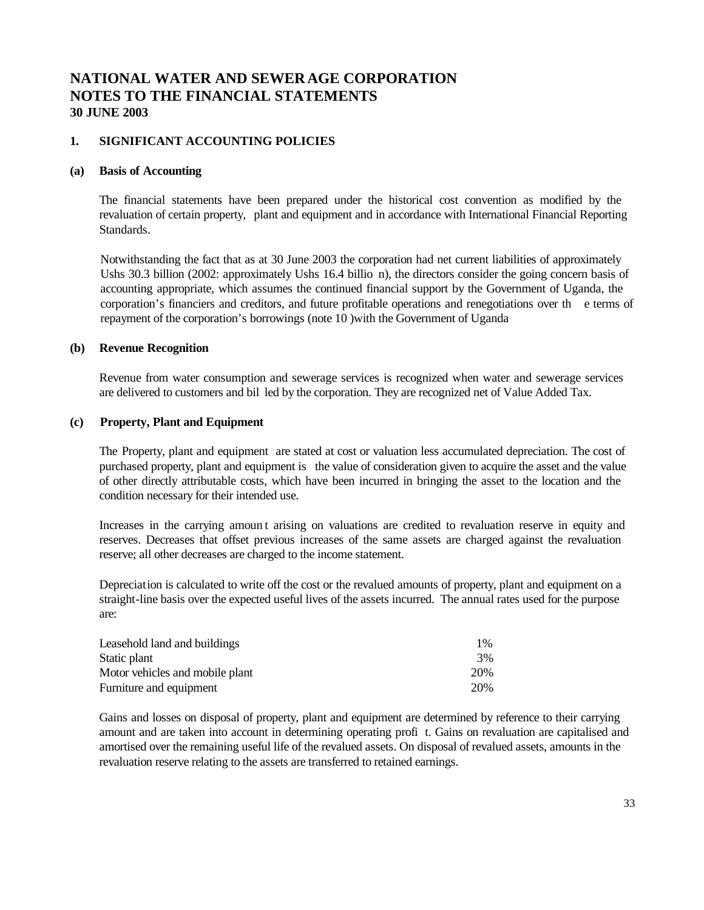# NATIONAL WATER AND SEWERAGE CORPORATION
# NOTES TO THE FINANCIAL STATEMENTS
**30 JUNE 2003**

## 1. SIGNIFICANT ACCOUNTING POLICIES

### (a) Basis of Accounting

The financial statements have been prepared under the historical cost convention as modified by the revaluation of certain property, plant and equipment and in accordance with International Financial Reporting Standards.

Notwithstanding the fact that as at 30 June 2003 the corporation had net current liabilities of approximately Ushs 30.3 billion (2002: approximately Ushs 16.4 billion), the directors consider the going concern basis of accounting appropriate, which assumes the continued financial support by the Government of Uganda, the corporation's financiers and creditors, and future profitable operations and renegotiations over the terms of repayment of the corporation's borrowings (note 10 )with the Government of Uganda

### (b) Revenue Recognition

Revenue from water consumption and sewerage services is recognized when water and sewerage services are delivered to customers and billed by the corporation. They are recognized net of Value Added Tax.

### (c) Property, Plant and Equipment

The Property, plant and equipment are stated at cost or valuation less accumulated depreciation. The cost of purchased property, plant and equipment is the value of consideration given to acquire the asset and the value of other directly attributable costs, which have been incurred in bringing the asset to the location and the condition necessary for their intended use.

Increases in the carrying amount arising on valuations are credited to revaluation reserve in equity and reserves. Decreases that offset previous increases of the same assets are charged against the revaluation reserve; all other decreases are charged to the income statement.

Depreciation is calculated to write off the cost or the revalued amounts of property, plant and equipment on a straight-line basis over the expected useful lives of the assets incurred. The annual rates used for the purpose are:

| | |
|---|---|
| Leasehold land and buildings | 1% |
| Static plant | 3% |
| Motor vehicles and mobile plant | 20% |
| Furniture and equipment | 20% |

Gains and losses on disposal of property, plant and equipment are determined by reference to their carrying amount and are taken into account in determining operating profit. Gains on revaluation are capitalised and amortised over the remaining useful life of the revalued assets. On disposal of revalued assets, amounts in the revaluation reserve relating to the assets are transferred to retained earnings.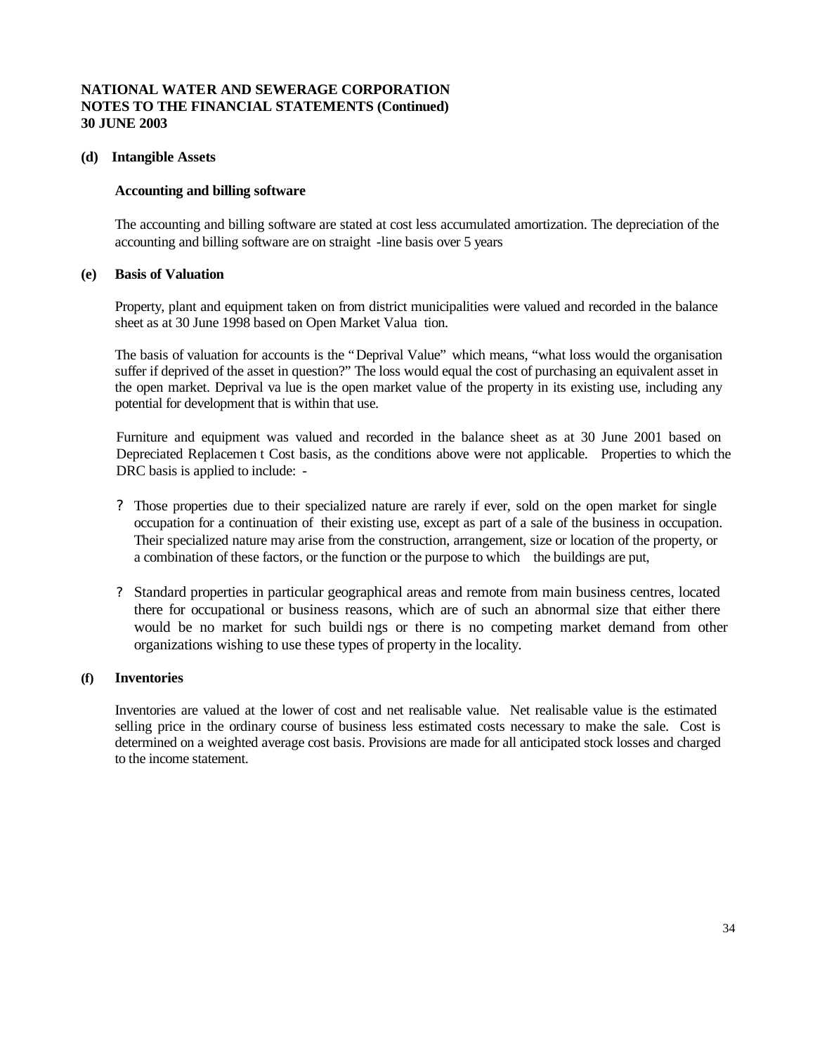**NATIONAL WATER AND SEWERAGE CORPORATION**
**NOTES TO THE FINANCIAL STATEMENTS (Continued)**
**30 JUNE 2003**

**(d) Intangible Assets**

**Accounting and billing software**

The accounting and billing software are stated at cost less accumulated amortization. The depreciation of the accounting and billing software are on straight -line basis over 5 years

**(e) Basis of Valuation**

Property, plant and equipment taken on from district municipalities were valued and recorded in the balance sheet as at 30 June 1998 based on Open Market Valua tion.

The basis of valuation for accounts is the "Deprival Value" which means, "what loss would the organisation suffer if deprived of the asset in question?" The loss would equal the cost of purchasing an equivalent asset in the open market. Deprival va lue is the open market value of the property in its existing use, including any potential for development that is within that use.

Furniture and equipment was valued and recorded in the balance sheet as at 30 June 2001 based on Depreciated Replacemen t Cost basis, as the conditions above were not applicable. Properties to which the DRC basis is applied to include: -

- Those properties due to their specialized nature are rarely if ever, sold on the open market for single occupation for a continuation of their existing use, except as part of a sale of the business in occupation. Their specialized nature may arise from the construction, arrangement, size or location of the property, or a combination of these factors, or the function or the purpose to which the buildings are put,

- Standard properties in particular geographical areas and remote from main business centres, located there for occupational or business reasons, which are of such an abnormal size that either there would be no market for such buildi ngs or there is no competing market demand from other organizations wishing to use these types of property in the locality.

**(f) Inventories**

Inventories are valued at the lower of cost and net realisable value. Net realisable value is the estimated selling price in the ordinary course of business less estimated costs necessary to make the sale. Cost is determined on a weighted average cost basis. Provisions are made for all anticipated stock losses and charged to the income statement.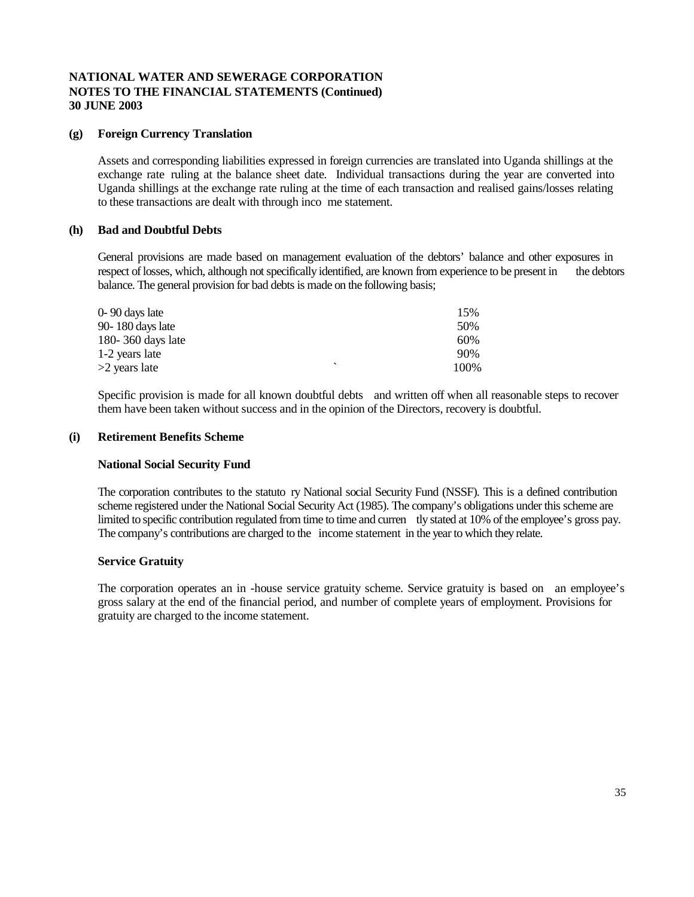**NATIONAL WATER AND SEWERAGE CORPORATION**
**NOTES TO THE FINANCIAL STATEMENTS (Continued)**
**30 JUNE 2003**

**(g) Foreign Currency Translation**

Assets and corresponding liabilities expressed in foreign currencies are translated into Uganda shillings at the exchange rate ruling at the balance sheet date. Individual transactions during the year are converted into Uganda shillings at the exchange rate ruling at the time of each transaction and realised gains/losses relating to these transactions are dealt with through income statement.

**(h) Bad and Doubtful Debts**

General provisions are made based on management evaluation of the debtors' balance and other exposures in respect of losses, which, although not specifically identified, are known from experience to be present in the debtors balance. The general provision for bad debts is made on the following basis;

| | |
|---|---|
| 0- 90 days late | 15% |
| 90- 180 days late | 50% |
| 180- 360 days late | 60% |
| 1-2 years late | 90% |
| >2 years late | 100% |

Specific provision is made for all known doubtful debts and written off when all reasonable steps to recover them have been taken without success and in the opinion of the Directors, recovery is doubtful.

**(i) Retirement Benefits Scheme**

**National Social Security Fund**

The corporation contributes to the statutory National social Security Fund (NSSF). This is a defined contribution scheme registered under the National Social Security Act (1985). The company's obligations under this scheme are limited to specific contribution regulated from time to time and currently stated at 10% of the employee's gross pay. The company's contributions are charged to the income statement in the year to which they relate.

**Service Gratuity**

The corporation operates an in -house service gratuity scheme. Service gratuity is based on an employee's gross salary at the end of the financial period, and number of complete years of employment. Provisions for gratuity are charged to the income statement.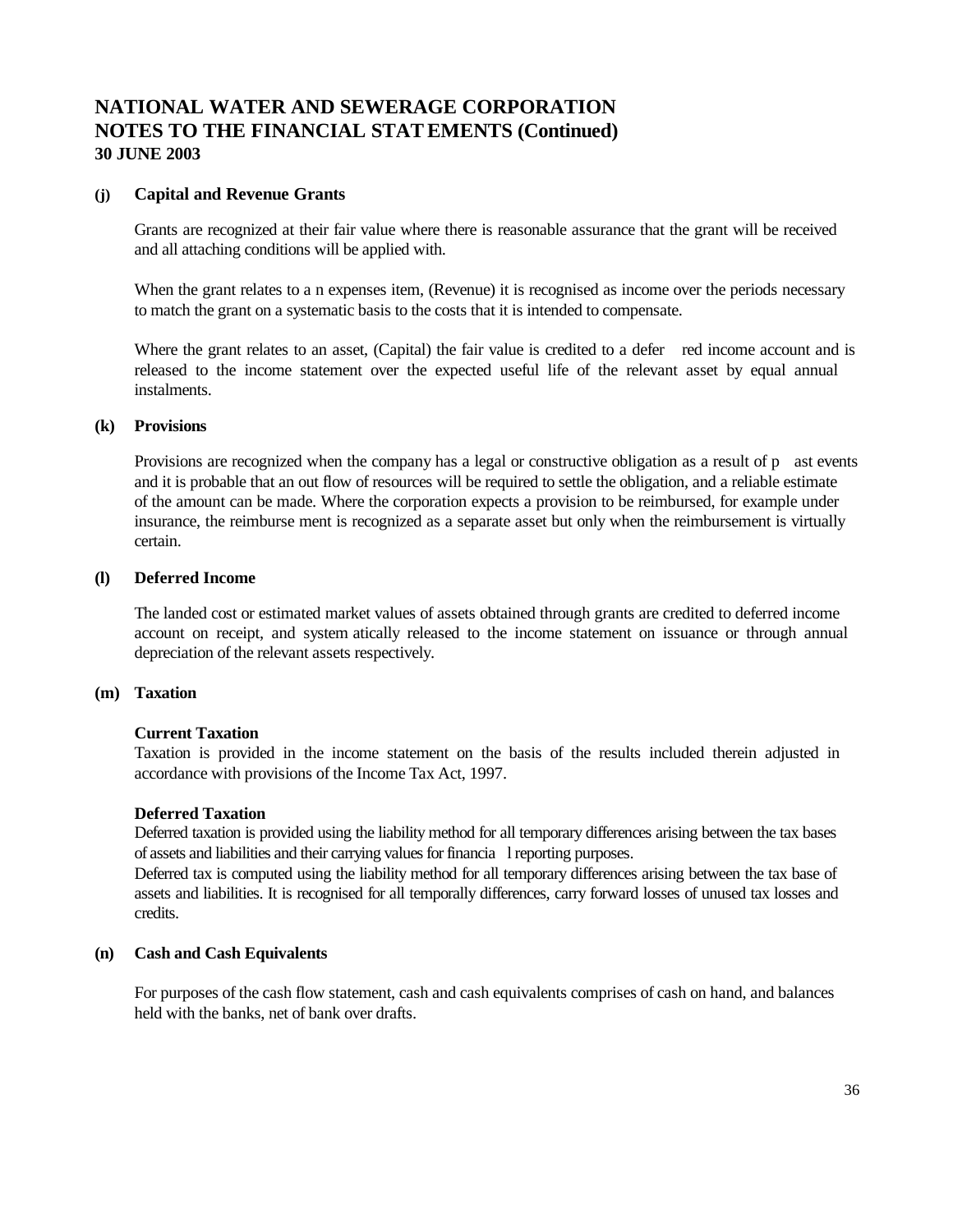# NATIONAL WATER AND SEWERAGE CORPORATION
# NOTES TO THE FINANCIAL STATEMENTS (Continued)
### 30 JUNE 2003

**(j) Capital and Revenue Grants**

Grants are recognized at their fair value where there is reasonable assurance that the grant will be received and all attaching conditions will be applied with.

When the grant relates to a n expenses item, (Revenue) it is recognised as income over the periods necessary to match the grant on a systematic basis to the costs that it is intended to compensate.

Where the grant relates to an asset, (Capital) the fair value is credited to a defer red income account and is released to the income statement over the expected useful life of the relevant asset by equal annual instalments.

**(k) Provisions**

Provisions are recognized when the company has a legal or constructive obligation as a result of p ast events and it is probable that an out flow of resources will be required to settle the obligation, and a reliable estimate of the amount can be made. Where the corporation expects a provision to be reimbursed, for example under insurance, the reimburse ment is recognized as a separate asset but only when the reimbursement is virtually certain.

**(l) Deferred Income**

The landed cost or estimated market values of assets obtained through grants are credited to deferred income account on receipt, and system atically released to the income statement on issuance or through annual depreciation of the relevant assets respectively.

**(m) Taxation**

**Current Taxation**
Taxation is provided in the income statement on the basis of the results included therein adjusted in accordance with provisions of the Income Tax Act, 1997.

**Deferred Taxation**
Deferred taxation is provided using the liability method for all temporary differences arising between the tax bases of assets and liabilities and their carrying values for financia l reporting purposes.
Deferred tax is computed using the liability method for all temporary differences arising between the tax base of assets and liabilities. It is recognised for all temporally differences, carry forward losses of unused tax losses and credits.

**(n) Cash and Cash Equivalents**

For purposes of the cash flow statement, cash and cash equivalents comprises of cash on hand, and balances held with the banks, net of bank over drafts.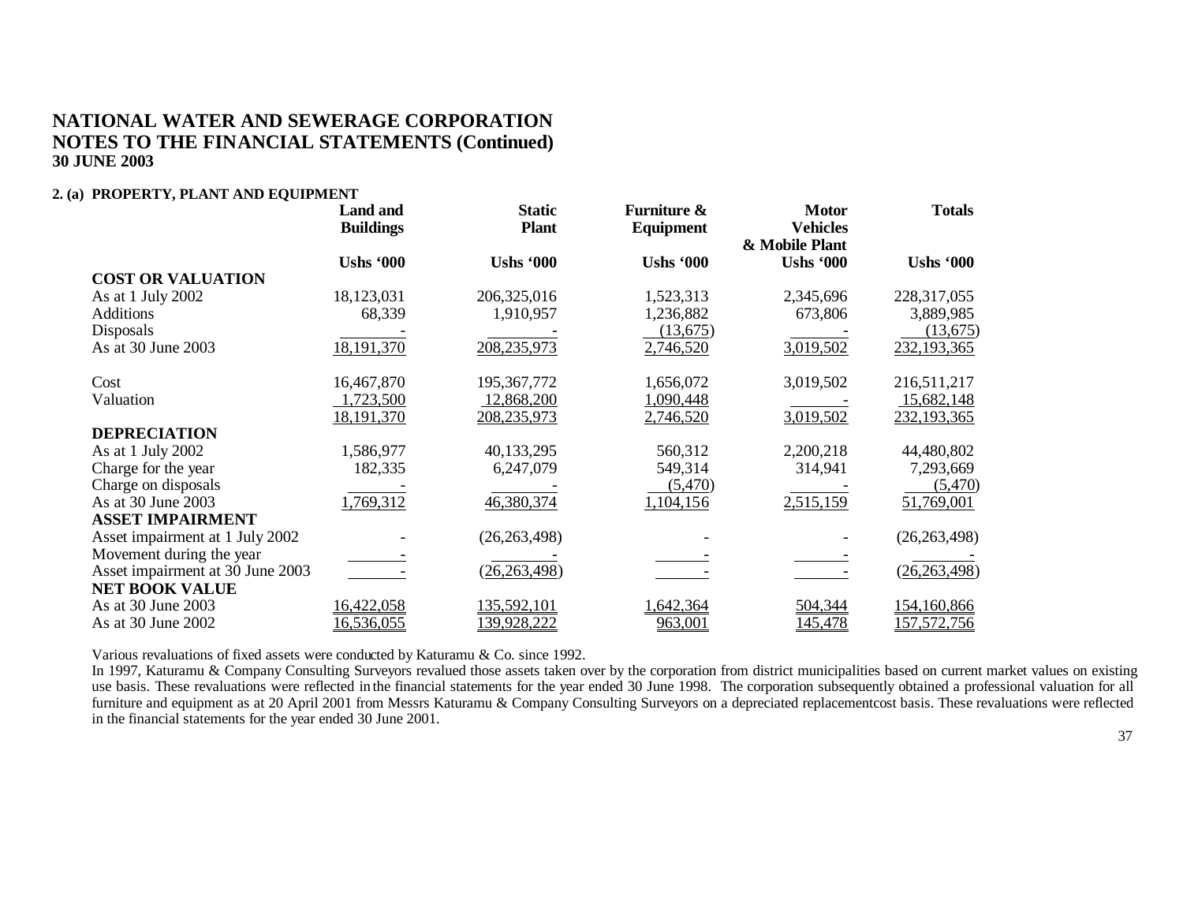# NATIONAL WATER AND SEWERAGE CORPORATION
# NOTES TO THE FINANCIAL STATEMENTS (Continued)
## 30 JUNE 2003

### 2. (a) PROPERTY, PLANT AND EQUIPMENT

| | Land and Buildings | Static Plant | Furniture & Equipment | Motor Vehicles & Mobile Plant | Totals |
|---|---|---|---|---|---|
| | Ushs '000 | Ushs '000 | Ushs '000 | Ushs '000 | Ushs '000 |
| **COST OR VALUATION** | | | | | |
| As at 1 July 2002 | 18,123,031 | 206,325,016 | 1,523,313 | 2,345,696 | 228,317,055 |
| Additions | 68,339 | 1,910,957 | 1,236,882 | 673,806 | 3,889,985 |
| Disposals | - | - | (13,675) | - | (13,675) |
| As at 30 June 2003 | 18,191,370 | 208,235,973 | 2,746,520 | 3,019,502 | 232,193,365 |
| | | | | | |
| Cost | 16,467,870 | 195,367,772 | 1,656,072 | 3,019,502 | 216,511,217 |
| Valuation | 1,723,500 | 12,868,200 | 1,090,448 | - | 15,682,148 |
| | 18,191,370 | 208,235,973 | 2,746,520 | 3,019,502 | 232,193,365 |
| **DEPRECIATION** | | | | | |
| As at 1 July 2002 | 1,586,977 | 40,133,295 | 560,312 | 2,200,218 | 44,480,802 |
| Charge for the year | 182,335 | 6,247,079 | 549,314 | 314,941 | 7,293,669 |
| Charge on disposals | - | - | (5,470) | - | (5,470) |
| As at 30 June 2003 | 1,769,312 | 46,380,374 | 1,104,156 | 2,515,159 | 51,769,001 |
| **ASSET IMPAIRMENT** | | | | | |
| Asset impairment at 1 July 2002 | - | (26,263,498) | - | - | (26,263,498) |
| Movement during the year | - | - | - | - | - |
| Asset impairment at 30 June 2003 | - | (26,263,498) | - | - | (26,263,498) |
| **NET BOOK VALUE** | | | | | |
| As at 30 June 2003 | 16,422,058 | 135,592,101 | 1,642,364 | 504,344 | 154,160,866 |
| As at 30 June 2002 | 16,536,055 | 139,928,222 | 963,001 | 145,478 | 157,572,756 |

Various revaluations of fixed assets were conducted by Katuramu & Co. since 1992.

In 1997, Katuramu & Company Consulting Surveyors revalued those assets taken over by the corporation from district municipalities based on current market values on existing use basis. These revaluations were reflected in the financial statements for the year ended 30 June 1998. The corporation subsequently obtained a professional valuation for all furniture and equipment as at 20 April 2001 from Messrs Katuramu & Company Consulting Surveyors on a depreciated replacementcost basis. These revaluations were reflected in the financial statements for the year ended 30 June 2001.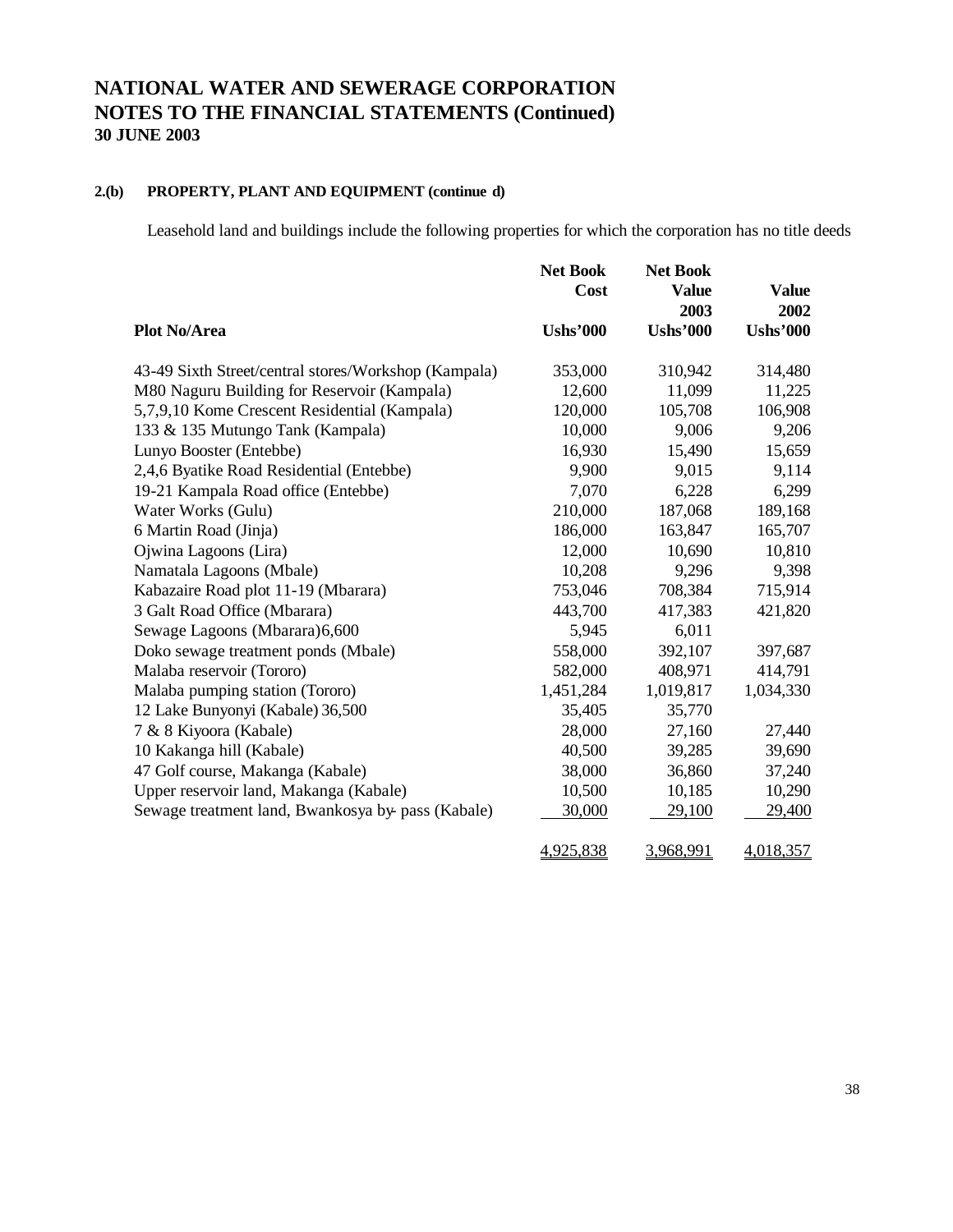# NATIONAL WATER AND SEWERAGE CORPORATION
# NOTES TO THE FINANCIAL STATEMENTS (Continued)
### 30 JUNE 2003

**2.(b) PROPERTY, PLANT AND EQUIPMENT (continue d)**

Leasehold land and buildings include the following properties for which the corporation has no title deeds

| Plot No/Area | Net Book Cost Ushs'000 | Net Book Value 2003 Ushs'000 | Value 2002 Ushs'000 |
|---|---|---|---|
| 43-49 Sixth Street/central stores/Workshop (Kampala) | 353,000 | 310,942 | 314,480 |
| M80 Naguru Building for Reservoir (Kampala) | 12,600 | 11,099 | 11,225 |
| 5,7,9,10 Kome Crescent Residential (Kampala) | 120,000 | 105,708 | 106,908 |
| 133 & 135 Mutungo Tank (Kampala) | 10,000 | 9,006 | 9,206 |
| Lunyo Booster (Entebbe) | 16,930 | 15,490 | 15,659 |
| 2,4,6 Byatike Road Residential (Entebbe) | 9,900 | 9,015 | 9,114 |
| 19-21 Kampala Road office (Entebbe) | 7,070 | 6,228 | 6,299 |
| Water Works (Gulu) | 210,000 | 187,068 | 189,168 |
| 6 Martin Road (Jinja) | 186,000 | 163,847 | 165,707 |
| Ojwina Lagoons (Lira) | 12,000 | 10,690 | 10,810 |
| Namatala Lagoons (Mbale) | 10,208 | 9,296 | 9,398 |
| Kabazaire Road plot 11-19 (Mbarara) | 753,046 | 708,384 | 715,914 |
| 3 Galt Road Office (Mbarara) | 443,700 | 417,383 | 421,820 |
| Sewage Lagoons (Mbarara)6,600 | 5,945 | 6,011 | |
| Doko sewage treatment ponds (Mbale) | 558,000 | 392,107 | 397,687 |
| Malaba reservoir (Tororo) | 582,000 | 408,971 | 414,791 |
| Malaba pumping station (Tororo) | 1,451,284 | 1,019,817 | 1,034,330 |
| 12 Lake Bunyonyi (Kabale) 36,500 | 35,405 | 35,770 | |
| 7 & 8 Kiyoora (Kabale) | 28,000 | 27,160 | 27,440 |
| 10 Kakanga hill (Kabale) | 40,500 | 39,285 | 39,690 |
| 47 Golf course, Makanga (Kabale) | 38,000 | 36,860 | 37,240 |
| Upper reservoir land, Makanga (Kabale) | 10,500 | 10,185 | 10,290 |
| Sewage treatment land, Bwankosya by- pass (Kabale) | 30,000 | 29,100 | 29,400 |
| | 4,925,838 | 3,968,991 | 4,018,357 |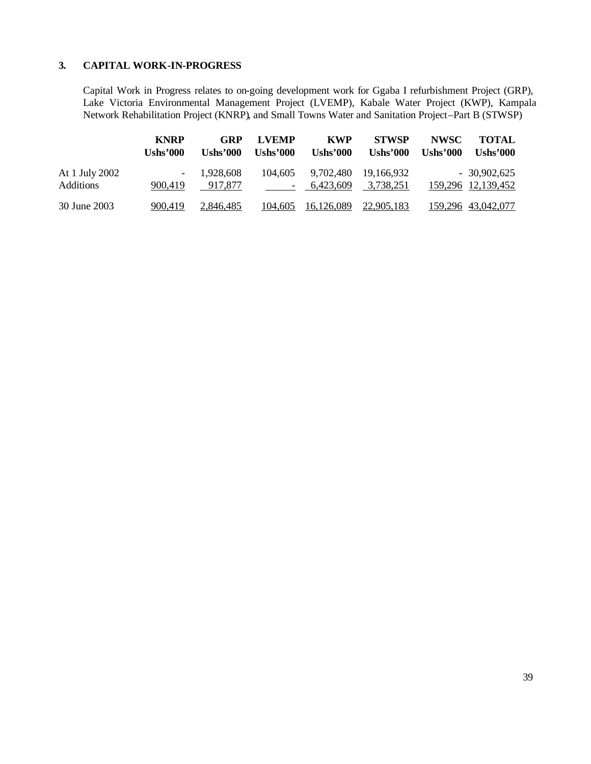## 3. CAPITAL WORK-IN-PROGRESS

Capital Work in Progress relates to on-going development work for Ggaba I refurbishment Project (GRP), Lake Victoria Environmental Management Project (LVEMP), Kabale Water Project (KWP), Kampala Network Rehabilitation Project (KNRP), and Small Towns Water and Sanitation Project–Part B (STWSP)

| | KNRP Ushs'000 | GRP Ushs'000 | LVEMP Ushs'000 | KWP Ushs'000 | STWSP Ushs'000 | NWSC Ushs'000 | TOTAL Ushs'000 |
|---|---|---|---|---|---|---|---|
| At 1 July 2002 | - | 1,928,608 | 104,605 | 9,702,480 | 19,166,932 | - | 30,902,625 |
| Additions | 900,419 | 917,877 | - | 6,423,609 | 3,738,251 | 159,296 | 12,139,452 |
| 30 June 2003 | 900,419 | 2,846,485 | 104,605 | 16,126,089 | 22,905,183 | 159,296 | 43,042,077 |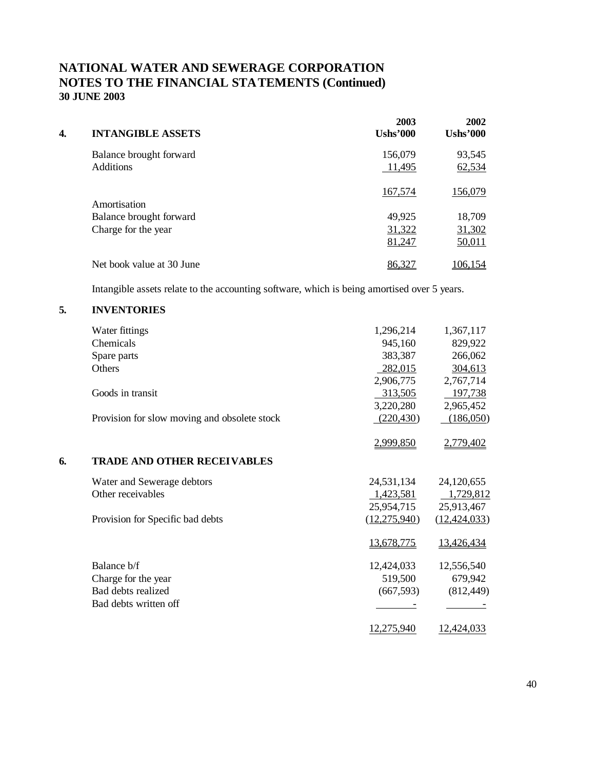# NATIONAL WATER AND SEWERAGE CORPORATION
# NOTES TO THE FINANCIAL STATEMENTS (Continued)
**30 JUNE 2003**

## 4. INTANGIBLE ASSETS

| | 2003 Ushs'000 | 2002 Ushs'000 |
|---|---|---|
| Balance brought forward | 156,079 | 93,545 |
| Additions | 11,495 | 62,534 |
| | 167,574 | 156,079 |
| Amortisation | | |
| Balance brought forward | 49,925 | 18,709 |
| Charge for the year | 31,322 | 31,302 |
| | 81,247 | 50,011 |
| Net book value at 30 June | 86,327 | 106,154 |

Intangible assets relate to the accounting software, which is being amortised over 5 years.

## 5. INVENTORIES

| | 2003 Ushs'000 | 2002 Ushs'000 |
|---|---|---|
| Water fittings | 1,296,214 | 1,367,117 |
| Chemicals | 945,160 | 829,922 |
| Spare parts | 383,387 | 266,062 |
| Others | 282,015 | 304,613 |
| | 2,906,775 | 2,767,714 |
| Goods in transit | 313,505 | 197,738 |
| | 3,220,280 | 2,965,452 |
| Provision for slow moving and obsolete stock | (220,430) | (186,050) |
| | 2,999,850 | 2,779,402 |

## 6. TRADE AND OTHER RECEIVABLES

| | 2003 Ushs'000 | 2002 Ushs'000 |
|---|---|---|
| Water and Sewerage debtors | 24,531,134 | 24,120,655 |
| Other receivables | 1,423,581 | 1,729,812 |
| | 25,954,715 | 25,913,467 |
| Provision for Specific bad debts | (12,275,940) | (12,424,033) |
| | 13,678,775 | 13,426,434 |
| Balance b/f | 12,424,033 | 12,556,540 |
| Charge for the year | 519,500 | 679,942 |
| Bad debts realized | (667,593) | (812,449) |
| Bad debts written off | - | - |
| | 12,275,940 | 12,424,033 |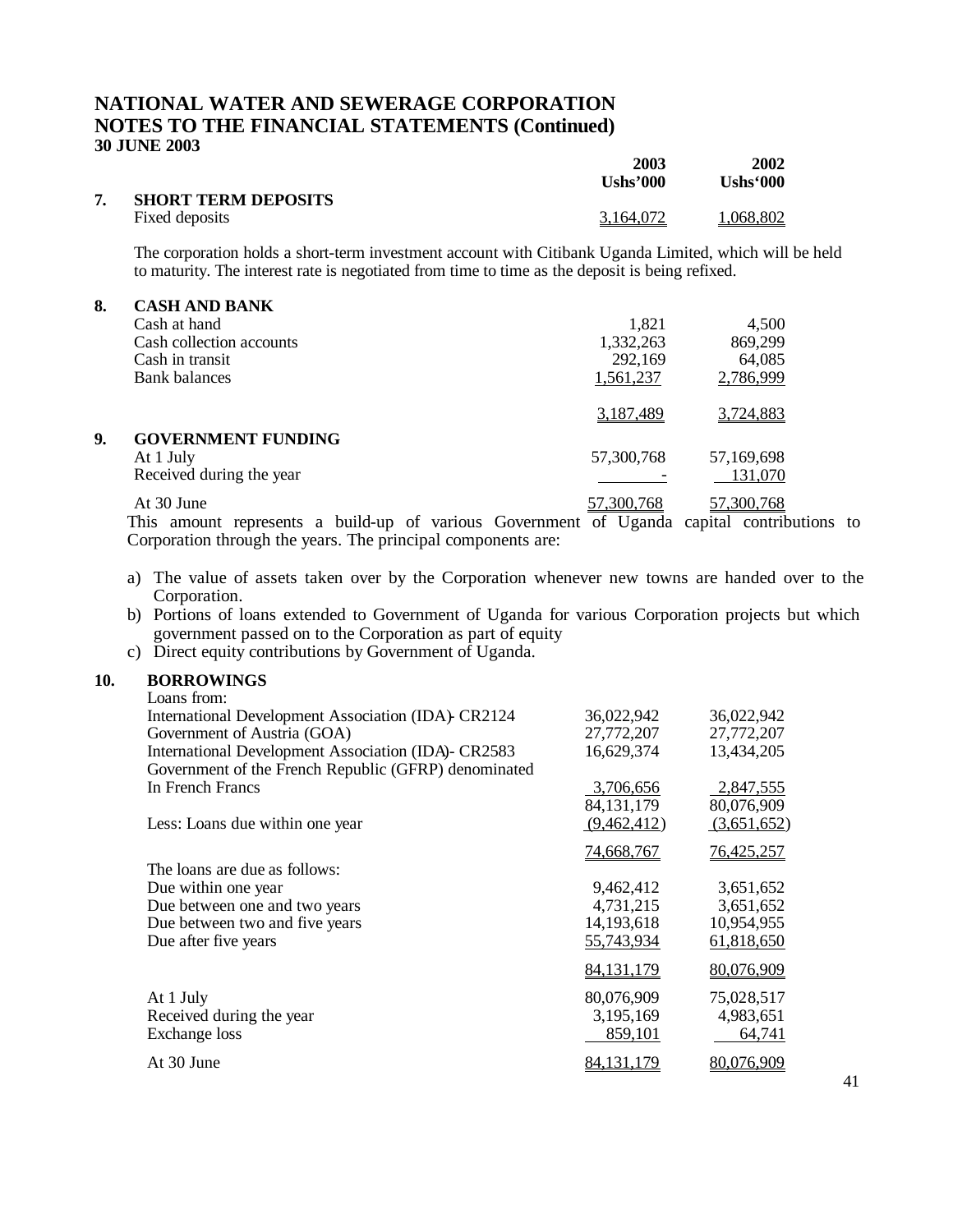## NATIONAL WATER AND SEWERAGE CORPORATION
## NOTES TO THE FINANCIAL STATEMENTS (Continued)
**30 JUNE 2003**

| | 2003 Ushs'000 | 2002 Ushs'000 |
|---|---|---|
| **7. SHORT TERM DEPOSITS** | | |
| Fixed deposits | 3,164,072 | 1,068,802 |

The corporation holds a short-term investment account with Citibank Uganda Limited, which will be held to maturity. The interest rate is negotiated from time to time as the deposit is being refixed.

| | 2003 Ushs'000 | 2002 Ushs'000 |
|---|---|---|
| **8. CASH AND BANK** | | |
| Cash at hand | 1,821 | 4,500 |
| Cash collection accounts | 1,332,263 | 869,299 |
| Cash in transit | 292,169 | 64,085 |
| Bank balances | 1,561,237 | 2,786,999 |
| | 3,187,489 | 3,724,883 |
| **9. GOVERNMENT FUNDING** | | |
| At 1 July | 57,300,768 | 57,169,698 |
| Received during the year | - | 131,070 |
| At 30 June | 57,300,768 | 57,300,768 |

This amount represents a build-up of various Government of Uganda capital contributions to Corporation through the years. The principal components are:

a) The value of assets taken over by the Corporation whenever new towns are handed over to the Corporation.
b) Portions of loans extended to Government of Uganda for various Corporation projects but which government passed on to the Corporation as part of equity
c) Direct equity contributions by Government of Uganda.

| | 2003 Ushs'000 | 2002 Ushs'000 |
|---|---|---|
| **10. BORROWINGS** | | |
| Loans from: | | |
| International Development Association (IDA)- CR2124 | 36,022,942 | 36,022,942 |
| Government of Austria (GOA) | 27,772,207 | 27,772,207 |
| International Development Association (IDA)- CR2583 | 16,629,374 | 13,434,205 |
| Government of the French Republic (GFRP) denominated In French Francs | 3,706,656 | 2,847,555 |
| | 84,131,179 | 80,076,909 |
| Less: Loans due within one year | (9,462,412) | (3,651,652) |
| | 74,668,767 | 76,425,257 |
| The loans are due as follows: | | |
| Due within one year | 9,462,412 | 3,651,652 |
| Due between one and two years | 4,731,215 | 3,651,652 |
| Due between two and five years | 14,193,618 | 10,954,955 |
| Due after five years | 55,743,934 | 61,818,650 |
| | 84,131,179 | 80,076,909 |
| At 1 July | 80,076,909 | 75,028,517 |
| Received during the year | 3,195,169 | 4,983,651 |
| Exchange loss | 859,101 | 64,741 |
| At 30 June | 84,131,179 | 80,076,909 |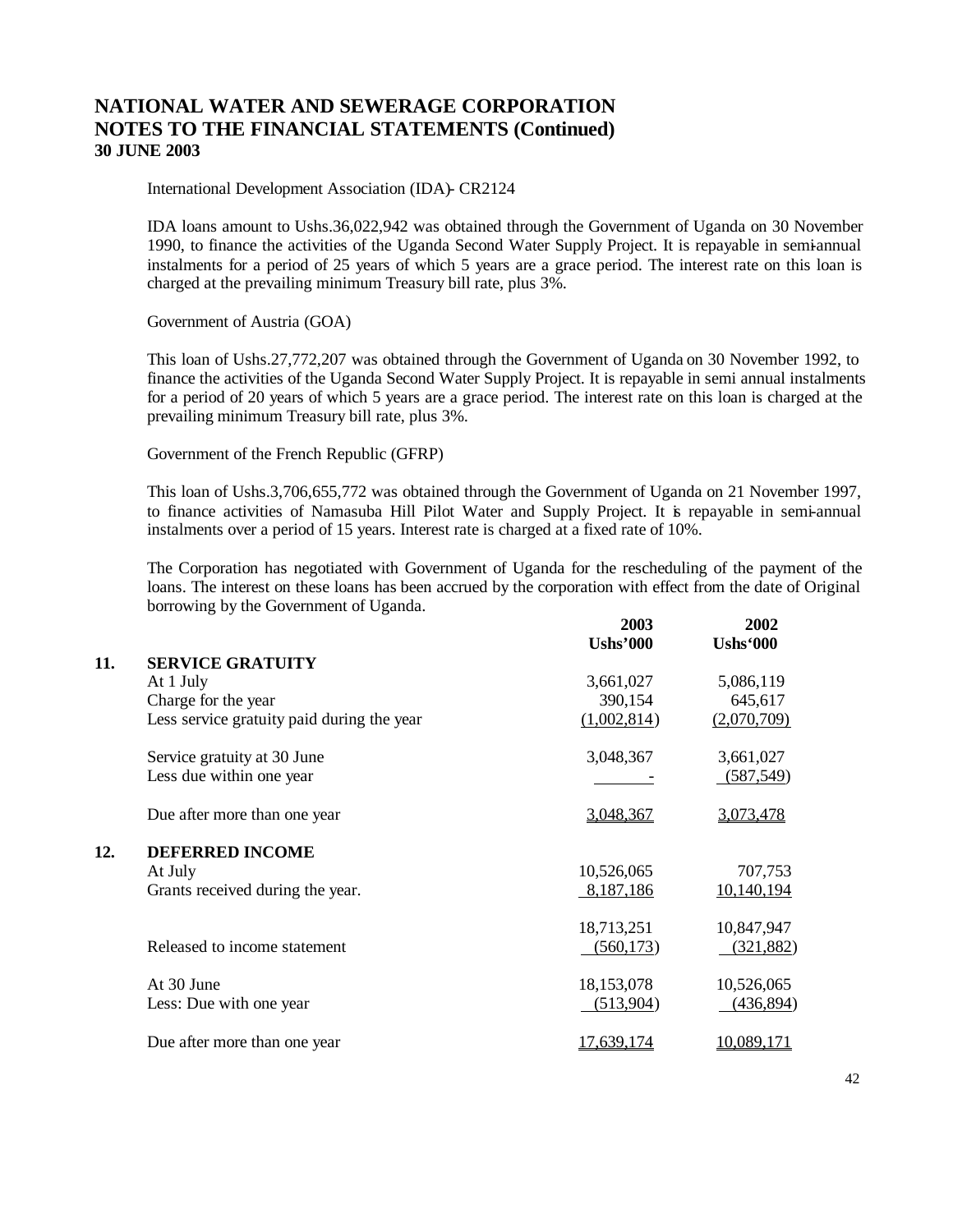# NATIONAL WATER AND SEWERAGE CORPORATION
# NOTES TO THE FINANCIAL STATEMENTS (Continued)
## 30 JUNE 2003

International Development Association (IDA)- CR2124

IDA loans amount to Ushs.36,022,942 was obtained through the Government of Uganda on 30 November 1990, to finance the activities of the Uganda Second Water Supply Project. It is repayable in semi-annual instalments for a period of 25 years of which 5 years are a grace period. The interest rate on this loan is charged at the prevailing minimum Treasury bill rate, plus 3%.

Government of Austria (GOA)

This loan of Ushs.27,772,207 was obtained through the Government of Uganda on 30 November 1992, to finance the activities of the Uganda Second Water Supply Project. It is repayable in semi annual instalments for a period of 20 years of which 5 years are a grace period. The interest rate on this loan is charged at the prevailing minimum Treasury bill rate, plus 3%.

Government of the French Republic (GFRP)

This loan of Ushs.3,706,655,772 was obtained through the Government of Uganda on 21 November 1997, to finance activities of Namasuba Hill Pilot Water and Supply Project. It is repayable in semi-annual instalments over a period of 15 years. Interest rate is charged at a fixed rate of 10%.

The Corporation has negotiated with Government of Uganda for the rescheduling of the payment of the loans. The interest on these loans has been accrued by the corporation with effect from the date of Original borrowing by the Government of Uganda.

| | | 2003<br>Ushs'000 | 2002<br>Ushs'000 |
|---|---|---|---|
| **11.** | **SERVICE GRATUITY** | | |
| | At 1 July | 3,661,027 | 5,086,119 |
| | Charge for the year | 390,154 | 645,617 |
| | Less service gratuity paid during the year | (1,002,814) | (2,070,709) |
| | Service gratuity at 30 June | 3,048,367 | 3,661,027 |
| | Less due within one year | - | (587,549) |
| | Due after more than one year | 3,048,367 | 3,073,478 |
| **12.** | **DEFERRED INCOME** | | |
| | At July | 10,526,065 | 707,753 |
| | Grants received during the year. | 8,187,186 | 10,140,194 |
| | | 18,713,251 | 10,847,947 |
| | Released to income statement | (560,173) | (321,882) |
| | At 30 June | 18,153,078 | 10,526,065 |
| | Less: Due with one year | (513,904) | (436,894) |
| | Due after more than one year | 17,639,174 | 10,089,171 |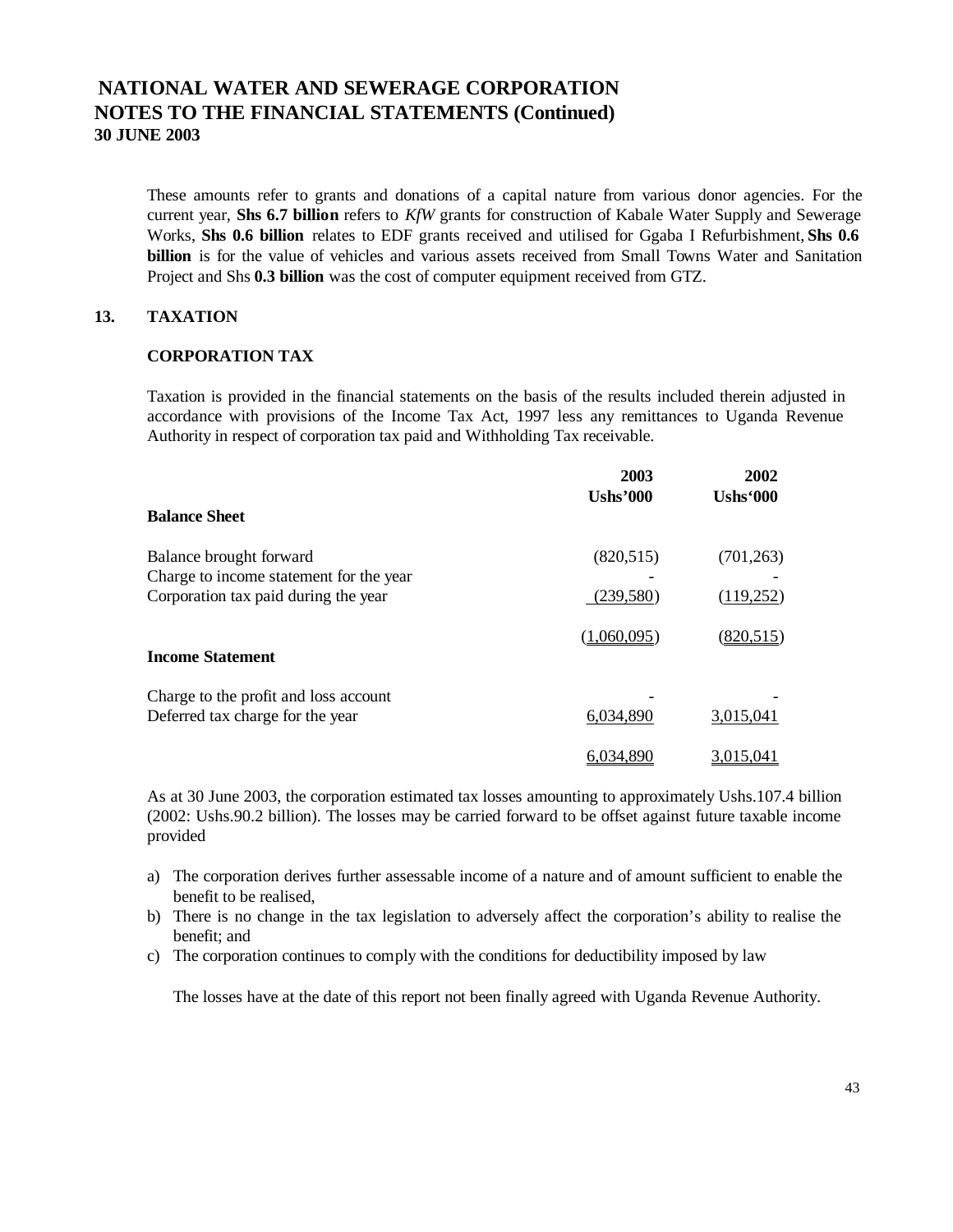# NATIONAL WATER AND SEWERAGE CORPORATION
## NOTES TO THE FINANCIAL STATEMENTS (Continued)
### 30 JUNE 2003

These amounts refer to grants and donations of a capital nature from various donor agencies. For the current year, **Shs 6.7 billion** refers to *KfW* grants for construction of Kabale Water Supply and Sewerage Works, **Shs 0.6 billion** relates to EDF grants received and utilised for Ggaba I Refurbishment, **Shs 0.6 billion** is for the value of vehicles and various assets received from Small Towns Water and Sanitation Project and Shs **0.3 billion** was the cost of computer equipment received from GTZ.

## 13. TAXATION

### CORPORATION TAX

Taxation is provided in the financial statements on the basis of the results included therein adjusted in accordance with provisions of the Income Tax Act, 1997 less any remittances to Uganda Revenue Authority in respect of corporation tax paid and Withholding Tax receivable.

| | 2003 Ushs'000 | 2002 Ushs'000 |
|---|---|---|
| **Balance Sheet** | | |
| Balance brought forward | (820,515) | (701,263) |
| Charge to income statement for the year | - | - |
| Corporation tax paid during the year | (239,580) | (119,252) |
| | (1,060,095) | (820,515) |
| **Income Statement** | | |
| Charge to the profit and loss account | - | - |
| Deferred tax charge for the year | 6,034,890 | 3,015,041 |
| | 6,034,890 | 3,015,041 |

As at 30 June 2003, the corporation estimated tax losses amounting to approximately Ushs.107.4 billion (2002: Ushs.90.2 billion). The losses may be carried forward to be offset against future taxable income provided

a) The corporation derives further assessable income of a nature and of amount sufficient to enable the benefit to be realised,
b) There is no change in the tax legislation to adversely affect the corporation's ability to realise the benefit; and
c) The corporation continues to comply with the conditions for deductibility imposed by law

The losses have at the date of this report not been finally agreed with Uganda Revenue Authority.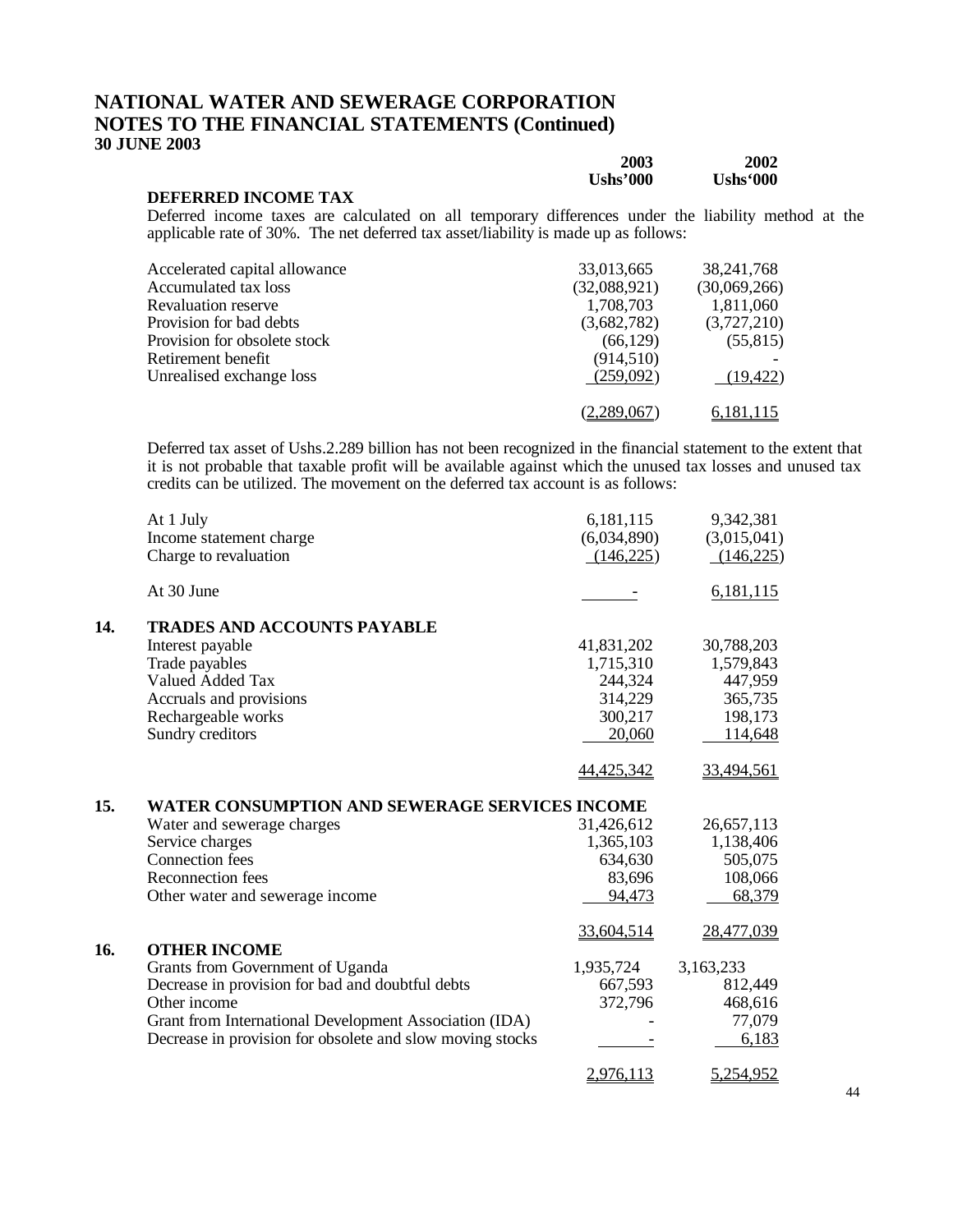# NATIONAL WATER AND SEWERAGE CORPORATION
# NOTES TO THE FINANCIAL STATEMENTS (Continued)
**30 JUNE 2003**

### DEFERRED INCOME TAX

Deferred income taxes are calculated on all temporary differences under the liability method at the applicable rate of 30%. The net deferred tax asset/liability is made up as follows:

| | 2003 Ushs'000 | 2002 Ushs'000 |
|---|---|---|
| Accelerated capital allowance | 33,013,665 | 38,241,768 |
| Accumulated tax loss | (32,088,921) | (30,069,266) |
| Revaluation reserve | 1,708,703 | 1,811,060 |
| Provision for bad debts | (3,682,782) | (3,727,210) |
| Provision for obsolete stock | (66,129) | (55,815) |
| Retirement benefit | (914,510) | - |
| Unrealised exchange loss | (259,092) | (19,422) |
| | (2,289,067) | 6,181,115 |

Deferred tax asset of Ushs.2.289 billion has not been recognized in the financial statement to the extent that it is not probable that taxable profit will be available against which the unused tax losses and unused tax credits can be utilized. The movement on the deferred tax account is as follows:

| | 2003 Ushs'000 | 2002 Ushs'000 |
|---|---|---|
| At 1 July | 6,181,115 | 9,342,381 |
| Income statement charge | (6,034,890) | (3,015,041) |
| Charge to revaluation | (146,225) | (146,225) |
| At 30 June | - | 6,181,115 |

### 14. TRADES AND ACCOUNTS PAYABLE

| | 2003 Ushs'000 | 2002 Ushs'000 |
|---|---|---|
| Interest payable | 41,831,202 | 30,788,203 |
| Trade payables | 1,715,310 | 1,579,843 |
| Valued Added Tax | 244,324 | 447,959 |
| Accruals and provisions | 314,229 | 365,735 |
| Rechargeable works | 300,217 | 198,173 |
| Sundry creditors | 20,060 | 114,648 |
| | 44,425,342 | 33,494,561 |

### 15. WATER CONSUMPTION AND SEWERAGE SERVICES INCOME

| | 2003 Ushs'000 | 2002 Ushs'000 |
|---|---|---|
| Water and sewerage charges | 31,426,612 | 26,657,113 |
| Service charges | 1,365,103 | 1,138,406 |
| Connection fees | 634,630 | 505,075 |
| Reconnection fees | 83,696 | 108,066 |
| Other water and sewerage income | 94,473 | 68,379 |
| | 33,604,514 | 28,477,039 |

### 16. OTHER INCOME

| | 2003 Ushs'000 | 2002 Ushs'000 |
|---|---|---|
| Grants from Government of Uganda | 1,935,724 | 3,163,233 |
| Decrease in provision for bad and doubtful debts | 667,593 | 812,449 |
| Other income | 372,796 | 468,616 |
| Grant from International Development Association (IDA) | - | 77,079 |
| Decrease in provision for obsolete and slow moving stocks | - | 6,183 |
| | 2,976,113 | 5,254,952 |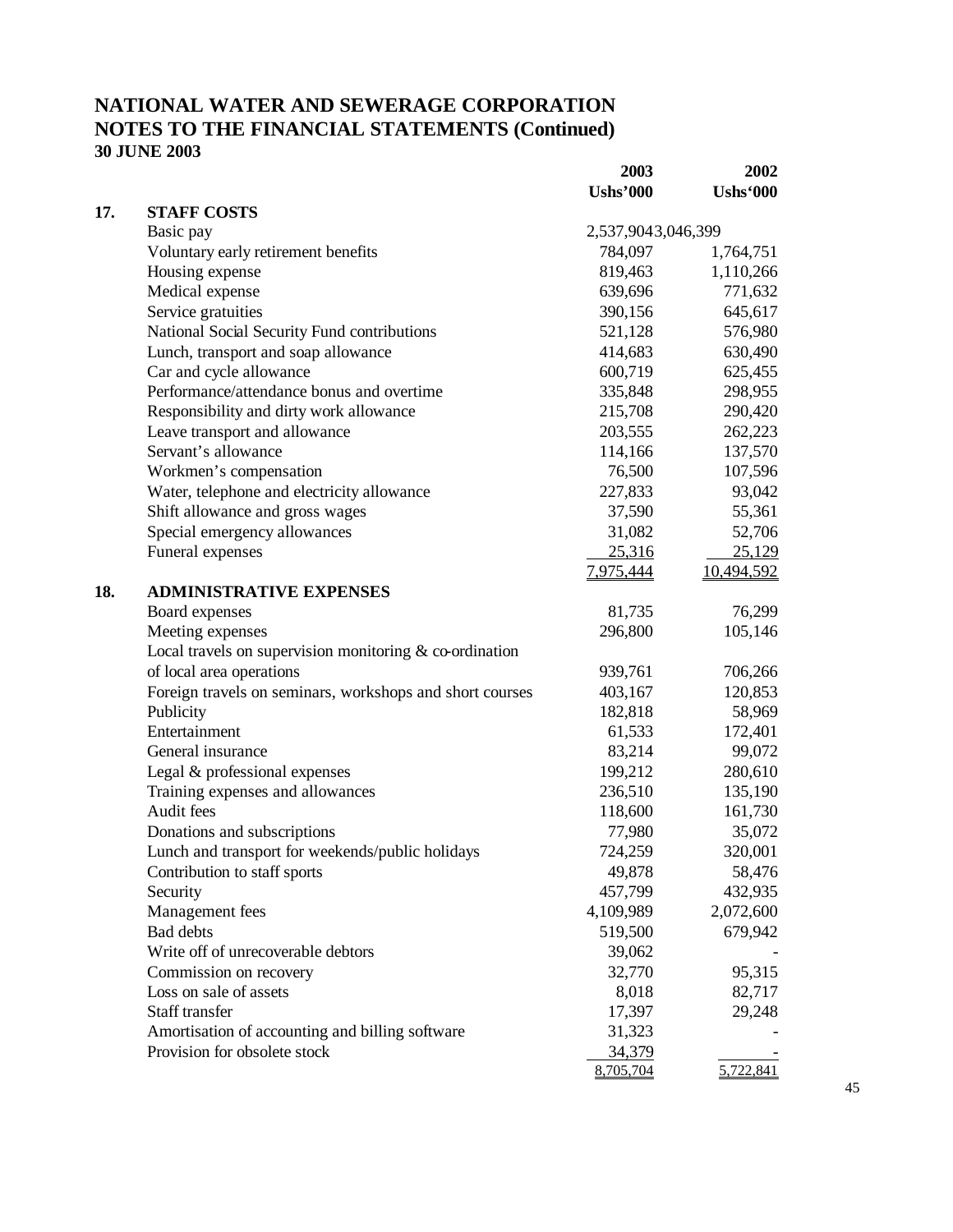# NATIONAL WATER AND SEWERAGE CORPORATION
# NOTES TO THE FINANCIAL STATEMENTS (Continued)
**30 JUNE 2003**

| | | 2003 | 2002 |
|---|---|---|---|
| | | **Ushs'000** | **Ushs'000** |
| **17.** | **STAFF COSTS** | | |
| | Basic pay | 2,537,904 | 3,046,399 |
| | Voluntary early retirement benefits | 784,097 | 1,764,751 |
| | Housing expense | 819,463 | 1,110,266 |
| | Medical expense | 639,696 | 771,632 |
| | Service gratuities | 390,156 | 645,617 |
| | National Social Security Fund contributions | 521,128 | 576,980 |
| | Lunch, transport and soap allowance | 414,683 | 630,490 |
| | Car and cycle allowance | 600,719 | 625,455 |
| | Performance/attendance bonus and overtime | 335,848 | 298,955 |
| | Responsibility and dirty work allowance | 215,708 | 290,420 |
| | Leave transport and allowance | 203,555 | 262,223 |
| | Servant's allowance | 114,166 | 137,570 |
| | Workmen's compensation | 76,500 | 107,596 |
| | Water, telephone and electricity allowance | 227,833 | 93,042 |
| | Shift allowance and gross wages | 37,590 | 55,361 |
| | Special emergency allowances | 31,082 | 52,706 |
| | Funeral expenses | 25,316 | 25,129 |
| | | 7,975,444 | 10,494,592 |
| **18.** | **ADMINISTRATIVE EXPENSES** | | |
| | Board expenses | 81,735 | 76,299 |
| | Meeting expenses | 296,800 | 105,146 |
| | Local travels on supervision monitoring & co-ordination of local area operations | 939,761 | 706,266 |
| | Foreign travels on seminars, workshops and short courses | 403,167 | 120,853 |
| | Publicity | 182,818 | 58,969 |
| | Entertainment | 61,533 | 172,401 |
| | General insurance | 83,214 | 99,072 |
| | Legal & professional expenses | 199,212 | 280,610 |
| | Training expenses and allowances | 236,510 | 135,190 |
| | Audit fees | 118,600 | 161,730 |
| | Donations and subscriptions | 77,980 | 35,072 |
| | Lunch and transport for weekends/public holidays | 724,259 | 320,001 |
| | Contribution to staff sports | 49,878 | 58,476 |
| | Security | 457,799 | 432,935 |
| | Management fees | 4,109,989 | 2,072,600 |
| | Bad debts | 519,500 | 679,942 |
| | Write off of unrecoverable debtors | 39,062 | - |
| | Commission on recovery | 32,770 | 95,315 |
| | Loss on sale of assets | 8,018 | 82,717 |
| | Staff transfer | 17,397 | 29,248 |
| | Amortisation of accounting and billing software | 31,323 | - |
| | Provision for obsolete stock | 34,379 | - |
| | | 8,705,704 | 5,722,841 |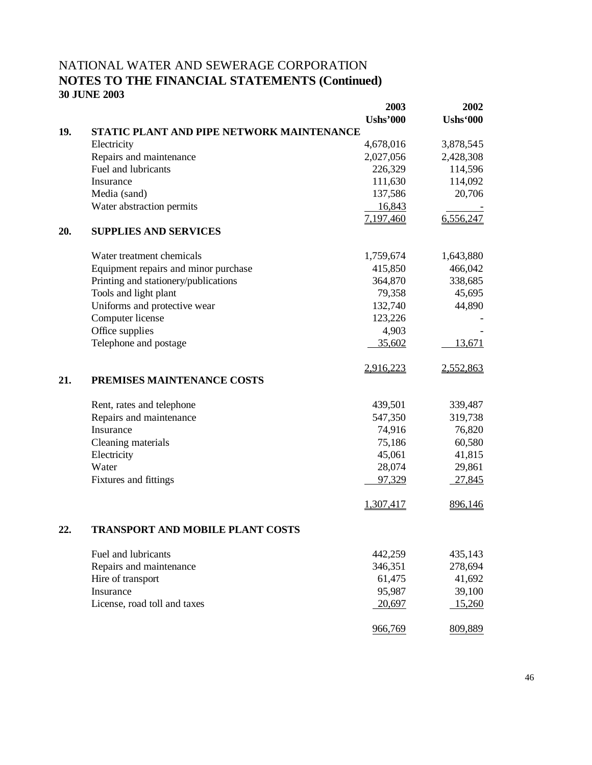NATIONAL WATER AND SEWERAGE CORPORATION

**NOTES TO THE FINANCIAL STATEMENTS (Continued)**

**30 JUNE 2003**

| | | 2003 | 2002 |
|---|---|---|---|
| | | **Ushs'000** | **Ushs'000** |
| **19.** | **STATIC PLANT AND PIPE NETWORK MAINTENANCE** | | |
| | Electricity | 4,678,016 | 3,878,545 |
| | Repairs and maintenance | 2,027,056 | 2,428,308 |
| | Fuel and lubricants | 226,329 | 114,596 |
| | Insurance | 111,630 | 114,092 |
| | Media (sand) | 137,586 | 20,706 |
| | Water abstraction permits | 16,843 | - |
| | | 7,197,460 | 6,556,247 |
| **20.** | **SUPPLIES AND SERVICES** | | |
| | Water treatment chemicals | 1,759,674 | 1,643,880 |
| | Equipment repairs and minor purchase | 415,850 | 466,042 |
| | Printing and stationery/publications | 364,870 | 338,685 |
| | Tools and light plant | 79,358 | 45,695 |
| | Uniforms and protective wear | 132,740 | 44,890 |
| | Computer license | 123,226 | - |
| | Office supplies | 4,903 | - |
| | Telephone and postage | 35,602 | 13,671 |
| | | 2,916,223 | 2,552,863 |
| **21.** | **PREMISES MAINTENANCE COSTS** | | |
| | Rent, rates and telephone | 439,501 | 339,487 |
| | Repairs and maintenance | 547,350 | 319,738 |
| | Insurance | 74,916 | 76,820 |
| | Cleaning materials | 75,186 | 60,580 |
| | Electricity | 45,061 | 41,815 |
| | Water | 28,074 | 29,861 |
| | Fixtures and fittings | 97,329 | 27,845 |
| | | 1,307,417 | 896,146 |
| **22.** | **TRANSPORT AND MOBILE PLANT COSTS** | | |
| | Fuel and lubricants | 442,259 | 435,143 |
| | Repairs and maintenance | 346,351 | 278,694 |
| | Hire of transport | 61,475 | 41,692 |
| | Insurance | 95,987 | 39,100 |
| | License, road toll and taxes | 20,697 | 15,260 |
| | | 966,769 | 809,889 |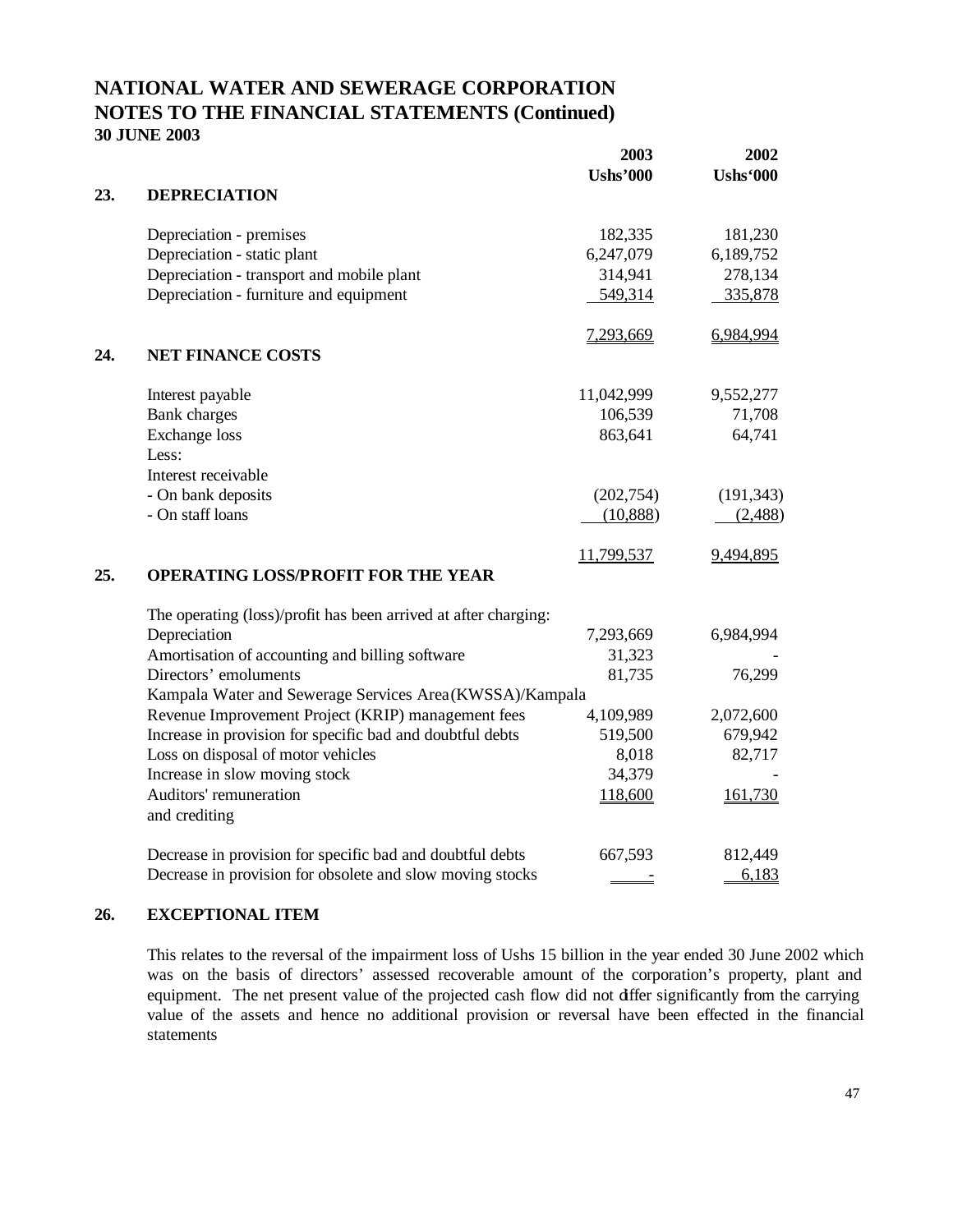# NATIONAL WATER AND SEWERAGE CORPORATION
# NOTES TO THE FINANCIAL STATEMENTS (Continued)
**30 JUNE 2003**

| | 2003 Ushs'000 | 2002 Ushs'000 |
|---|---|---|
| **23. DEPRECIATION** | | |
| Depreciation - premises | 182,335 | 181,230 |
| Depreciation - static plant | 6,247,079 | 6,189,752 |
| Depreciation - transport and mobile plant | 314,941 | 278,134 |
| Depreciation - furniture and equipment | 549,314 | 335,878 |
| | 7,293,669 | 6,984,994 |
| **24. NET FINANCE COSTS** | | |
| Interest payable | 11,042,999 | 9,552,277 |
| Bank charges | 106,539 | 71,708 |
| Exchange loss | 863,641 | 64,741 |
| Less: | | |
| Interest receivable | | |
| - On bank deposits | (202,754) | (191,343) |
| - On staff loans | (10,888) | (2,488) |
| | 11,799,537 | 9,494,895 |
| **25. OPERATING LOSS/PROFIT FOR THE YEAR** | | |
| The operating (loss)/profit has been arrived at after charging: | | |
| Depreciation | 7,293,669 | 6,984,994 |
| Amortisation of accounting and billing software | 31,323 | - |
| Directors' emoluments | 81,735 | 76,299 |
| Kampala Water and Sewerage Services Area(KWSSA)/Kampala Revenue Improvement Project (KRIP) management fees | 4,109,989 | 2,072,600 |
| Increase in provision for specific bad and doubtful debts | 519,500 | 679,942 |
| Loss on disposal of motor vehicles | 8,018 | 82,717 |
| Increase in slow moving stock | 34,379 | - |
| Auditors' remuneration | 118,600 | 161,730 |
| and crediting | | |
| Decrease in provision for specific bad and doubtful debts | 667,593 | 812,449 |
| Decrease in provision for obsolete and slow moving stocks | - | 6,183 |

## 26. EXCEPTIONAL ITEM

This relates to the reversal of the impairment loss of Ushs 15 billion in the year ended 30 June 2002 which was on the basis of directors' assessed recoverable amount of the corporation's property, plant and equipment. The net present value of the projected cash flow did not differ significantly from the carrying value of the assets and hence no additional provision or reversal have been effected in the financial statements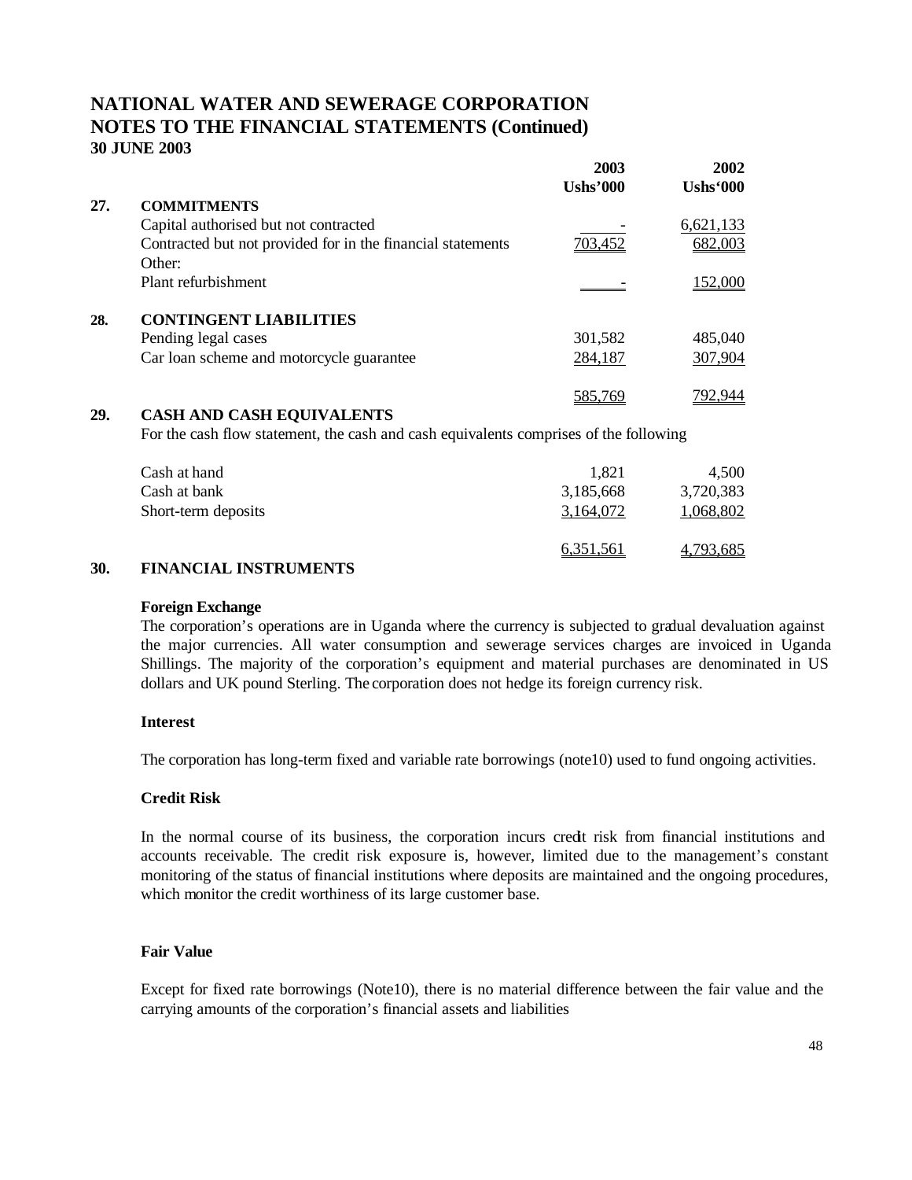# NATIONAL WATER AND SEWERAGE CORPORATION
# NOTES TO THE FINANCIAL STATEMENTS (Continued)
## 30 JUNE 2003

| | | 2003 Ushs'000 | 2002 Ushs'000 |
|---|---|---|---|
| **27.** | **COMMITMENTS** | | |
| | Capital authorised but not contracted | - | 6,621,133 |
| | Contracted but not provided for in the financial statements | 703,452 | 682,003 |
| | Other: | | |
| | Plant refurbishment | - | 152,000 |
| **28.** | **CONTINGENT LIABILITIES** | | |
| | Pending legal cases | 301,582 | 485,040 |
| | Car loan scheme and motorcycle guarantee | 284,187 | 307,904 |
| | | 585,769 | 792,944 |

**29. CASH AND CASH EQUIVALENTS**

For the cash flow statement, the cash and cash equivalents comprises of the following

| | 2003 Ushs'000 | 2002 Ushs'000 |
|---|---|---|
| Cash at hand | 1,821 | 4,500 |
| Cash at bank | 3,185,668 | 3,720,383 |
| Short-term deposits | 3,164,072 | 1,068,802 |
| | 6,351,561 | 4,793,685 |

**30. FINANCIAL INSTRUMENTS**

**Foreign Exchange**

The corporation's operations are in Uganda where the currency is subjected to gradual devaluation against the major currencies. All water consumption and sewerage services charges are invoiced in Uganda Shillings. The majority of the corporation's equipment and material purchases are denominated in US dollars and UK pound Sterling. The corporation does not hedge its foreign currency risk.

**Interest**

The corporation has long-term fixed and variable rate borrowings (note10) used to fund ongoing activities.

**Credit Risk**

In the normal course of its business, the corporation incurs credit risk from financial institutions and accounts receivable. The credit risk exposure is, however, limited due to the management's constant monitoring of the status of financial institutions where deposits are maintained and the ongoing procedures, which monitor the credit worthiness of its large customer base.

**Fair Value**

Except for fixed rate borrowings (Note10), there is no material difference between the fair value and the carrying amounts of the corporation's financial assets and liabilities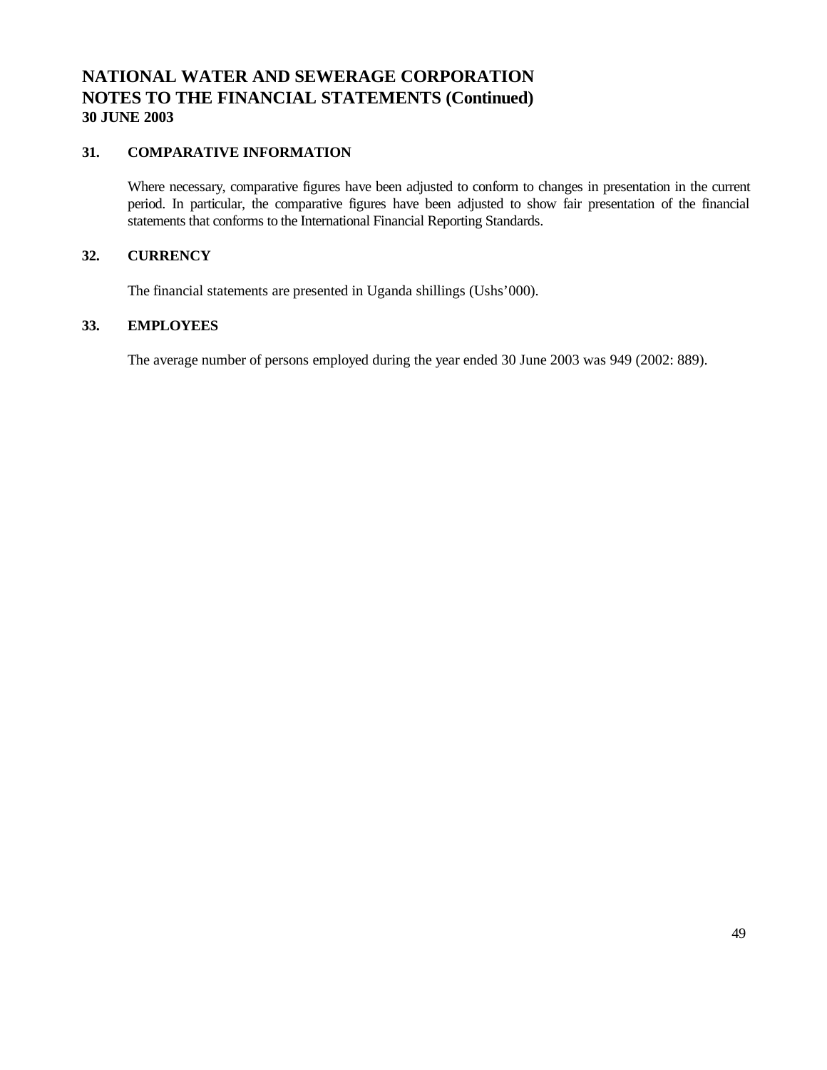# NATIONAL WATER AND SEWERAGE CORPORATION
# NOTES TO THE FINANCIAL STATEMENTS (Continued)
### 30 JUNE 2003

### 31. COMPARATIVE INFORMATION

Where necessary, comparative figures have been adjusted to conform to changes in presentation in the current period. In particular, the comparative figures have been adjusted to show fair presentation of the financial statements that conforms to the International Financial Reporting Standards.

### 32. CURRENCY

The financial statements are presented in Uganda shillings (Ushs'000).

### 33. EMPLOYEES

The average number of persons employed during the year ended 30 June 2003 was 949 (2002: 889).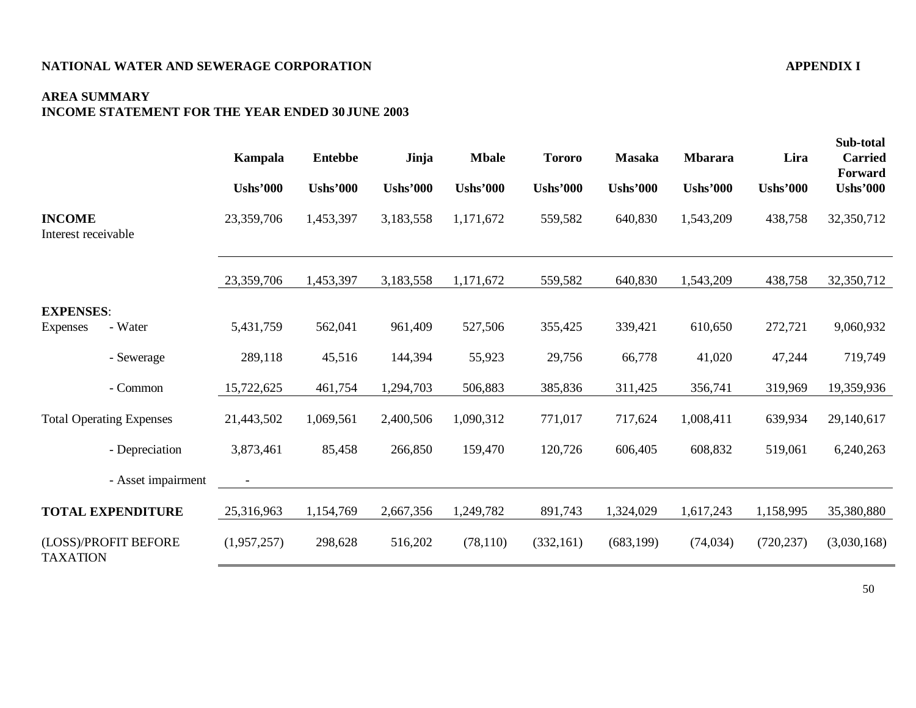**NATIONAL WATER AND SEWERAGE CORPORATION** **APPENDIX I**

**AREA SUMMARY**
**INCOME STATEMENT FOR THE YEAR ENDED 30 JUNE 2003**

| | | Kampala | Entebbe | Jinja | Mbale | Tororo | Masaka | Mbarara | Lira | Sub-total Carried Forward |
|---|---|---|---|---|---|---|---|---|---|---|
| | | Ushs'000 | Ushs'000 | Ushs'000 | Ushs'000 | Ushs'000 | Ushs'000 | Ushs'000 | Ushs'000 | Ushs'000 |
| **INCOME** | | 23,359,706 | 1,453,397 | 3,183,558 | 1,171,672 | 559,582 | 640,830 | 1,543,209 | 438,758 | 32,350,712 |
| Interest receivable | | | | | | | | | | |
| | | 23,359,706 | 1,453,397 | 3,183,558 | 1,171,672 | 559,582 | 640,830 | 1,543,209 | 438,758 | 32,350,712 |
| **EXPENSES**: | | | | | | | | | | |
| Expenses | - Water | 5,431,759 | 562,041 | 961,409 | 527,506 | 355,425 | 339,421 | 610,650 | 272,721 | 9,060,932 |
| | - Sewerage | 289,118 | 45,516 | 144,394 | 55,923 | 29,756 | 66,778 | 41,020 | 47,244 | 719,749 |
| | - Common | 15,722,625 | 461,754 | 1,294,703 | 506,883 | 385,836 | 311,425 | 356,741 | 319,969 | 19,359,936 |
| Total Operating Expenses | | 21,443,502 | 1,069,561 | 2,400,506 | 1,090,312 | 771,017 | 717,624 | 1,008,411 | 639,934 | 29,140,617 |
| | - Depreciation | 3,873,461 | 85,458 | 266,850 | 159,470 | 120,726 | 606,405 | 608,832 | 519,061 | 6,240,263 |
| | - Asset impairment | - | | | | | | | | |
| **TOTAL EXPENDITURE** | | 25,316,963 | 1,154,769 | 2,667,356 | 1,249,782 | 891,743 | 1,324,029 | 1,617,243 | 1,158,995 | 35,380,880 |
| (LOSS)/PROFIT BEFORE TAXATION | | (1,957,257) | 298,628 | 516,202 | (78,110) | (332,161) | (683,199) | (74,034) | (720,237) | (3,030,168) |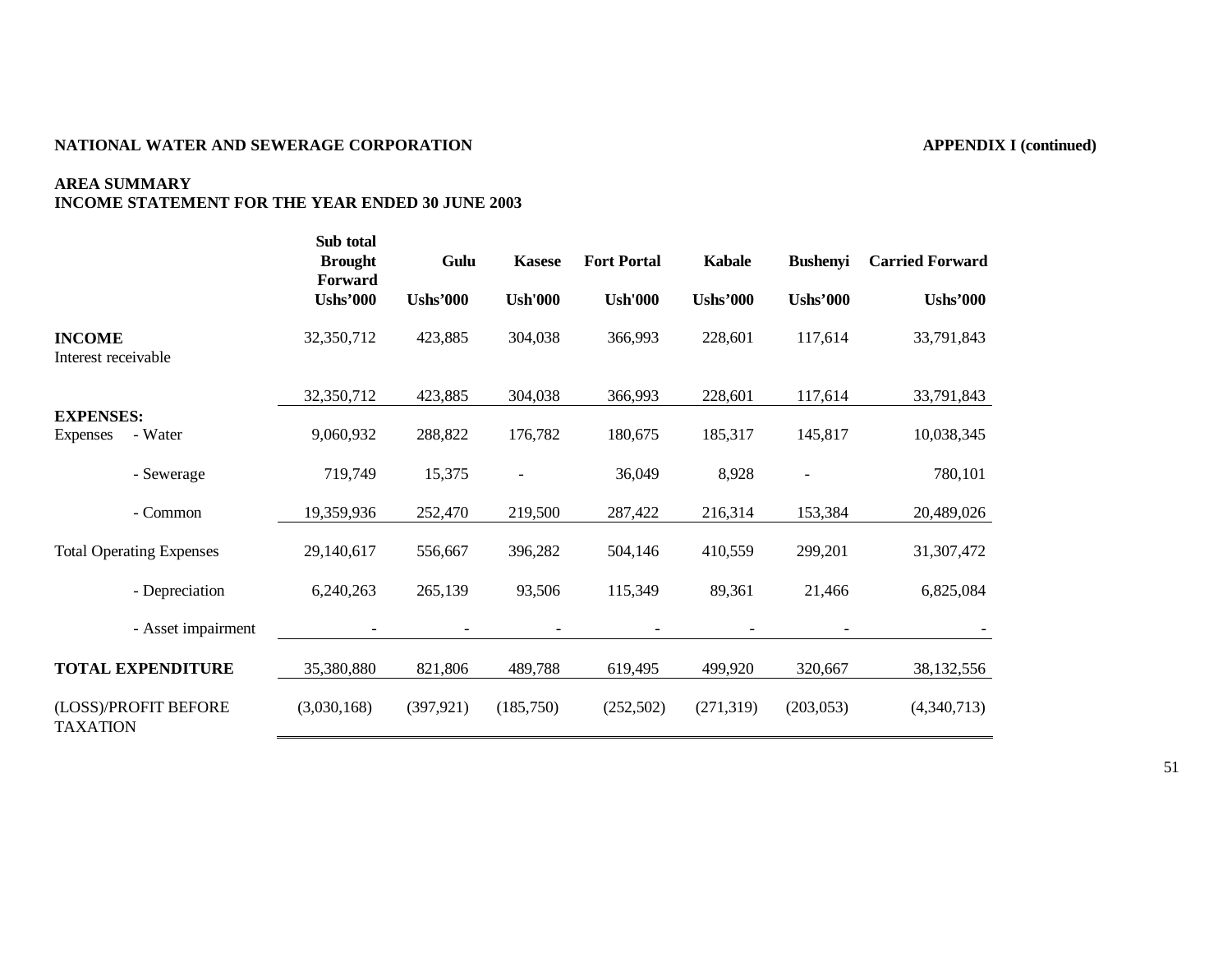**NATIONAL WATER AND SEWERAGE CORPORATION** **APPENDIX I (continued)**

**AREA SUMMARY**
**INCOME STATEMENT FOR THE YEAR ENDED 30 JUNE 2003**

| | Sub total Brought Forward | Gulu | Kasese | Fort Portal | Kabale | Bushenyi | Carried Forward |
|---|---|---|---|---|---|---|---|
| | Ushs'000 | Ushs'000 | Ush'000 | Ush'000 | Ushs'000 | Ushs'000 | Ushs'000 |
| **INCOME** | 32,350,712 | 423,885 | 304,038 | 366,993 | 228,601 | 117,614 | 33,791,843 |
| Interest receivable | | | | | | | |
| | 32,350,712 | 423,885 | 304,038 | 366,993 | 228,601 | 117,614 | 33,791,843 |
| **EXPENSES:** | | | | | | | |
| Expenses - Water | 9,060,932 | 288,822 | 176,782 | 180,675 | 185,317 | 145,817 | 10,038,345 |
| - Sewerage | 719,749 | 15,375 | - | 36,049 | 8,928 | - | 780,101 |
| - Common | 19,359,936 | 252,470 | 219,500 | 287,422 | 216,314 | 153,384 | 20,489,026 |
| Total Operating Expenses | 29,140,617 | 556,667 | 396,282 | 504,146 | 410,559 | 299,201 | 31,307,472 |
| - Depreciation | 6,240,263 | 265,139 | 93,506 | 115,349 | 89,361 | 21,466 | 6,825,084 |
| - Asset impairment | - | - | - | - | - | - | - |
| **TOTAL EXPENDITURE** | 35,380,880 | 821,806 | 489,788 | 619,495 | 499,920 | 320,667 | 38,132,556 |
| (LOSS)/PROFIT BEFORE TAXATION | (3,030,168) | (397,921) | (185,750) | (252,502) | (271,319) | (203,053) | (4,340,713) |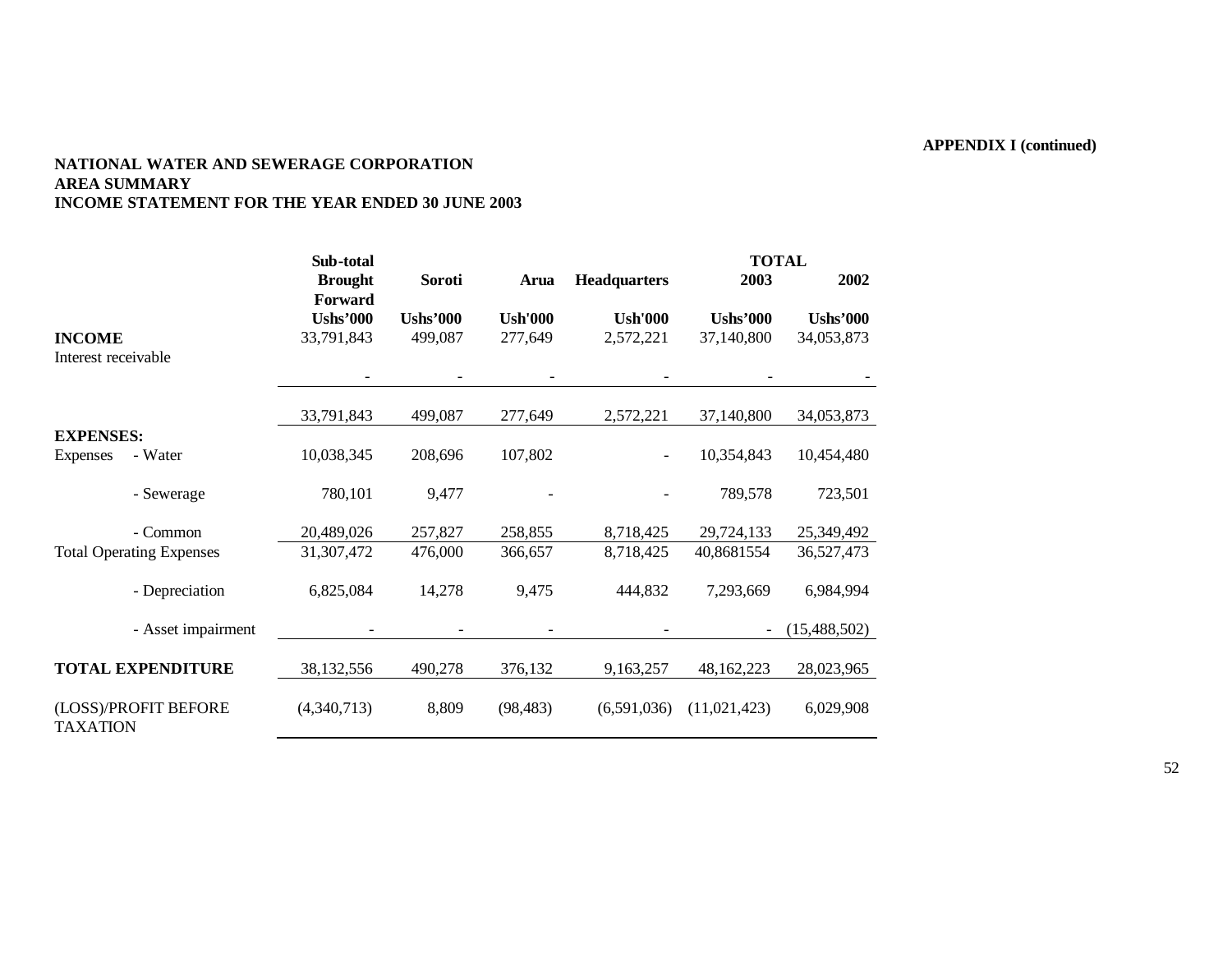**APPENDIX I (continued)**

**NATIONAL WATER AND SEWERAGE CORPORATION**
**AREA SUMMARY**
**INCOME STATEMENT FOR THE YEAR ENDED 30 JUNE 2003**

| | | Sub-total Brought Forward | Soroti | Arua | Headquarters | TOTAL 2003 | 2002 |
|---|---|---|---|---|---|---|---|
| | | Ushs'000 | Ushs'000 | Ush'000 | Ush'000 | Ushs'000 | Ushs'000 |
| **INCOME** | | 33,791,843 | 499,087 | 277,649 | 2,572,221 | 37,140,800 | 34,053,873 |
| Interest receivable | | - | - | - | - | - | - |
| | | 33,791,843 | 499,087 | 277,649 | 2,572,221 | 37,140,800 | 34,053,873 |
| **EXPENSES:** | | | | | | | |
| Expenses | - Water | 10,038,345 | 208,696 | 107,802 | - | 10,354,843 | 10,454,480 |
| | - Sewerage | 780,101 | 9,477 | - | - | 789,578 | 723,501 |
| | - Common | 20,489,026 | 257,827 | 258,855 | 8,718,425 | 29,724,133 | 25,349,492 |
| Total Operating Expenses | | 31,307,472 | 476,000 | 366,657 | 8,718,425 | 40,8681554 | 36,527,473 |
| | - Depreciation | 6,825,084 | 14,278 | 9,475 | 444,832 | 7,293,669 | 6,984,994 |
| | - Asset impairment | - | - | - | - | - | (15,488,502) |
| **TOTAL EXPENDITURE** | | 38,132,556 | 490,278 | 376,132 | 9,163,257 | 48,162,223 | 28,023,965 |
| (LOSS)/PROFIT BEFORE TAXATION | | (4,340,713) | 8,809 | (98,483) | (6,591,036) | (11,021,423) | 6,029,908 |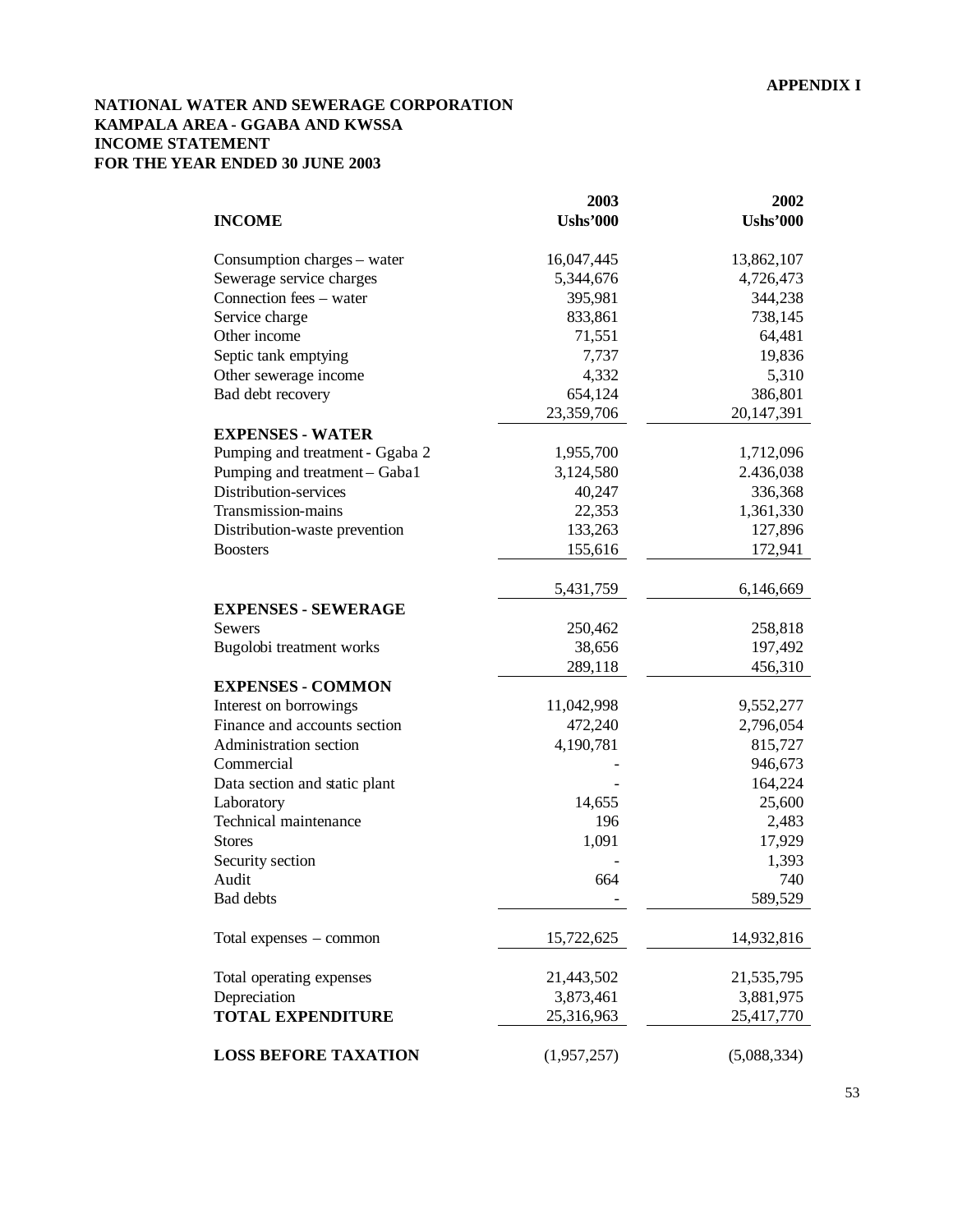**APPENDIX I**

**NATIONAL WATER AND SEWERAGE CORPORATION**
**KAMPALA AREA - GGABA AND KWSSA**
**INCOME STATEMENT**
**FOR THE YEAR ENDED 30 JUNE 2003**

| | 2003 | 2002 |
|---|---|---|
| **INCOME** | **Ushs'000** | **Ushs'000** |
| Consumption charges – water | 16,047,445 | 13,862,107 |
| Sewerage service charges | 5,344,676 | 4,726,473 |
| Connection fees – water | 395,981 | 344,238 |
| Service charge | 833,861 | 738,145 |
| Other income | 71,551 | 64,481 |
| Septic tank emptying | 7,737 | 19,836 |
| Other sewerage income | 4,332 | 5,310 |
| Bad debt recovery | 654,124 | 386,801 |
| | 23,359,706 | 20,147,391 |
| **EXPENSES - WATER** | | |
| Pumping and treatment - Ggaba 2 | 1,955,700 | 1,712,096 |
| Pumping and treatment – Gaba1 | 3,124,580 | 2.436,038 |
| Distribution-services | 40,247 | 336,368 |
| Transmission-mains | 22,353 | 1,361,330 |
| Distribution-waste prevention | 133,263 | 127,896 |
| Boosters | 155,616 | 172,941 |
| | 5,431,759 | 6,146,669 |
| **EXPENSES - SEWERAGE** | | |
| Sewers | 250,462 | 258,818 |
| Bugolobi treatment works | 38,656 | 197,492 |
| | 289,118 | 456,310 |
| **EXPENSES - COMMON** | | |
| Interest on borrowings | 11,042,998 | 9,552,277 |
| Finance and accounts section | 472,240 | 2,796,054 |
| Administration section | 4,190,781 | 815,727 |
| Commercial | - | 946,673 |
| Data section and static plant | - | 164,224 |
| Laboratory | 14,655 | 25,600 |
| Technical maintenance | 196 | 2,483 |
| Stores | 1,091 | 17,929 |
| Security section | - | 1,393 |
| Audit | 664 | 740 |
| Bad debts | - | 589,529 |
| Total expenses – common | 15,722,625 | 14,932,816 |
| Total operating expenses | 21,443,502 | 21,535,795 |
| Depreciation | 3,873,461 | 3,881,975 |
| **TOTAL EXPENDITURE** | 25,316,963 | 25,417,770 |
| **LOSS BEFORE TAXATION** | (1,957,257) | (5,088,334) |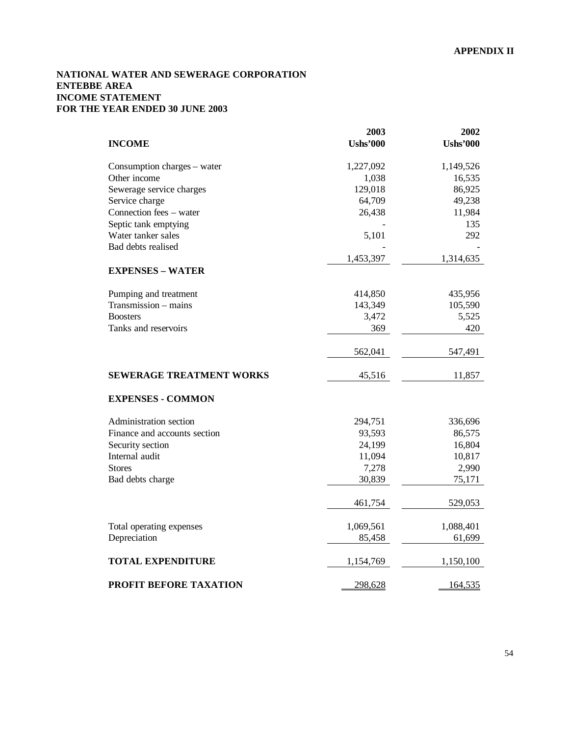**APPENDIX II**

**NATIONAL WATER AND SEWERAGE CORPORATION**
**ENTEBBE AREA**
**INCOME STATEMENT**
**FOR THE YEAR ENDED 30 JUNE 2003**

| | 2003 | 2002 |
|---|---|---|
| **INCOME** | **Ushs'000** | **Ushs'000** |
| Consumption charges – water | 1,227,092 | 1,149,526 |
| Other income | 1,038 | 16,535 |
| Sewerage service charges | 129,018 | 86,925 |
| Service charge | 64,709 | 49,238 |
| Connection fees – water | 26,438 | 11,984 |
| Septic tank emptying | - | 135 |
| Water tanker sales | 5,101 | 292 |
| Bad debts realised | - | - |
| | 1,453,397 | 1,314,635 |
| **EXPENSES – WATER** | | |
| Pumping and treatment | 414,850 | 435,956 |
| Transmission – mains | 143,349 | 105,590 |
| Boosters | 3,472 | 5,525 |
| Tanks and reservoirs | 369 | 420 |
| | 562,041 | 547,491 |
| **SEWERAGE TREATMENT WORKS** | 45,516 | 11,857 |
| **EXPENSES - COMMON** | | |
| Administration section | 294,751 | 336,696 |
| Finance and accounts section | 93,593 | 86,575 |
| Security section | 24,199 | 16,804 |
| Internal audit | 11,094 | 10,817 |
| Stores | 7,278 | 2,990 |
| Bad debts charge | 30,839 | 75,171 |
| | 461,754 | 529,053 |
| Total operating expenses | 1,069,561 | 1,088,401 |
| Depreciation | 85,458 | 61,699 |
| **TOTAL EXPENDITURE** | 1,154,769 | 1,150,100 |
| **PROFIT BEFORE TAXATION** | 298,628 | 164,535 |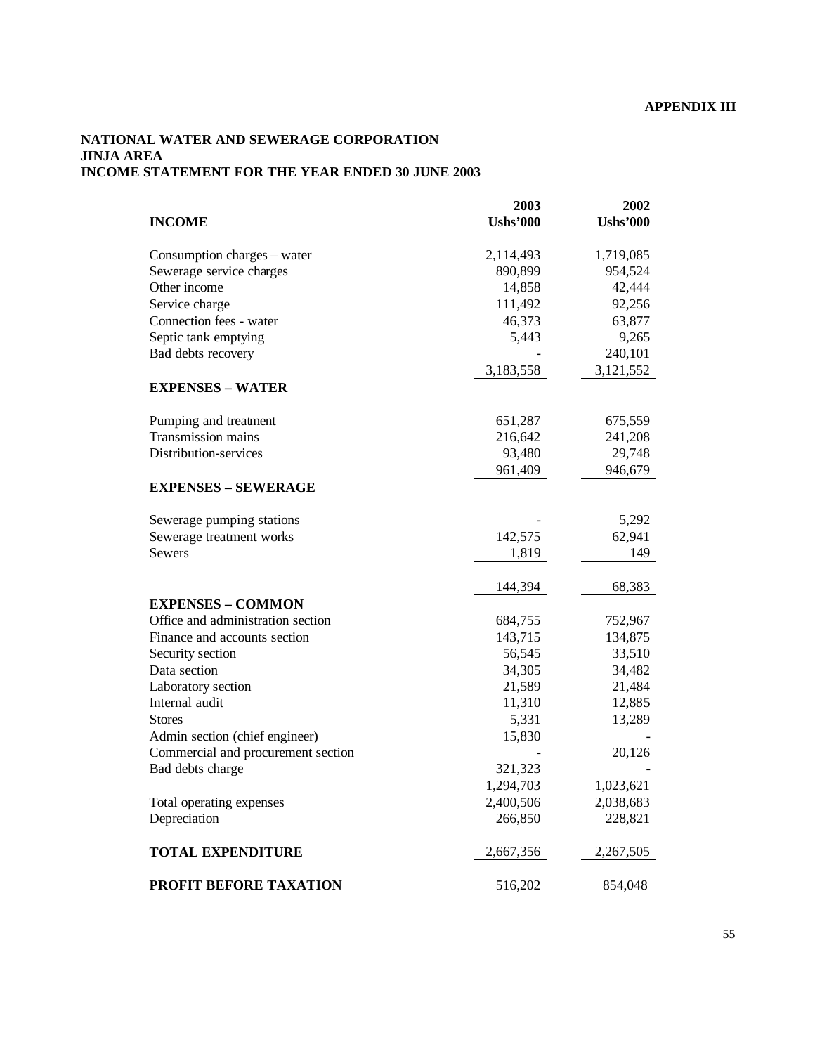**APPENDIX III**

**NATIONAL WATER AND SEWERAGE CORPORATION**
**JINJA AREA**
**INCOME STATEMENT FOR THE YEAR ENDED 30 JUNE 2003**

| **INCOME** | **2003 Ushs'000** | **2002 Ushs'000** |
|---|---|---|
| Consumption charges – water | 2,114,493 | 1,719,085 |
| Sewerage service charges | 890,899 | 954,524 |
| Other income | 14,858 | 42,444 |
| Service charge | 111,492 | 92,256 |
| Connection fees - water | 46,373 | 63,877 |
| Septic tank emptying | 5,443 | 9,265 |
| Bad debts recovery | - | 240,101 |
| | 3,183,558 | 3,121,552 |
| **EXPENSES – WATER** | | |
| Pumping and treatment | 651,287 | 675,559 |
| Transmission mains | 216,642 | 241,208 |
| Distribution-services | 93,480 | 29,748 |
| | 961,409 | 946,679 |
| **EXPENSES – SEWERAGE** | | |
| Sewerage pumping stations | - | 5,292 |
| Sewerage treatment works | 142,575 | 62,941 |
| Sewers | 1,819 | 149 |
| | 144,394 | 68,383 |
| **EXPENSES – COMMON** | | |
| Office and administration section | 684,755 | 752,967 |
| Finance and accounts section | 143,715 | 134,875 |
| Security section | 56,545 | 33,510 |
| Data section | 34,305 | 34,482 |
| Laboratory section | 21,589 | 21,484 |
| Internal audit | 11,310 | 12,885 |
| Stores | 5,331 | 13,289 |
| Admin section (chief engineer) | 15,830 | - |
| Commercial and procurement section | - | 20,126 |
| Bad debts charge | 321,323 | - |
| | 1,294,703 | 1,023,621 |
| Total operating expenses | 2,400,506 | 2,038,683 |
| Depreciation | 266,850 | 228,821 |
| **TOTAL EXPENDITURE** | 2,667,356 | 2,267,505 |
| **PROFIT BEFORE TAXATION** | 516,202 | 854,048 |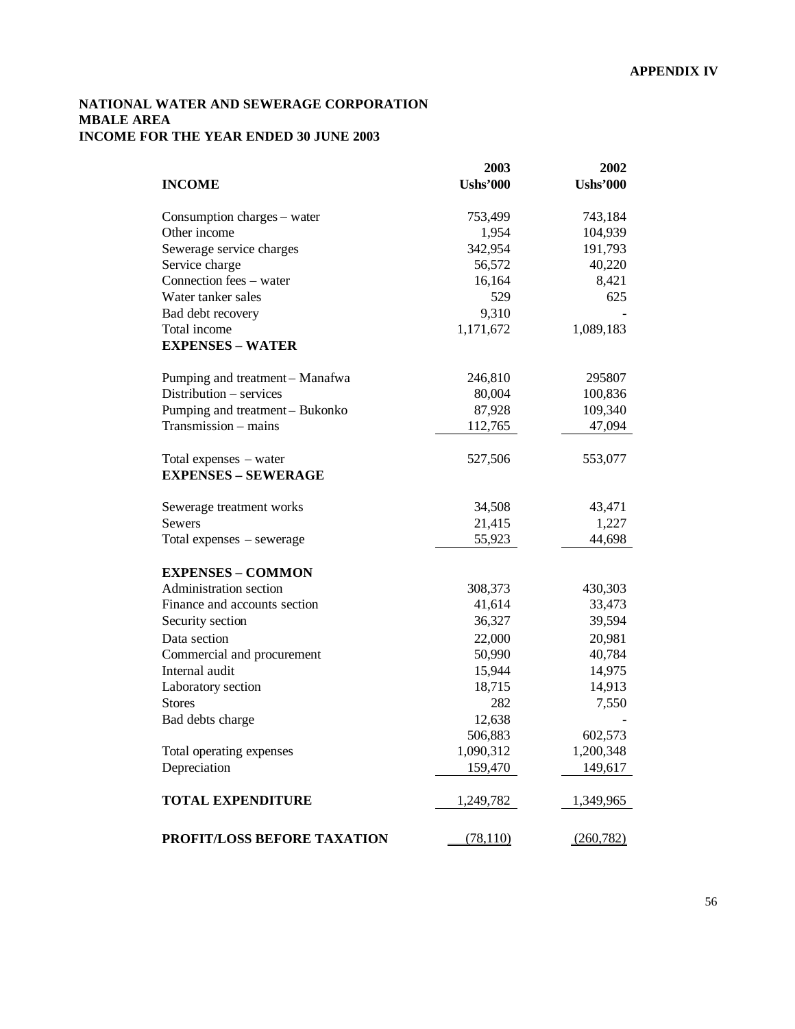**APPENDIX IV**

**NATIONAL WATER AND SEWERAGE CORPORATION**
**MBALE AREA**
**INCOME FOR THE YEAR ENDED 30 JUNE 2003**

| **INCOME** | **2003 Ushs'000** | **2002 Ushs'000** |
|---|---|---|
| Consumption charges – water | 753,499 | 743,184 |
| Other income | 1,954 | 104,939 |
| Sewerage service charges | 342,954 | 191,793 |
| Service charge | 56,572 | 40,220 |
| Connection fees – water | 16,164 | 8,421 |
| Water tanker sales | 529 | 625 |
| Bad debt recovery | 9,310 | - |
| Total income | 1,171,672 | 1,089,183 |
| **EXPENSES – WATER** | | |
| Pumping and treatment – Manafwa | 246,810 | 295807 |
| Distribution – services | 80,004 | 100,836 |
| Pumping and treatment – Bukonko | 87,928 | 109,340 |
| Transmission – mains | 112,765 | 47,094 |
| Total expenses – water | 527,506 | 553,077 |
| **EXPENSES – SEWERAGE** | | |
| Sewerage treatment works | 34,508 | 43,471 |
| Sewers | 21,415 | 1,227 |
| Total expenses – sewerage | 55,923 | 44,698 |
| **EXPENSES – COMMON** | | |
| Administration section | 308,373 | 430,303 |
| Finance and accounts section | 41,614 | 33,473 |
| Security section | 36,327 | 39,594 |
| Data section | 22,000 | 20,981 |
| Commercial and procurement | 50,990 | 40,784 |
| Internal audit | 15,944 | 14,975 |
| Laboratory section | 18,715 | 14,913 |
| Stores | 282 | 7,550 |
| Bad debts charge | 12,638 | - |
| | 506,883 | 602,573 |
| Total operating expenses | 1,090,312 | 1,200,348 |
| Depreciation | 159,470 | 149,617 |
| **TOTAL EXPENDITURE** | 1,249,782 | 1,349,965 |
| **PROFIT/LOSS BEFORE TAXATION** | (78,110) | (260,782) |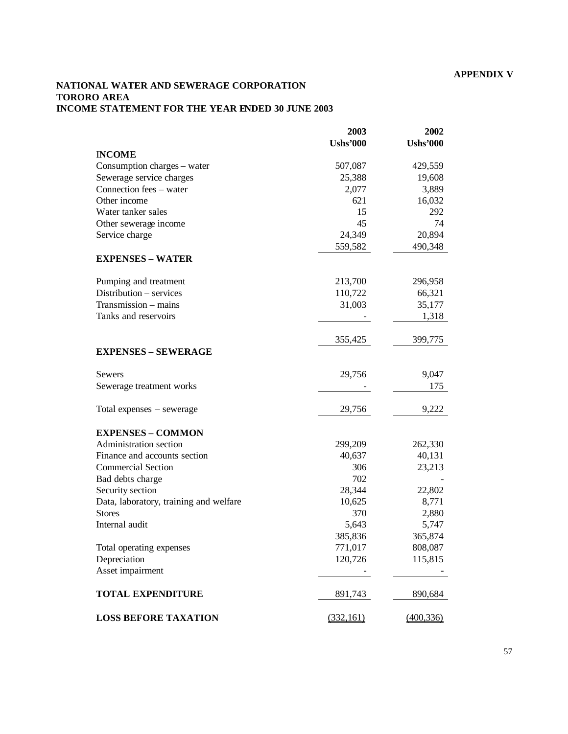**APPENDIX V**

**NATIONAL WATER AND SEWERAGE CORPORATION**
**TORORO AREA**
**INCOME STATEMENT FOR THE YEAR ENDED 30 JUNE 2003**

| | 2003<br>Ushs'000 | 2002<br>Ushs'000 |
|---|---|---|
| **INCOME** | | |
| Consumption charges – water | 507,087 | 429,559 |
| Sewerage service charges | 25,388 | 19,608 |
| Connection fees – water | 2,077 | 3,889 |
| Other income | 621 | 16,032 |
| Water tanker sales | 15 | 292 |
| Other sewerage income | 45 | 74 |
| Service charge | 24,349 | 20,894 |
| | 559,582 | 490,348 |
| **EXPENSES – WATER** | | |
| Pumping and treatment | 213,700 | 296,958 |
| Distribution – services | 110,722 | 66,321 |
| Transmission – mains | 31,003 | 35,177 |
| Tanks and reservoirs | - | 1,318 |
| | 355,425 | 399,775 |
| **EXPENSES – SEWERAGE** | | |
| Sewers | 29,756 | 9,047 |
| Sewerage treatment works | - | 175 |
| Total expenses – sewerage | 29,756 | 9,222 |
| **EXPENSES – COMMON** | | |
| Administration section | 299,209 | 262,330 |
| Finance and accounts section | 40,637 | 40,131 |
| Commercial Section | 306 | 23,213 |
| Bad debts charge | 702 | - |
| Security section | 28,344 | 22,802 |
| Data, laboratory, training and welfare | 10,625 | 8,771 |
| Stores | 370 | 2,880 |
| Internal audit | 5,643 | 5,747 |
| | 385,836 | 365,874 |
| Total operating expenses | 771,017 | 808,087 |
| Depreciation | 120,726 | 115,815 |
| Asset impairment | - | - |
| **TOTAL EXPENDITURE** | 891,743 | 890,684 |
| **LOSS BEFORE TAXATION** | (332,161) | (400,336) |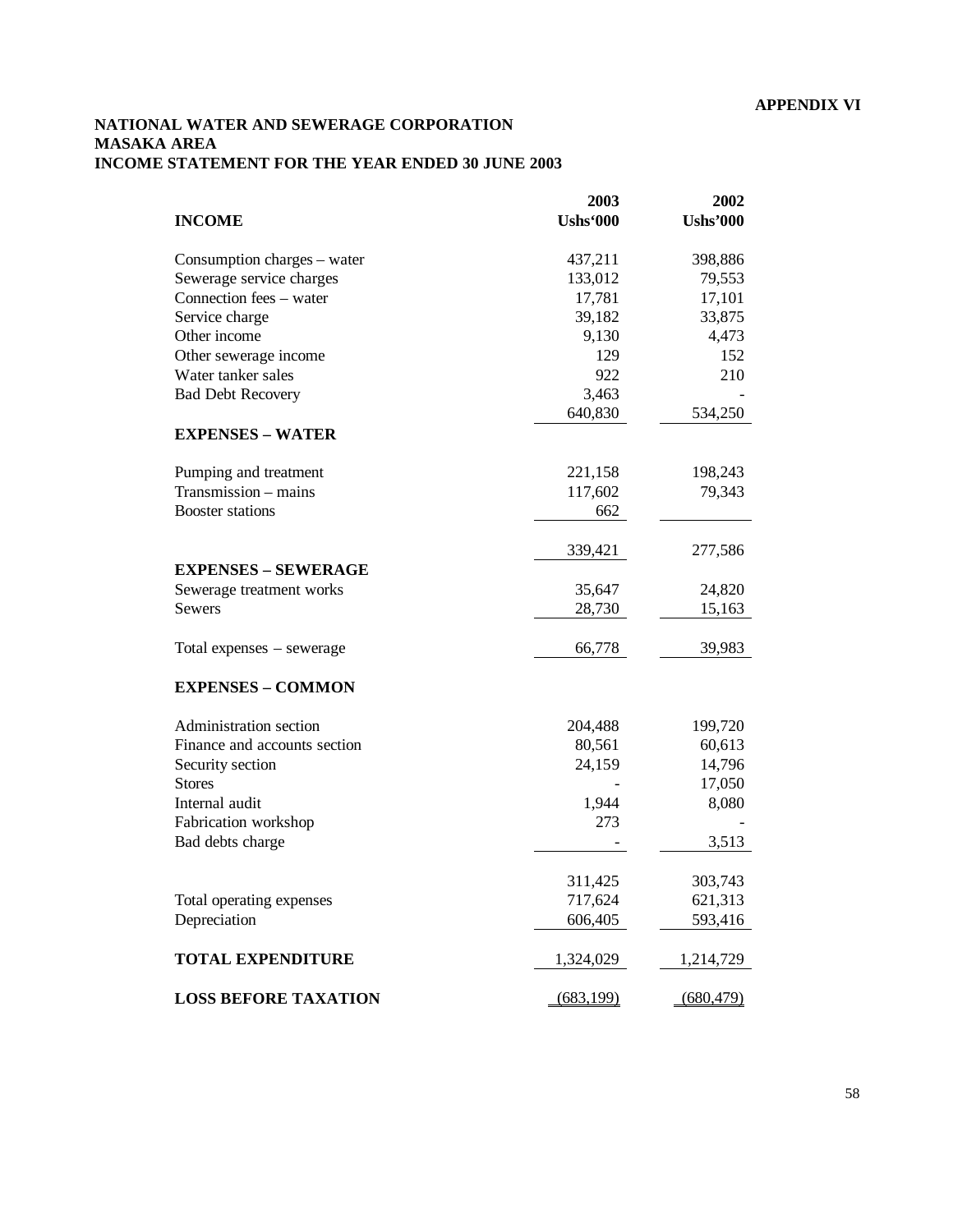**APPENDIX VI**

**NATIONAL WATER AND SEWERAGE CORPORATION**
**MASAKA AREA**
**INCOME STATEMENT FOR THE YEAR ENDED 30 JUNE 2003**

| **INCOME** | **2003 Ushs'000** | **2002 Ushs'000** |
|---|---|---|
| Consumption charges – water | 437,211 | 398,886 |
| Sewerage service charges | 133,012 | 79,553 |
| Connection fees – water | 17,781 | 17,101 |
| Service charge | 39,182 | 33,875 |
| Other income | 9,130 | 4,473 |
| Other sewerage income | 129 | 152 |
| Water tanker sales | 922 | 210 |
| Bad Debt Recovery | 3,463 | - |
| | 640,830 | 534,250 |
| **EXPENSES – WATER** | | |
| Pumping and treatment | 221,158 | 198,243 |
| Transmission – mains | 117,602 | 79,343 |
| Booster stations | 662 | |
| | 339,421 | 277,586 |
| **EXPENSES – SEWERAGE** | | |
| Sewerage treatment works | 35,647 | 24,820 |
| Sewers | 28,730 | 15,163 |
| Total expenses – sewerage | 66,778 | 39,983 |
| **EXPENSES – COMMON** | | |
| Administration section | 204,488 | 199,720 |
| Finance and accounts section | 80,561 | 60,613 |
| Security section | 24,159 | 14,796 |
| Stores | - | 17,050 |
| Internal audit | 1,944 | 8,080 |
| Fabrication workshop | 273 | - |
| Bad debts charge | - | 3,513 |
| | 311,425 | 303,743 |
| Total operating expenses | 717,624 | 621,313 |
| Depreciation | 606,405 | 593,416 |
| **TOTAL EXPENDITURE** | 1,324,029 | 1,214,729 |
| **LOSS BEFORE TAXATION** | (683,199) | (680,479) |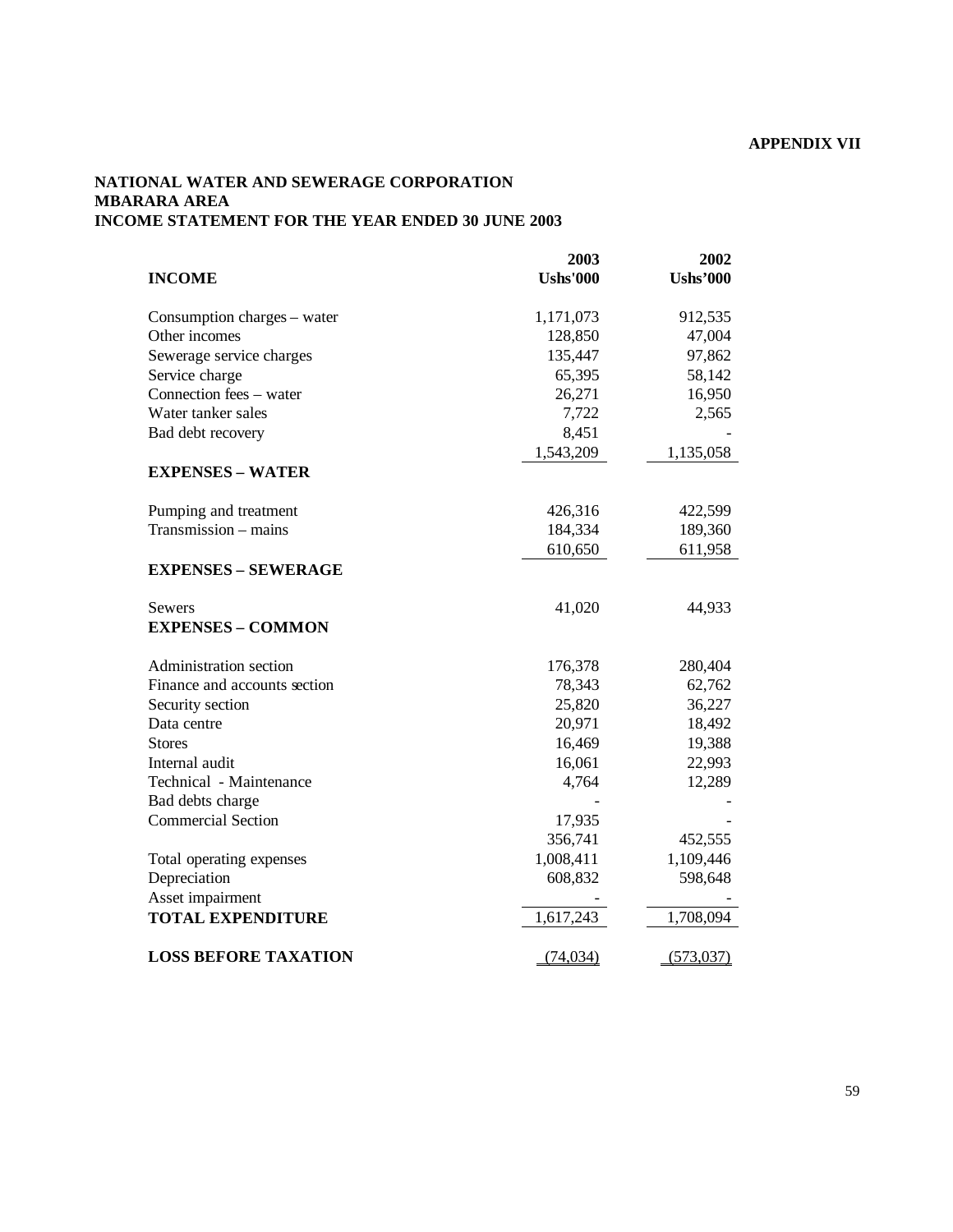**APPENDIX VII**

**NATIONAL WATER AND SEWERAGE CORPORATION**
**MBARARA AREA**
**INCOME STATEMENT FOR THE YEAR ENDED 30 JUNE 2003**

| | 2003 | 2002 |
|---|---|---|
| **INCOME** | **Ushs'000** | **Ushs'000** |
| Consumption charges – water | 1,171,073 | 912,535 |
| Other incomes | 128,850 | 47,004 |
| Sewerage service charges | 135,447 | 97,862 |
| Service charge | 65,395 | 58,142 |
| Connection fees – water | 26,271 | 16,950 |
| Water tanker sales | 7,722 | 2,565 |
| Bad debt recovery | 8,451 | - |
| | 1,543,209 | 1,135,058 |
| **EXPENSES – WATER** | | |
| Pumping and treatment | 426,316 | 422,599 |
| Transmission – mains | 184,334 | 189,360 |
| | 610,650 | 611,958 |
| **EXPENSES – SEWERAGE** | | |
| Sewers | 41,020 | 44,933 |
| **EXPENSES – COMMON** | | |
| Administration section | 176,378 | 280,404 |
| Finance and accounts section | 78,343 | 62,762 |
| Security section | 25,820 | 36,227 |
| Data centre | 20,971 | 18,492 |
| Stores | 16,469 | 19,388 |
| Internal audit | 16,061 | 22,993 |
| Technical - Maintenance | 4,764 | 12,289 |
| Bad debts charge | - | - |
| Commercial Section | 17,935 | - |
| | 356,741 | 452,555 |
| Total operating expenses | 1,008,411 | 1,109,446 |
| Depreciation | 608,832 | 598,648 |
| Asset impairment | - | - |
| **TOTAL EXPENDITURE** | 1,617,243 | 1,708,094 |
| **LOSS BEFORE TAXATION** | (74,034) | (573,037) |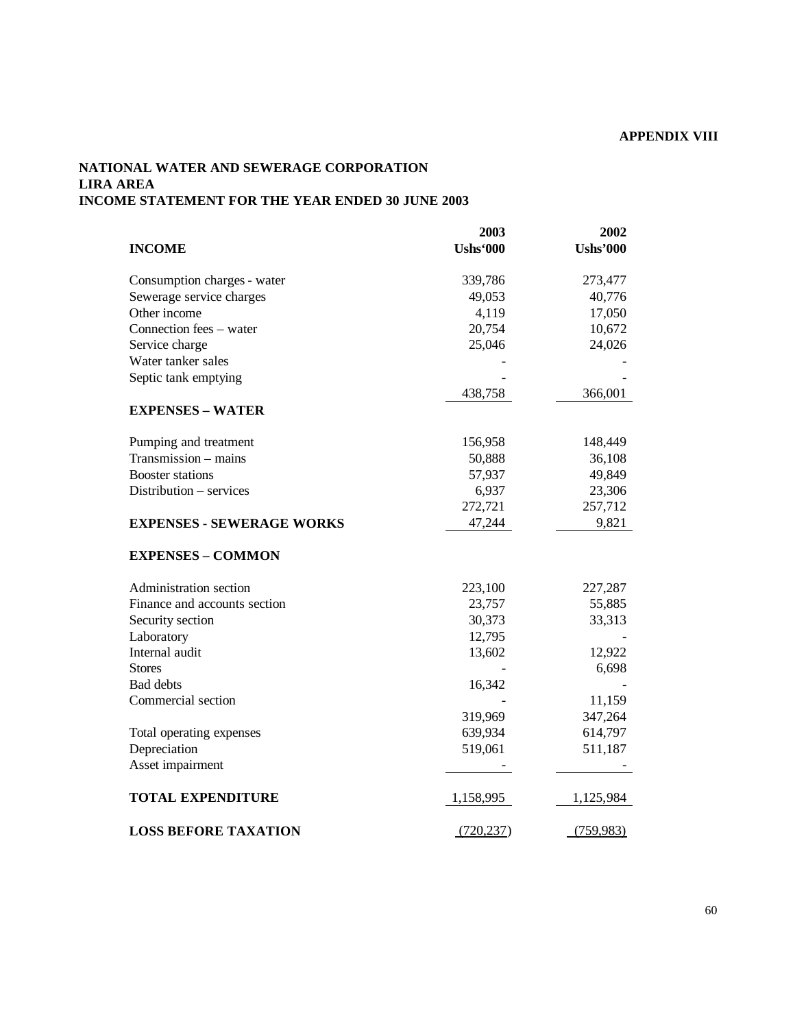**APPENDIX VIII**

**NATIONAL WATER AND SEWERAGE CORPORATION**
**LIRA AREA**
**INCOME STATEMENT FOR THE YEAR ENDED 30 JUNE 2003**

| | 2003 | 2002 |
|---|---|---|
| **INCOME** | **Ushs'000** | **Ushs'000** |
| Consumption charges - water | 339,786 | 273,477 |
| Sewerage service charges | 49,053 | 40,776 |
| Other income | 4,119 | 17,050 |
| Connection fees – water | 20,754 | 10,672 |
| Service charge | 25,046 | 24,026 |
| Water tanker sales | - | - |
| Septic tank emptying | - | - |
| | 438,758 | 366,001 |
| **EXPENSES – WATER** | | |
| Pumping and treatment | 156,958 | 148,449 |
| Transmission – mains | 50,888 | 36,108 |
| Booster stations | 57,937 | 49,849 |
| Distribution – services | 6,937 | 23,306 |
| | 272,721 | 257,712 |
| **EXPENSES - SEWERAGE WORKS** | 47,244 | 9,821 |
| **EXPENSES – COMMON** | | |
| Administration section | 223,100 | 227,287 |
| Finance and accounts section | 23,757 | 55,885 |
| Security section | 30,373 | 33,313 |
| Laboratory | 12,795 | - |
| Internal audit | 13,602 | 12,922 |
| Stores | - | 6,698 |
| Bad debts | 16,342 | - |
| Commercial section | - | 11,159 |
| | 319,969 | 347,264 |
| Total operating expenses | 639,934 | 614,797 |
| Depreciation | 519,061 | 511,187 |
| Asset impairment | - | - |
| **TOTAL EXPENDITURE** | 1,158,995 | 1,125,984 |
| **LOSS BEFORE TAXATION** | (720,237) | (759,983) |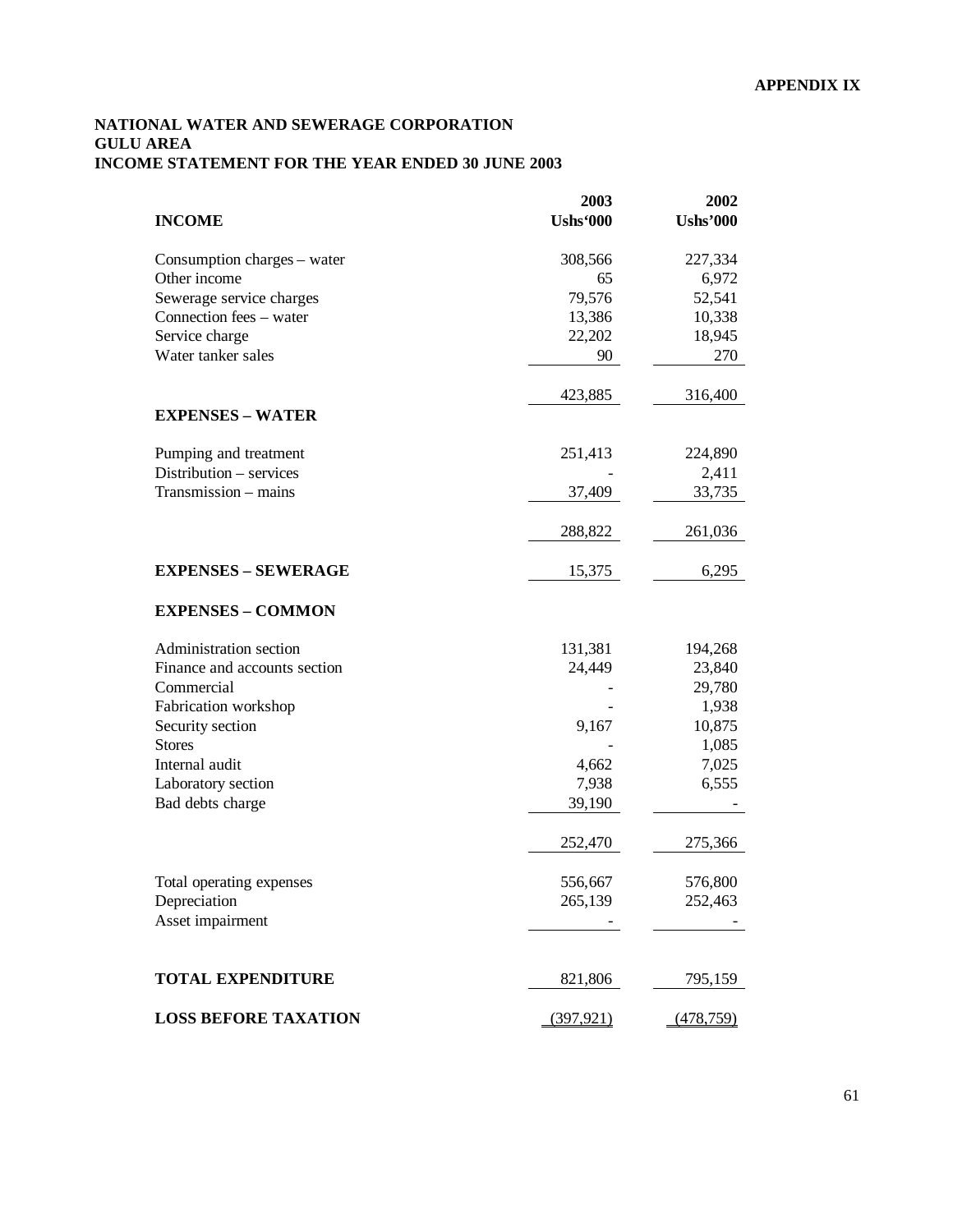**APPENDIX IX**

**NATIONAL WATER AND SEWERAGE CORPORATION**
**GULU AREA**
**INCOME STATEMENT FOR THE YEAR ENDED 30 JUNE 2003**

| | 2003 | 2002 |
|---|---|---|
| **INCOME** | **Ushs'000** | **Ushs'000** |
| Consumption charges – water | 308,566 | 227,334 |
| Other income | 65 | 6,972 |
| Sewerage service charges | 79,576 | 52,541 |
| Connection fees – water | 13,386 | 10,338 |
| Service charge | 22,202 | 18,945 |
| Water tanker sales | 90 | 270 |
| | 423,885 | 316,400 |
| **EXPENSES – WATER** | | |
| Pumping and treatment | 251,413 | 224,890 |
| Distribution – services | - | 2,411 |
| Transmission – mains | 37,409 | 33,735 |
| | 288,822 | 261,036 |
| **EXPENSES – SEWERAGE** | 15,375 | 6,295 |
| **EXPENSES – COMMON** | | |
| Administration section | 131,381 | 194,268 |
| Finance and accounts section | 24,449 | 23,840 |
| Commercial | - | 29,780 |
| Fabrication workshop | - | 1,938 |
| Security section | 9,167 | 10,875 |
| Stores | - | 1,085 |
| Internal audit | 4,662 | 7,025 |
| Laboratory section | 7,938 | 6,555 |
| Bad debts charge | 39,190 | - |
| | 252,470 | 275,366 |
| Total operating expenses | 556,667 | 576,800 |
| Depreciation | 265,139 | 252,463 |
| Asset impairment | - | - |
| **TOTAL EXPENDITURE** | 821,806 | 795,159 |
| **LOSS BEFORE TAXATION** | (397,921) | (478,759) |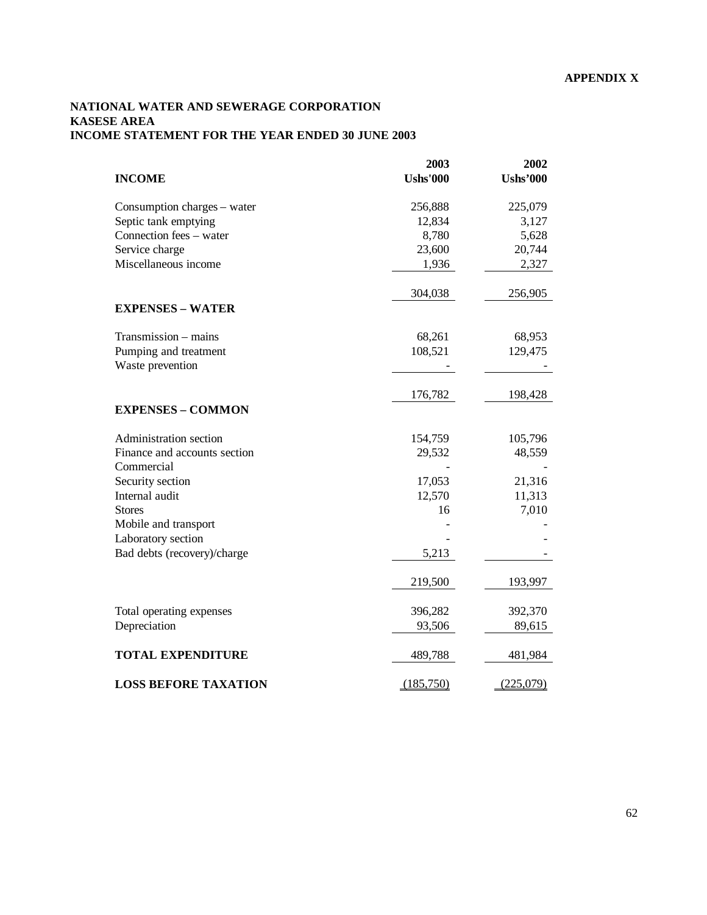**APPENDIX X**

**NATIONAL WATER AND SEWERAGE CORPORATION**
**KASESE AREA**
**INCOME STATEMENT FOR THE YEAR ENDED 30 JUNE 2003**

| **INCOME** | **2003 Ushs'000** | **2002 Ushs'000** |
|---|---|---|
| Consumption charges – water | 256,888 | 225,079 |
| Septic tank emptying | 12,834 | 3,127 |
| Connection fees – water | 8,780 | 5,628 |
| Service charge | 23,600 | 20,744 |
| Miscellaneous income | 1,936 | 2,327 |
| | 304,038 | 256,905 |
| **EXPENSES – WATER** | | |
| Transmission – mains | 68,261 | 68,953 |
| Pumping and treatment | 108,521 | 129,475 |
| Waste prevention | - | - |
| | 176,782 | 198,428 |
| **EXPENSES – COMMON** | | |
| Administration section | 154,759 | 105,796 |
| Finance and accounts section | 29,532 | 48,559 |
| Commercial | - | - |
| Security section | 17,053 | 21,316 |
| Internal audit | 12,570 | 11,313 |
| Stores | 16 | 7,010 |
| Mobile and transport | - | - |
| Laboratory section | - | - |
| Bad debts (recovery)/charge | 5,213 | - |
| | 219,500 | 193,997 |
| Total operating expenses | 396,282 | 392,370 |
| Depreciation | 93,506 | 89,615 |
| **TOTAL EXPENDITURE** | 489,788 | 481,984 |
| **LOSS BEFORE TAXATION** | (185,750) | (225,079) |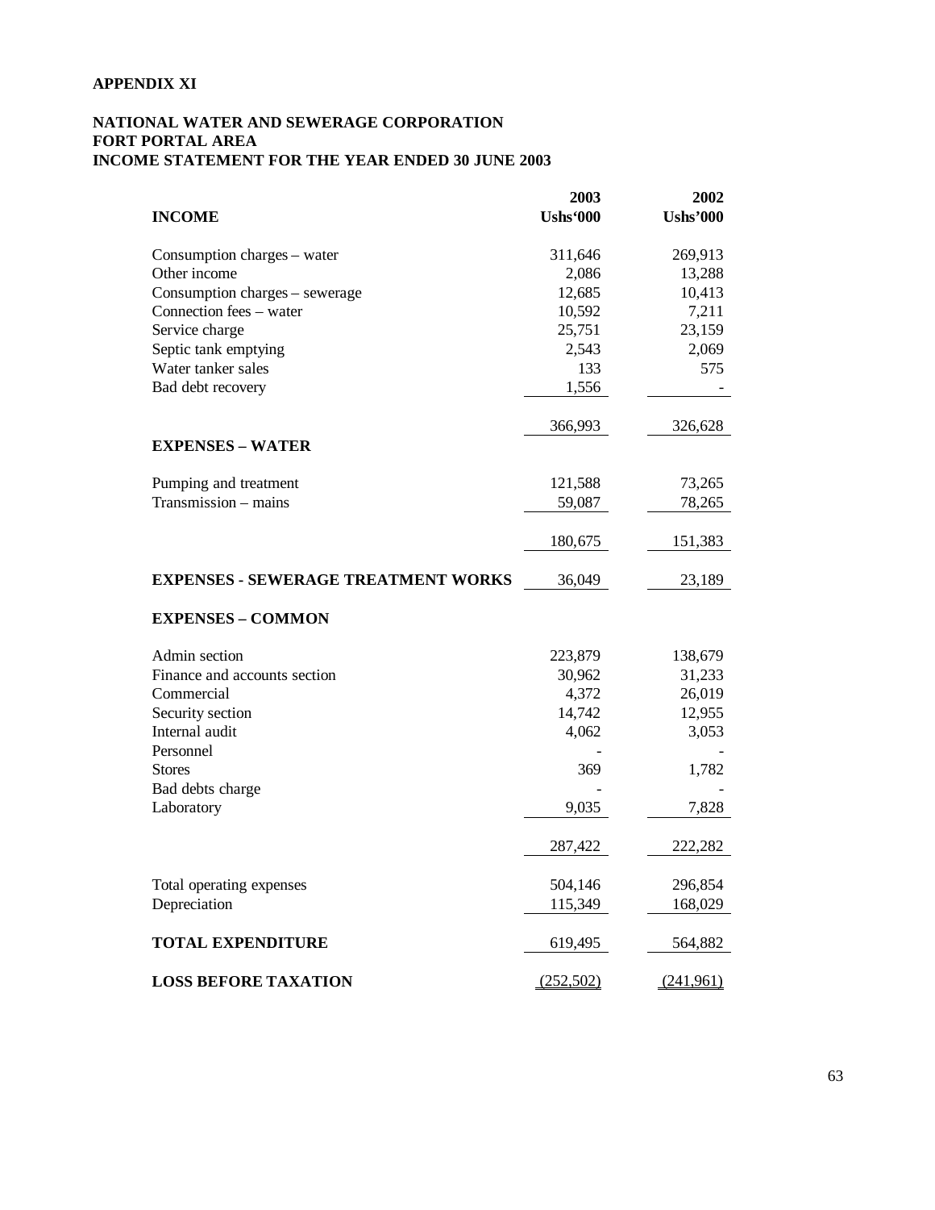**APPENDIX XI**

**NATIONAL WATER AND SEWERAGE CORPORATION**
**FORT PORTAL AREA**
**INCOME STATEMENT FOR THE YEAR ENDED 30 JUNE 2003**

| | 2003 | 2002 |
|---|---|---|
| **INCOME** | **Ushs'000** | **Ushs'000** |
| Consumption charges – water | 311,646 | 269,913 |
| Other income | 2,086 | 13,288 |
| Consumption charges – sewerage | 12,685 | 10,413 |
| Connection fees – water | 10,592 | 7,211 |
| Service charge | 25,751 | 23,159 |
| Septic tank emptying | 2,543 | 2,069 |
| Water tanker sales | 133 | 575 |
| Bad debt recovery | 1,556 | - |
| | 366,993 | 326,628 |
| **EXPENSES – WATER** | | |
| Pumping and treatment | 121,588 | 73,265 |
| Transmission – mains | 59,087 | 78,265 |
| | 180,675 | 151,383 |
| **EXPENSES - SEWERAGE TREATMENT WORKS** | 36,049 | 23,189 |
| **EXPENSES – COMMON** | | |
| Admin section | 223,879 | 138,679 |
| Finance and accounts section | 30,962 | 31,233 |
| Commercial | 4,372 | 26,019 |
| Security section | 14,742 | 12,955 |
| Internal audit | 4,062 | 3,053 |
| Personnel | - | - |
| Stores | 369 | 1,782 |
| Bad debts charge | - | - |
| Laboratory | 9,035 | 7,828 |
| | 287,422 | 222,282 |
| Total operating expenses | 504,146 | 296,854 |
| Depreciation | 115,349 | 168,029 |
| **TOTAL EXPENDITURE** | 619,495 | 564,882 |
| **LOSS BEFORE TAXATION** | (252,502) | (241,961) |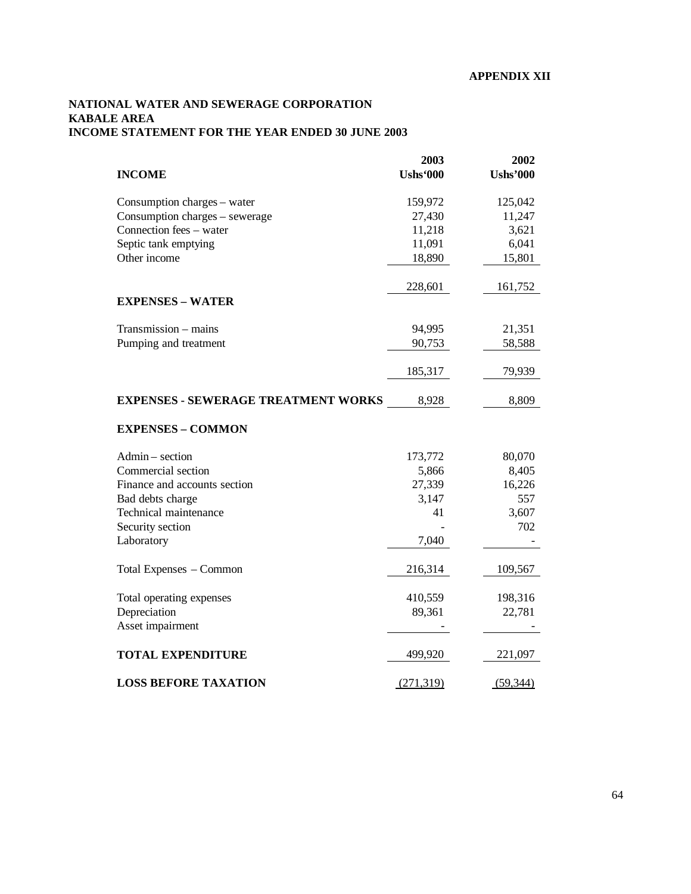**APPENDIX XII**

**NATIONAL WATER AND SEWERAGE CORPORATION**
**KABALE AREA**
**INCOME STATEMENT FOR THE YEAR ENDED 30 JUNE 2003**

| **INCOME** | **2003 Ushs'000** | **2002 Ushs'000** |
|---|---|---|
| Consumption charges – water | 159,972 | 125,042 |
| Consumption charges – sewerage | 27,430 | 11,247 |
| Connection fees – water | 11,218 | 3,621 |
| Septic tank emptying | 11,091 | 6,041 |
| Other income | 18,890 | 15,801 |
| | 228,601 | 161,752 |
| **EXPENSES – WATER** | | |
| Transmission – mains | 94,995 | 21,351 |
| Pumping and treatment | 90,753 | 58,588 |
| | 185,317 | 79,939 |
| **EXPENSES - SEWERAGE TREATMENT WORKS** | 8,928 | 8,809 |
| **EXPENSES – COMMON** | | |
| Admin – section | 173,772 | 80,070 |
| Commercial section | 5,866 | 8,405 |
| Finance and accounts section | 27,339 | 16,226 |
| Bad debts charge | 3,147 | 557 |
| Technical maintenance | 41 | 3,607 |
| Security section | - | 702 |
| Laboratory | 7,040 | - |
| Total Expenses – Common | 216,314 | 109,567 |
| Total operating expenses | 410,559 | 198,316 |
| Depreciation | 89,361 | 22,781 |
| Asset impairment | - | - |
| **TOTAL EXPENDITURE** | 499,920 | 221,097 |
| **LOSS BEFORE TAXATION** | (271,319) | (59,344) |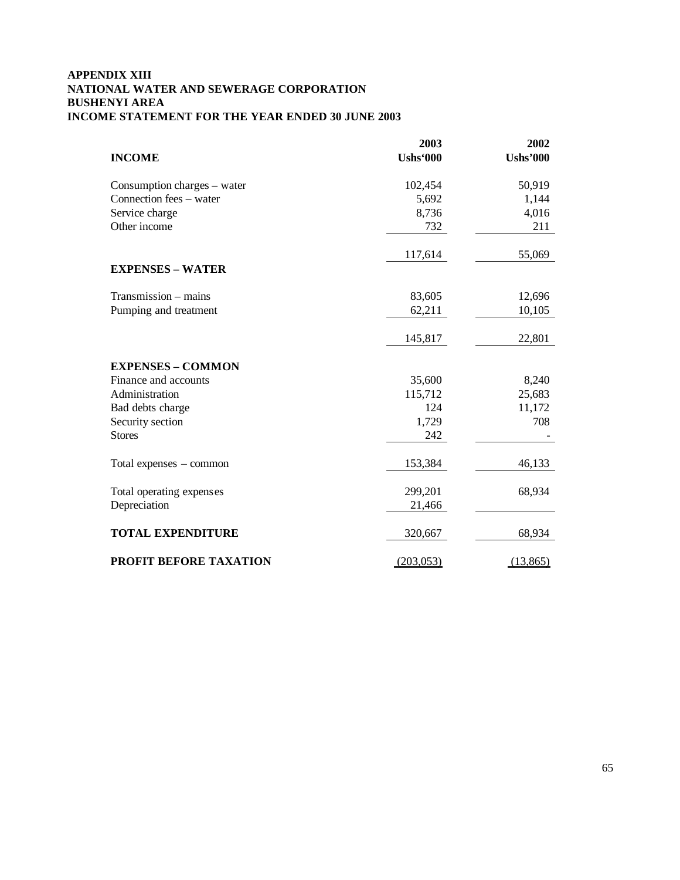**APPENDIX XIII**
**NATIONAL WATER AND SEWERAGE CORPORATION**
**BUSHENYI AREA**
**INCOME STATEMENT FOR THE YEAR ENDED 30 JUNE 2003**

| | 2003 | 2002 |
|---|---|---|
| **INCOME** | **Ushs'000** | **Ushs'000** |
| Consumption charges – water | 102,454 | 50,919 |
| Connection fees – water | 5,692 | 1,144 |
| Service charge | 8,736 | 4,016 |
| Other income | 732 | 211 |
| | 117,614 | 55,069 |
| **EXPENSES – WATER** | | |
| Transmission – mains | 83,605 | 12,696 |
| Pumping and treatment | 62,211 | 10,105 |
| | 145,817 | 22,801 |
| **EXPENSES – COMMON** | | |
| Finance and accounts | 35,600 | 8,240 |
| Administration | 115,712 | 25,683 |
| Bad debts charge | 124 | 11,172 |
| Security section | 1,729 | 708 |
| Stores | 242 | - |
| Total expenses – common | 153,384 | 46,133 |
| Total operating expenses | 299,201 | 68,934 |
| Depreciation | 21,466 | |
| **TOTAL EXPENDITURE** | 320,667 | 68,934 |
| **PROFIT BEFORE TAXATION** | (203,053) | (13,865) |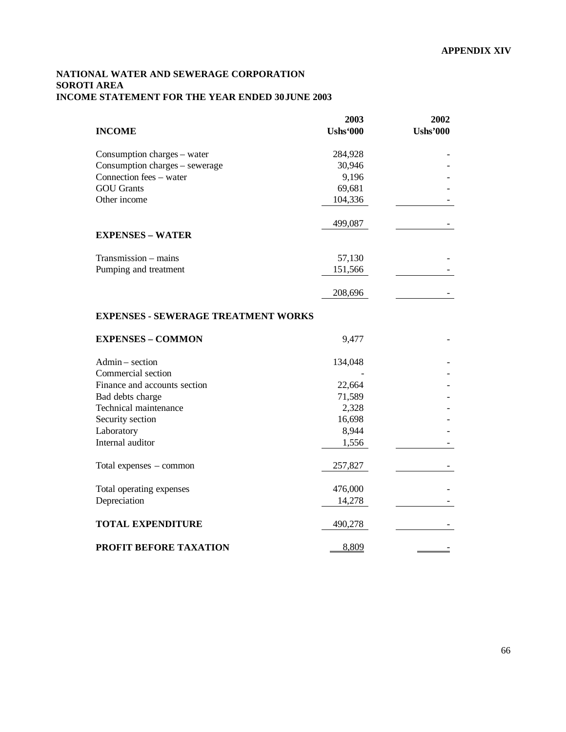**APPENDIX XIV**

**NATIONAL WATER AND SEWERAGE CORPORATION**
**SOROTI AREA**
**INCOME STATEMENT FOR THE YEAR ENDED 30 JUNE 2003**

| | 2003 | 2002 |
|---|---|---|
| **INCOME** | **Ushs'000** | **Ushs'000** |
| Consumption charges – water | 284,928 | - |
| Consumption charges – sewerage | 30,946 | - |
| Connection fees – water | 9,196 | - |
| GOU Grants | 69,681 | - |
| Other income | 104,336 | - |
| | 499,087 | - |
| **EXPENSES – WATER** | | |
| Transmission – mains | 57,130 | - |
| Pumping and treatment | 151,566 | - |
| | 208,696 | - |
| **EXPENSES - SEWERAGE TREATMENT WORKS** | | |
| **EXPENSES – COMMON** | 9,477 | - |
| Admin – section | 134,048 | - |
| Commercial section | - | - |
| Finance and accounts section | 22,664 | - |
| Bad debts charge | 71,589 | - |
| Technical maintenance | 2,328 | - |
| Security section | 16,698 | - |
| Laboratory | 8,944 | - |
| Internal auditor | 1,556 | - |
| Total expenses – common | 257,827 | - |
| Total operating expenses | 476,000 | - |
| Depreciation | 14,278 | - |
| **TOTAL EXPENDITURE** | 490,278 | - |
| **PROFIT BEFORE TAXATION** | 8,809 | - |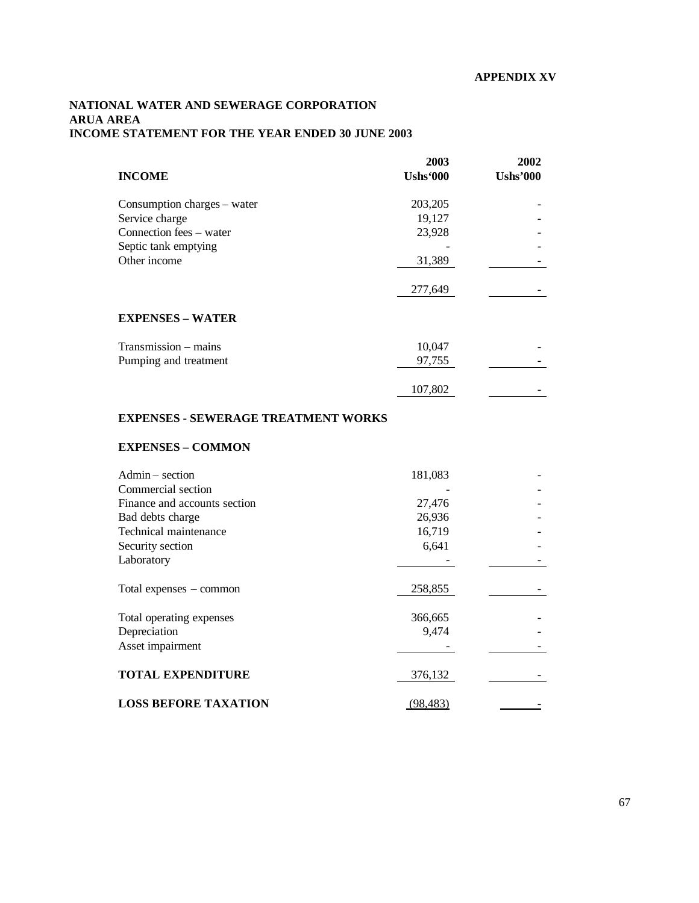**APPENDIX XV**

**NATIONAL WATER AND SEWERAGE CORPORATION**
**ARUA AREA**
**INCOME STATEMENT FOR THE YEAR ENDED 30 JUNE 2003**

| **INCOME** | **2003 Ushs'000** | **2002 Ushs'000** |
|---|---|---|
| Consumption charges – water | 203,205 | - |
| Service charge | 19,127 | - |
| Connection fees – water | 23,928 | - |
| Septic tank emptying | - | - |
| Other income | 31,389 | - |
| | 277,649 | - |
| **EXPENSES – WATER** | | |
| Transmission – mains | 10,047 | - |
| Pumping and treatment | 97,755 | - |
| | 107,802 | - |
| **EXPENSES - SEWERAGE TREATMENT WORKS** | | |
| **EXPENSES – COMMON** | | |
| Admin – section | 181,083 | - |
| Commercial section | - | - |
| Finance and accounts section | 27,476 | - |
| Bad debts charge | 26,936 | - |
| Technical maintenance | 16,719 | - |
| Security section | 6,641 | - |
| Laboratory | - | - |
| Total expenses – common | 258,855 | - |
| Total operating expenses | 366,665 | - |
| Depreciation | 9,474 | - |
| Asset impairment | - | - |
| **TOTAL EXPENDITURE** | 376,132 | - |
| **LOSS BEFORE TAXATION** | (98,483) | - |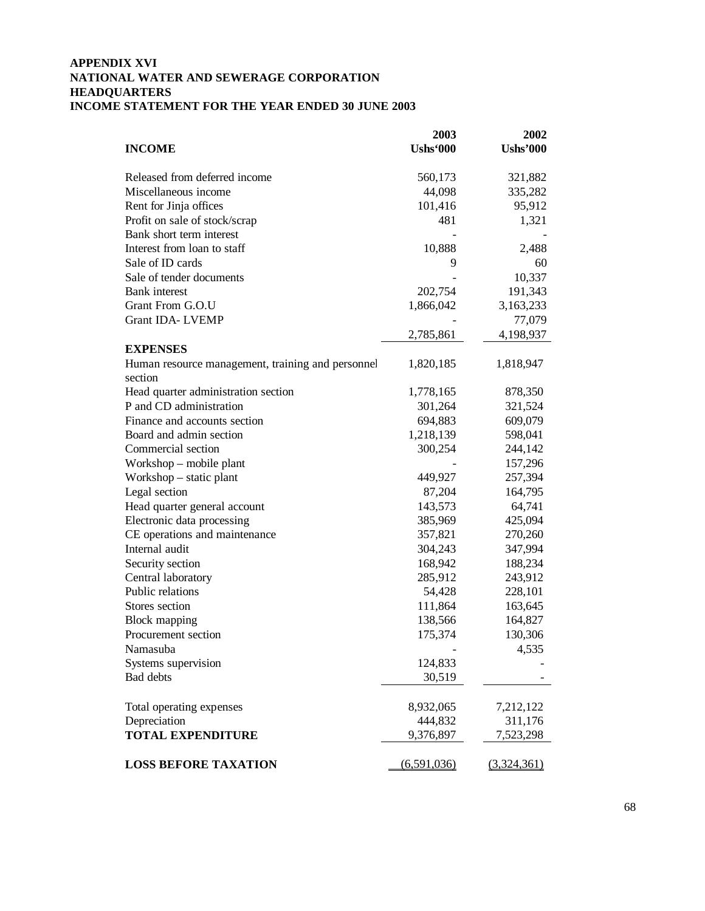**APPENDIX XVI**
**NATIONAL WATER AND SEWERAGE CORPORATION**
**HEADQUARTERS**
**INCOME STATEMENT FOR THE YEAR ENDED 30 JUNE 2003**

| **INCOME** | **2003 Ushs'000** | **2002 Ushs'000** |
|---|---|---|
| Released from deferred income | 560,173 | 321,882 |
| Miscellaneous income | 44,098 | 335,282 |
| Rent for Jinja offices | 101,416 | 95,912 |
| Profit on sale of stock/scrap | 481 | 1,321 |
| Bank short term interest | - | - |
| Interest from loan to staff | 10,888 | 2,488 |
| Sale of ID cards | 9 | 60 |
| Sale of tender documents | - | 10,337 |
| Bank interest | 202,754 | 191,343 |
| Grant From G.O.U | 1,866,042 | 3,163,233 |
| Grant IDA- LVEMP | - | 77,079 |
| | 2,785,861 | 4,198,937 |
| **EXPENSES** | | |
| Human resource management, training and personnel section | 1,820,185 | 1,818,947 |
| Head quarter administration section | 1,778,165 | 878,350 |
| P and CD administration | 301,264 | 321,524 |
| Finance and accounts section | 694,883 | 609,079 |
| Board and admin section | 1,218,139 | 598,041 |
| Commercial section | 300,254 | 244,142 |
| Workshop – mobile plant | - | 157,296 |
| Workshop – static plant | 449,927 | 257,394 |
| Legal section | 87,204 | 164,795 |
| Head quarter general account | 143,573 | 64,741 |
| Electronic data processing | 385,969 | 425,094 |
| CE operations and maintenance | 357,821 | 270,260 |
| Internal audit | 304,243 | 347,994 |
| Security section | 168,942 | 188,234 |
| Central laboratory | 285,912 | 243,912 |
| Public relations | 54,428 | 228,101 |
| Stores section | 111,864 | 163,645 |
| Block mapping | 138,566 | 164,827 |
| Procurement section | 175,374 | 130,306 |
| Namasuba | - | 4,535 |
| Systems supervision | 124,833 | - |
| Bad debts | 30,519 | - |
| Total operating expenses | 8,932,065 | 7,212,122 |
| Depreciation | 444,832 | 311,176 |
| **TOTAL EXPENDITURE** | 9,376,897 | 7,523,298 |
| **LOSS BEFORE TAXATION** | (6,591,036) | (3,324,361) |